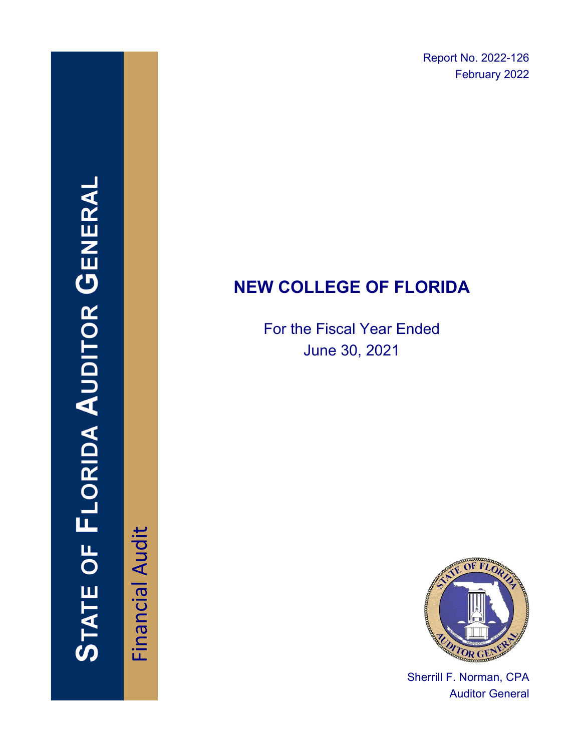Report No. 2022-126
February 2022

STATE OF FLORIDA AUDITOR GENERAL

Financial Audit

# NEW COLLEGE OF FLORIDA

For the Fiscal Year Ended
June 30, 2021

Sherrill F. Norman, CPA
Auditor General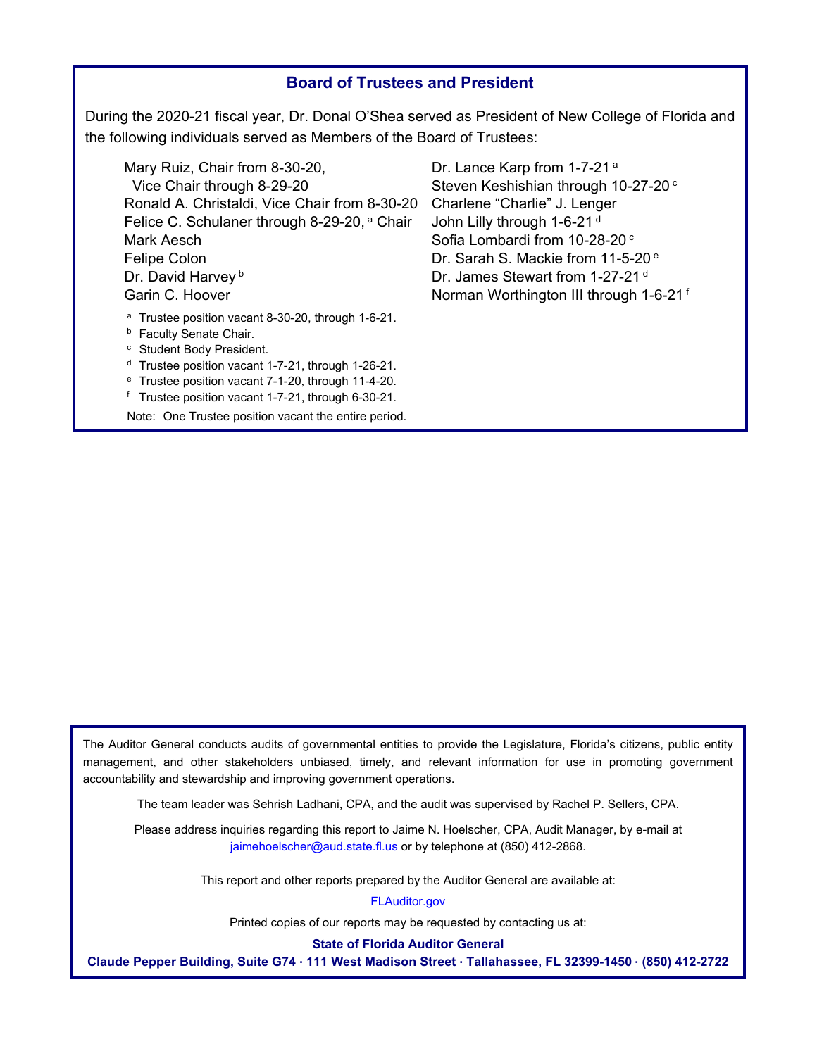## Board of Trustees and President

During the 2020-21 fiscal year, Dr. Donal O'Shea served as President of New College of Florida and the following individuals served as Members of the Board of Trustees:

- Mary Ruiz, Chair from 8-30-20, Vice Chair through 8-29-20
- Ronald A. Christaldi, Vice Chair from 8-30-20
- Felice C. Schulaner through 8-29-20, [a] Chair
- Mark Aesch
- Felipe Colon
- Dr. David Harvey [b]
- Garin C. Hoover
- Dr. Lance Karp from 1-7-21 [a]
- Steven Keshishian through 10-27-20 [c]
- Charlene "Charlie" J. Lenger
- John Lilly through 1-6-21 [d]
- Sofia Lombardi from 10-28-20 [c]
- Dr. Sarah S. Mackie from 11-5-20 [e]
- Dr. James Stewart from 1-27-21 [d]
- Norman Worthington III through 1-6-21 [f]

[a] Trustee position vacant 8-30-20, through 1-6-21.
[b] Faculty Senate Chair.
[c] Student Body President.
[d] Trustee position vacant 1-7-21, through 1-26-21.
[e] Trustee position vacant 7-1-20, through 11-4-20.
[f] Trustee position vacant 1-7-21, through 6-30-21.

Note: One Trustee position vacant the entire period.

---

The Auditor General conducts audits of governmental entities to provide the Legislature, Florida's citizens, public entity management, and other stakeholders unbiased, timely, and relevant information for use in promoting government accountability and stewardship and improving government operations.

The team leader was Sehrish Ladhani, CPA, and the audit was supervised by Rachel P. Sellers, CPA.

Please address inquiries regarding this report to Jaime N. Hoelscher, CPA, Audit Manager, by e-mail at jaimehoelscher@aud.state.fl.us or by telephone at (850) 412-2868.

This report and other reports prepared by the Auditor General are available at:

FLAuditor.gov

Printed copies of our reports may be requested by contacting us at:

**State of Florida Auditor General**

**Claude Pepper Building, Suite G74 · 111 West Madison Street · Tallahassee, FL 32399-1450 · (850) 412-2722**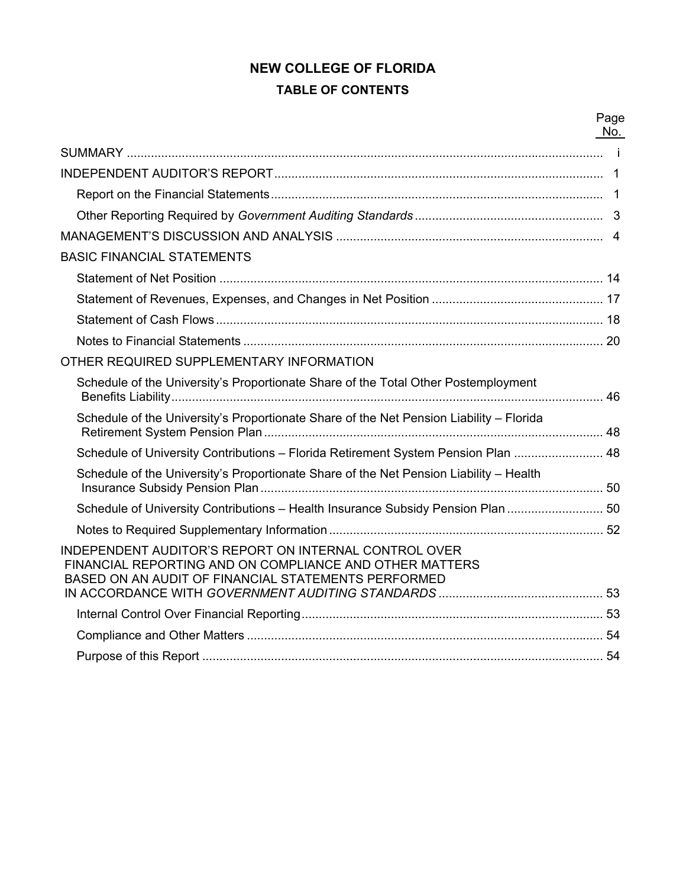# NEW COLLEGE OF FLORIDA

## TABLE OF CONTENTS

| | Page No. |
|---|---|
| SUMMARY | i |
| INDEPENDENT AUDITOR'S REPORT | 1 |
| Report on the Financial Statements | 1 |
| Other Reporting Required by *Government Auditing Standards* | 3 |
| MANAGEMENT'S DISCUSSION AND ANALYSIS | 4 |
| BASIC FINANCIAL STATEMENTS | |
| Statement of Net Position | 14 |
| Statement of Revenues, Expenses, and Changes in Net Position | 17 |
| Statement of Cash Flows | 18 |
| Notes to Financial Statements | 20 |
| OTHER REQUIRED SUPPLEMENTARY INFORMATION | |
| Schedule of the University's Proportionate Share of the Total Other Postemployment Benefits Liability | 46 |
| Schedule of the University's Proportionate Share of the Net Pension Liability – Florida Retirement System Pension Plan | 48 |
| Schedule of University Contributions – Florida Retirement System Pension Plan | 48 |
| Schedule of the University's Proportionate Share of the Net Pension Liability – Health Insurance Subsidy Pension Plan | 50 |
| Schedule of University Contributions – Health Insurance Subsidy Pension Plan | 50 |
| Notes to Required Supplementary Information | 52 |
| INDEPENDENT AUDITOR'S REPORT ON INTERNAL CONTROL OVER FINANCIAL REPORTING AND ON COMPLIANCE AND OTHER MATTERS BASED ON AN AUDIT OF FINANCIAL STATEMENTS PERFORMED IN ACCORDANCE WITH *GOVERNMENT AUDITING STANDARDS* | 53 |
| Internal Control Over Financial Reporting | 53 |
| Compliance and Other Matters | 54 |
| Purpose of this Report | 54 |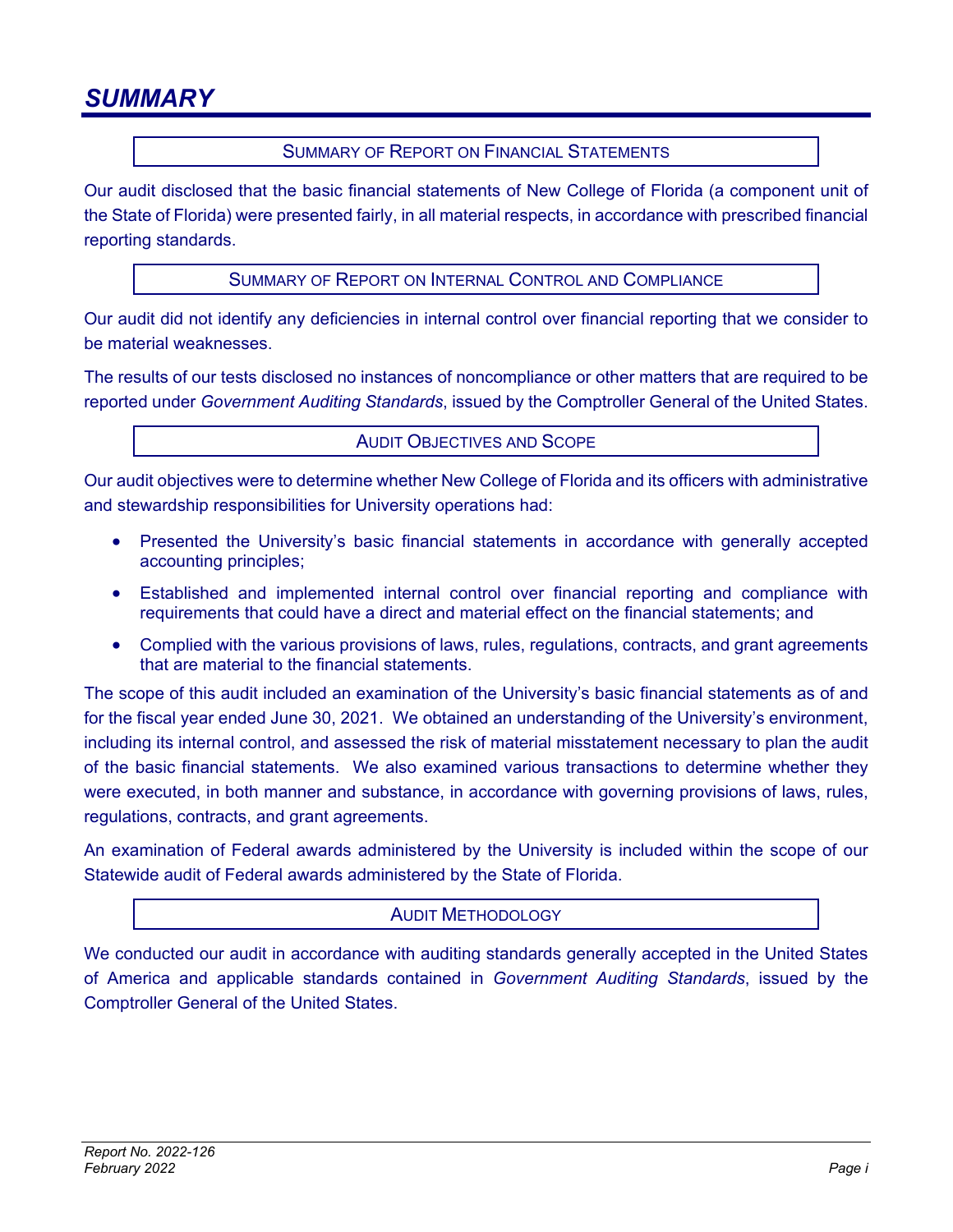# SUMMARY

## SUMMARY OF REPORT ON FINANCIAL STATEMENTS

Our audit disclosed that the basic financial statements of New College of Florida (a component unit of the State of Florida) were presented fairly, in all material respects, in accordance with prescribed financial reporting standards.

## SUMMARY OF REPORT ON INTERNAL CONTROL AND COMPLIANCE

Our audit did not identify any deficiencies in internal control over financial reporting that we consider to be material weaknesses.

The results of our tests disclosed no instances of noncompliance or other matters that are required to be reported under *Government Auditing Standards*, issued by the Comptroller General of the United States.

## AUDIT OBJECTIVES AND SCOPE

Our audit objectives were to determine whether New College of Florida and its officers with administrative and stewardship responsibilities for University operations had:

- Presented the University's basic financial statements in accordance with generally accepted accounting principles;
- Established and implemented internal control over financial reporting and compliance with requirements that could have a direct and material effect on the financial statements; and
- Complied with the various provisions of laws, rules, regulations, contracts, and grant agreements that are material to the financial statements.

The scope of this audit included an examination of the University's basic financial statements as of and for the fiscal year ended June 30, 2021. We obtained an understanding of the University's environment, including its internal control, and assessed the risk of material misstatement necessary to plan the audit of the basic financial statements. We also examined various transactions to determine whether they were executed, in both manner and substance, in accordance with governing provisions of laws, rules, regulations, contracts, and grant agreements.

An examination of Federal awards administered by the University is included within the scope of our Statewide audit of Federal awards administered by the State of Florida.

## AUDIT METHODOLOGY

We conducted our audit in accordance with auditing standards generally accepted in the United States of America and applicable standards contained in *Government Auditing Standards*, issued by the Comptroller General of the United States.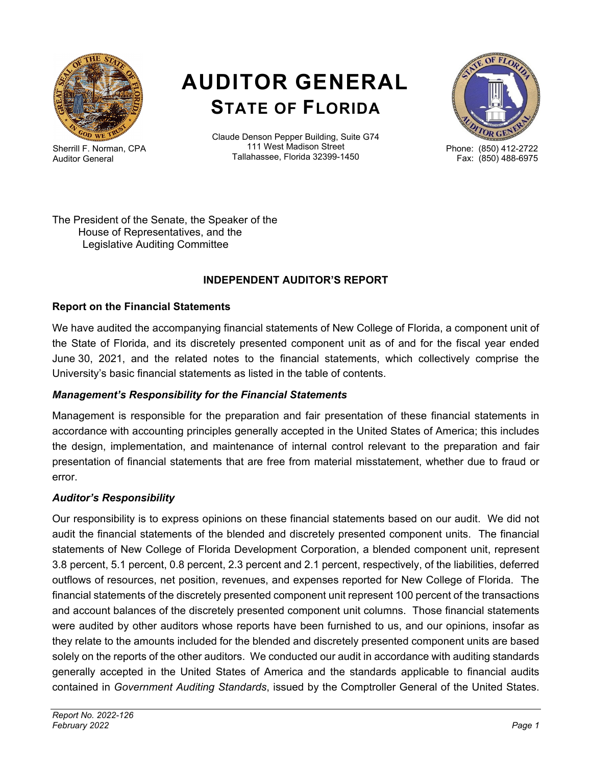# AUDITOR GENERAL
## STATE OF FLORIDA

Sherrill F. Norman, CPA
Auditor General

Claude Denson Pepper Building, Suite G74
111 West Madison Street
Tallahassee, Florida 32399-1450

Phone: (850) 412-2722
Fax: (850) 488-6975

The President of the Senate, the Speaker of the
House of Representatives, and the
Legislative Auditing Committee

### INDEPENDENT AUDITOR'S REPORT

### Report on the Financial Statements

We have audited the accompanying financial statements of New College of Florida, a component unit of the State of Florida, and its discretely presented component unit as of and for the fiscal year ended June 30, 2021, and the related notes to the financial statements, which collectively comprise the University's basic financial statements as listed in the table of contents.

#### *Management's Responsibility for the Financial Statements*

Management is responsible for the preparation and fair presentation of these financial statements in accordance with accounting principles generally accepted in the United States of America; this includes the design, implementation, and maintenance of internal control relevant to the preparation and fair presentation of financial statements that are free from material misstatement, whether due to fraud or error.

#### *Auditor's Responsibility*

Our responsibility is to express opinions on these financial statements based on our audit. We did not audit the financial statements of the blended and discretely presented component units. The financial statements of New College of Florida Development Corporation, a blended component unit, represent 3.8 percent, 5.1 percent, 0.8 percent, 2.3 percent and 2.1 percent, respectively, of the liabilities, deferred outflows of resources, net position, revenues, and expenses reported for New College of Florida. The financial statements of the discretely presented component unit represent 100 percent of the transactions and account balances of the discretely presented component unit columns. Those financial statements were audited by other auditors whose reports have been furnished to us, and our opinions, insofar as they relate to the amounts included for the blended and discretely presented component units are based solely on the reports of the other auditors. We conducted our audit in accordance with auditing standards generally accepted in the United States of America and the standards applicable to financial audits contained in *Government Auditing Standards*, issued by the Comptroller General of the United States.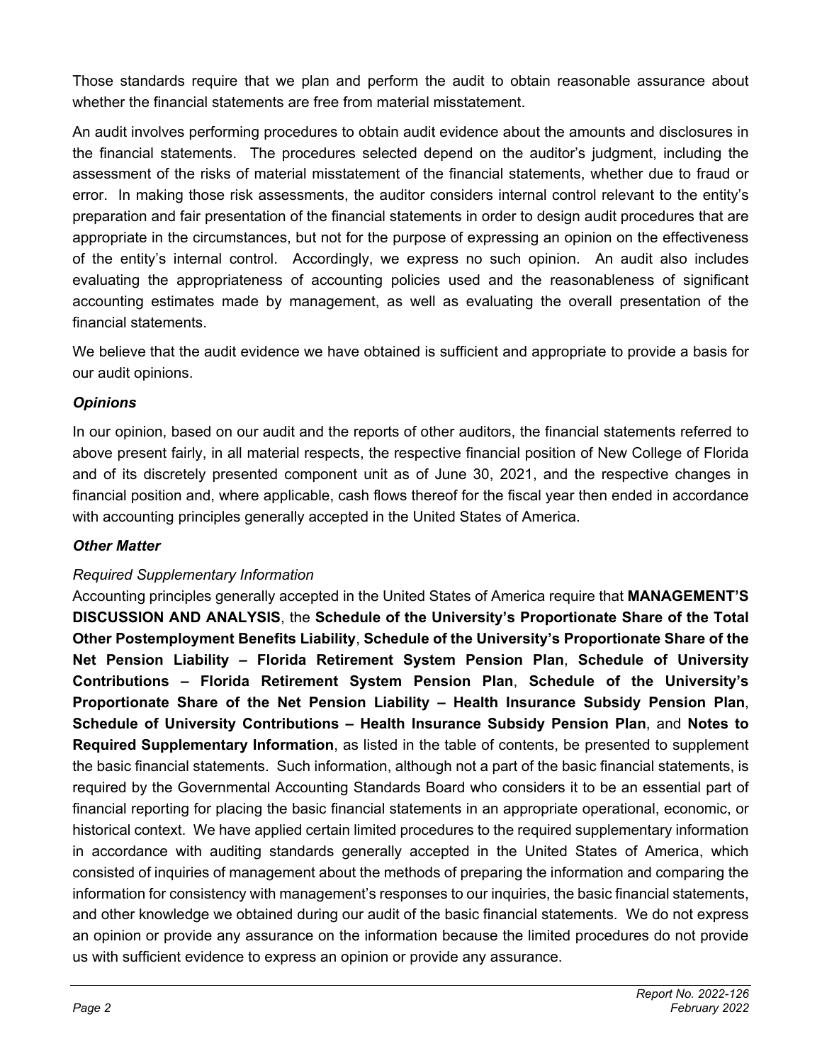Those standards require that we plan and perform the audit to obtain reasonable assurance about whether the financial statements are free from material misstatement.

An audit involves performing procedures to obtain audit evidence about the amounts and disclosures in the financial statements. The procedures selected depend on the auditor's judgment, including the assessment of the risks of material misstatement of the financial statements, whether due to fraud or error. In making those risk assessments, the auditor considers internal control relevant to the entity's preparation and fair presentation of the financial statements in order to design audit procedures that are appropriate in the circumstances, but not for the purpose of expressing an opinion on the effectiveness of the entity's internal control. Accordingly, we express no such opinion. An audit also includes evaluating the appropriateness of accounting policies used and the reasonableness of significant accounting estimates made by management, as well as evaluating the overall presentation of the financial statements.

We believe that the audit evidence we have obtained is sufficient and appropriate to provide a basis for our audit opinions.

### *Opinions*

In our opinion, based on our audit and the reports of other auditors, the financial statements referred to above present fairly, in all material respects, the respective financial position of New College of Florida and of its discretely presented component unit as of June 30, 2021, and the respective changes in financial position and, where applicable, cash flows thereof for the fiscal year then ended in accordance with accounting principles generally accepted in the United States of America.

### *Other Matter*

*Required Supplementary Information*

Accounting principles generally accepted in the United States of America require that **MANAGEMENT'S DISCUSSION AND ANALYSIS**, the **Schedule of the University's Proportionate Share of the Total Other Postemployment Benefits Liability**, **Schedule of the University's Proportionate Share of the Net Pension Liability – Florida Retirement System Pension Plan**, **Schedule of University Contributions – Florida Retirement System Pension Plan**, **Schedule of the University's Proportionate Share of the Net Pension Liability – Health Insurance Subsidy Pension Plan**, **Schedule of University Contributions – Health Insurance Subsidy Pension Plan**, and **Notes to Required Supplementary Information**, as listed in the table of contents, be presented to supplement the basic financial statements. Such information, although not a part of the basic financial statements, is required by the Governmental Accounting Standards Board who considers it to be an essential part of financial reporting for placing the basic financial statements in an appropriate operational, economic, or historical context. We have applied certain limited procedures to the required supplementary information in accordance with auditing standards generally accepted in the United States of America, which consisted of inquiries of management about the methods of preparing the information and comparing the information for consistency with management's responses to our inquiries, the basic financial statements, and other knowledge we obtained during our audit of the basic financial statements. We do not express an opinion or provide any assurance on the information because the limited procedures do not provide us with sufficient evidence to express an opinion or provide any assurance.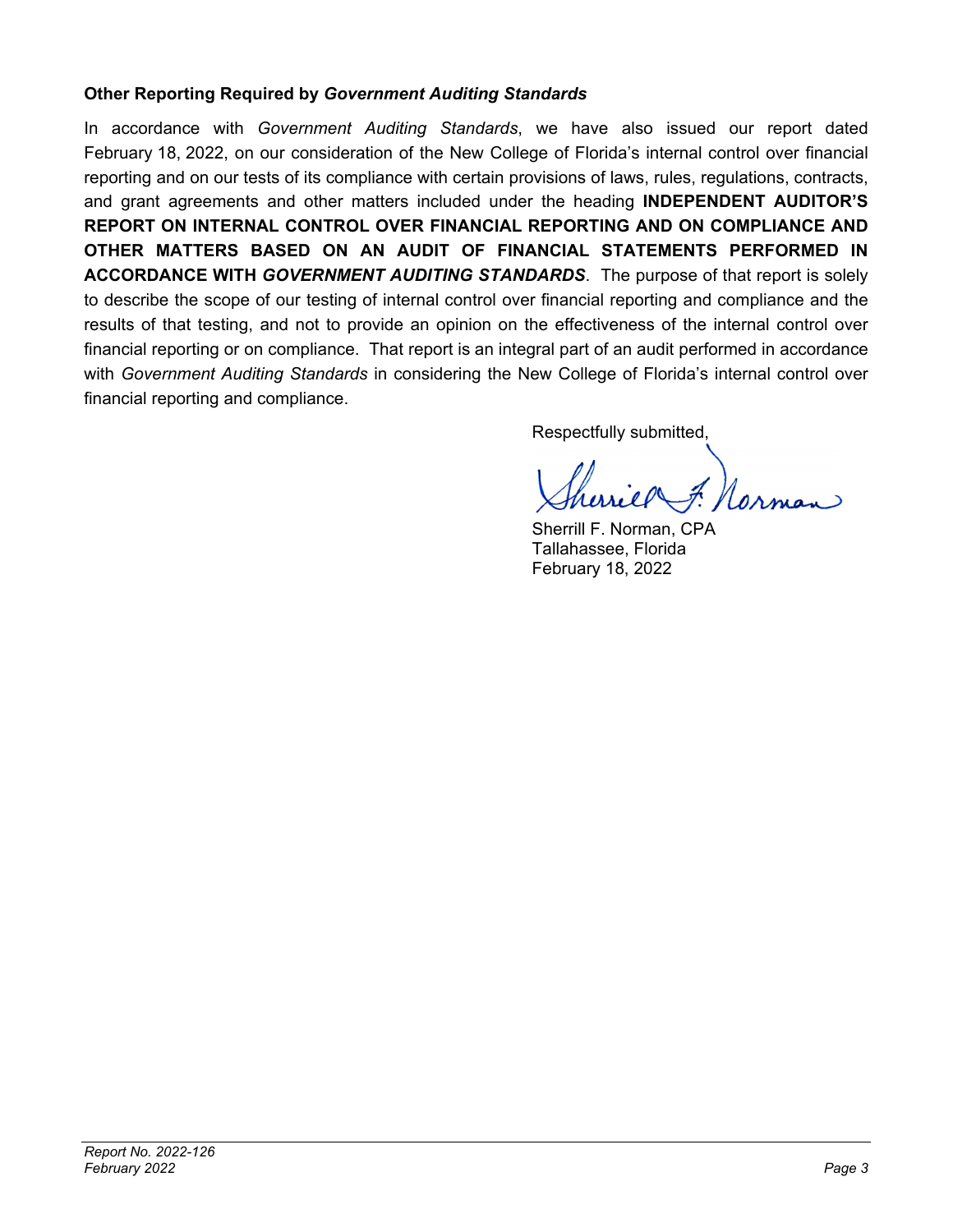**Other Reporting Required by *Government Auditing Standards***

In accordance with *Government Auditing Standards*, we have also issued our report dated February 18, 2022, on our consideration of the New College of Florida's internal control over financial reporting and on our tests of its compliance with certain provisions of laws, rules, regulations, contracts, and grant agreements and other matters included under the heading **INDEPENDENT AUDITOR'S REPORT ON INTERNAL CONTROL OVER FINANCIAL REPORTING AND ON COMPLIANCE AND OTHER MATTERS BASED ON AN AUDIT OF FINANCIAL STATEMENTS PERFORMED IN ACCORDANCE WITH *GOVERNMENT AUDITING STANDARDS***. The purpose of that report is solely to describe the scope of our testing of internal control over financial reporting and compliance and the results of that testing, and not to provide an opinion on the effectiveness of the internal control over financial reporting or on compliance. That report is an integral part of an audit performed in accordance with *Government Auditing Standards* in considering the New College of Florida's internal control over financial reporting and compliance.

Respectfully submitted,

Sherrill F. Norman, CPA
Tallahassee, Florida
February 18, 2022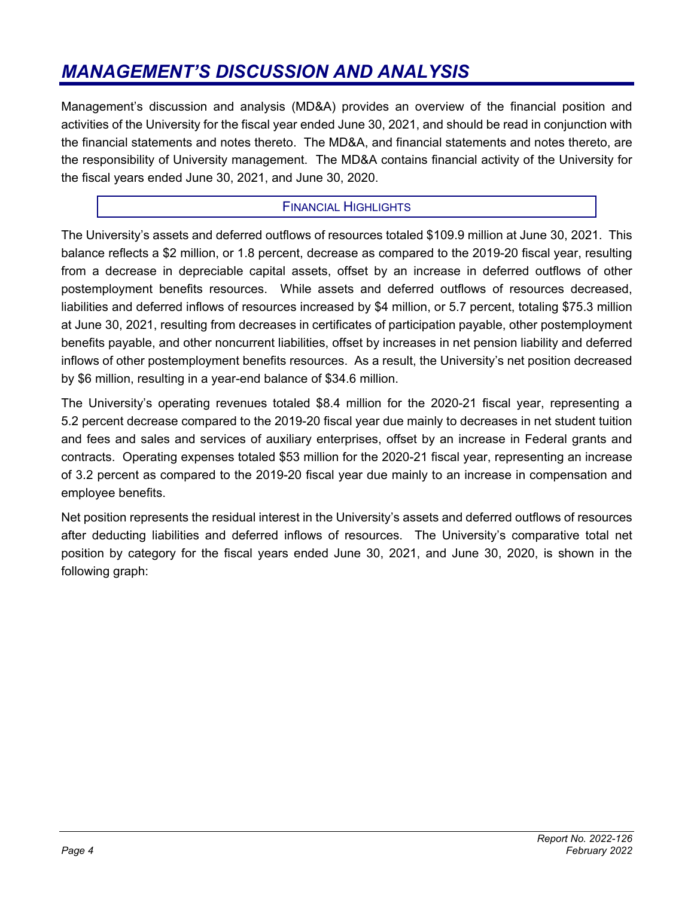# MANAGEMENT'S DISCUSSION AND ANALYSIS

Management's discussion and analysis (MD&A) provides an overview of the financial position and activities of the University for the fiscal year ended June 30, 2021, and should be read in conjunction with the financial statements and notes thereto. The MD&A, and financial statements and notes thereto, are the responsibility of University management. The MD&A contains financial activity of the University for the fiscal years ended June 30, 2021, and June 30, 2020.

## FINANCIAL HIGHLIGHTS

The University's assets and deferred outflows of resources totaled $109.9 million at June 30, 2021. This balance reflects a $2 million, or 1.8 percent, decrease as compared to the 2019-20 fiscal year, resulting from a decrease in depreciable capital assets, offset by an increase in deferred outflows of other postemployment benefits resources. While assets and deferred outflows of resources decreased, liabilities and deferred inflows of resources increased by $4 million, or 5.7 percent, totaling $75.3 million at June 30, 2021, resulting from decreases in certificates of participation payable, other postemployment benefits payable, and other noncurrent liabilities, offset by increases in net pension liability and deferred inflows of other postemployment benefits resources. As a result, the University's net position decreased by $6 million, resulting in a year-end balance of $34.6 million.

The University's operating revenues totaled $8.4 million for the 2020-21 fiscal year, representing a 5.2 percent decrease compared to the 2019-20 fiscal year due mainly to decreases in net student tuition and fees and sales and services of auxiliary enterprises, offset by an increase in Federal grants and contracts. Operating expenses totaled $53 million for the 2020-21 fiscal year, representing an increase of 3.2 percent as compared to the 2019-20 fiscal year due mainly to an increase in compensation and employee benefits.

Net position represents the residual interest in the University's assets and deferred outflows of resources after deducting liabilities and deferred inflows of resources. The University's comparative total net position by category for the fiscal years ended June 30, 2021, and June 30, 2020, is shown in the following graph: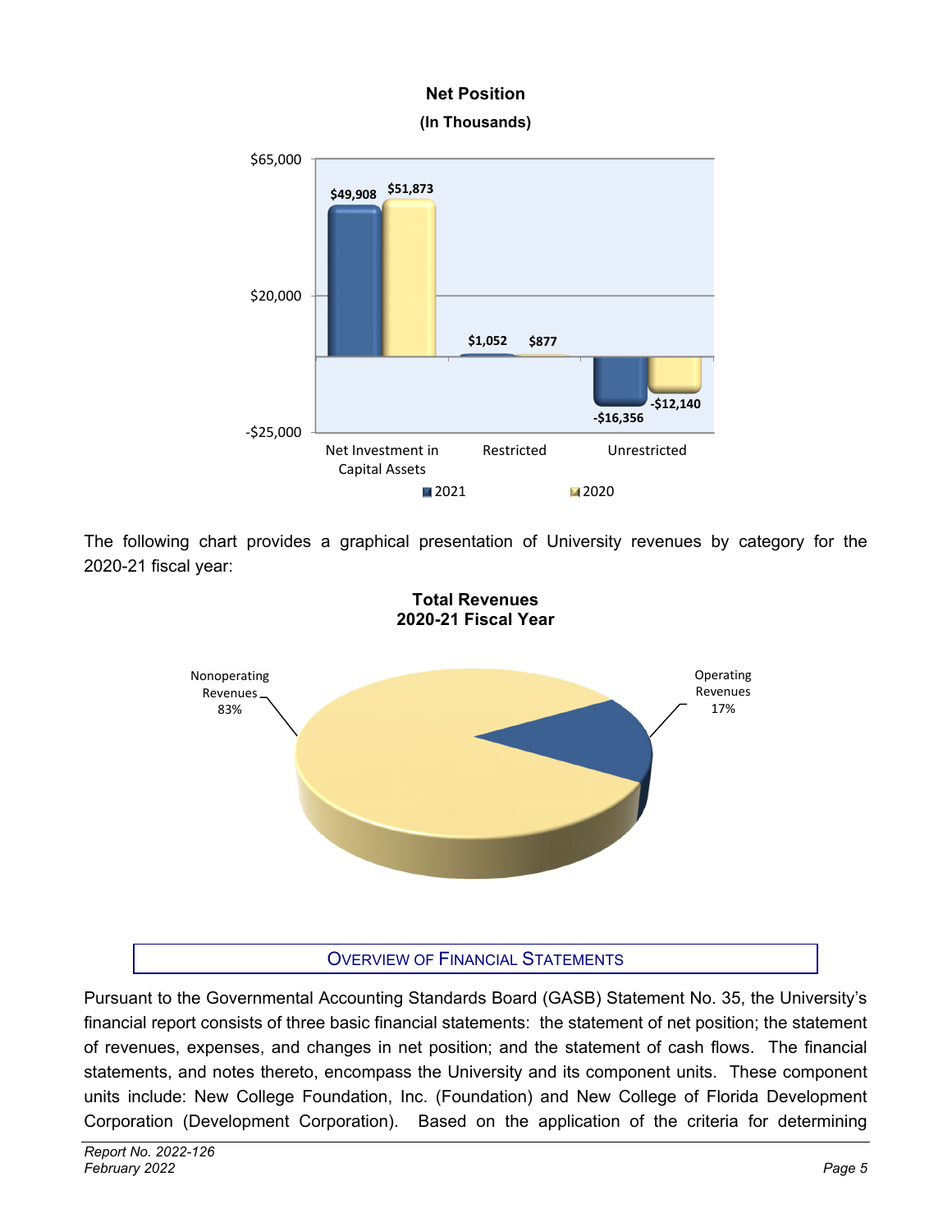**Net Position**
**(In Thousands)**

| | 2021 | 2020 |
|---|---|---|
| Net Investment in Capital Assets | $49,908 | $51,873 |
| Restricted | $1,052 | $877 |
| Unrestricted | -$16,356 | -$12,140 |

The following chart provides a graphical presentation of University revenues by category for the 2020-21 fiscal year:

**Total Revenues**
**2020-21 Fiscal Year**

| Category | Percentage |
|---|---|
| Nonoperating Revenues | 83% |
| Operating Revenues | 17% |

## OVERVIEW OF FINANCIAL STATEMENTS

Pursuant to the Governmental Accounting Standards Board (GASB) Statement No. 35, the University's financial report consists of three basic financial statements: the statement of net position; the statement of revenues, expenses, and changes in net position; and the statement of cash flows. The financial statements, and notes thereto, encompass the University and its component units. These component units include: New College Foundation, Inc. (Foundation) and New College of Florida Development Corporation (Development Corporation). Based on the application of the criteria for determining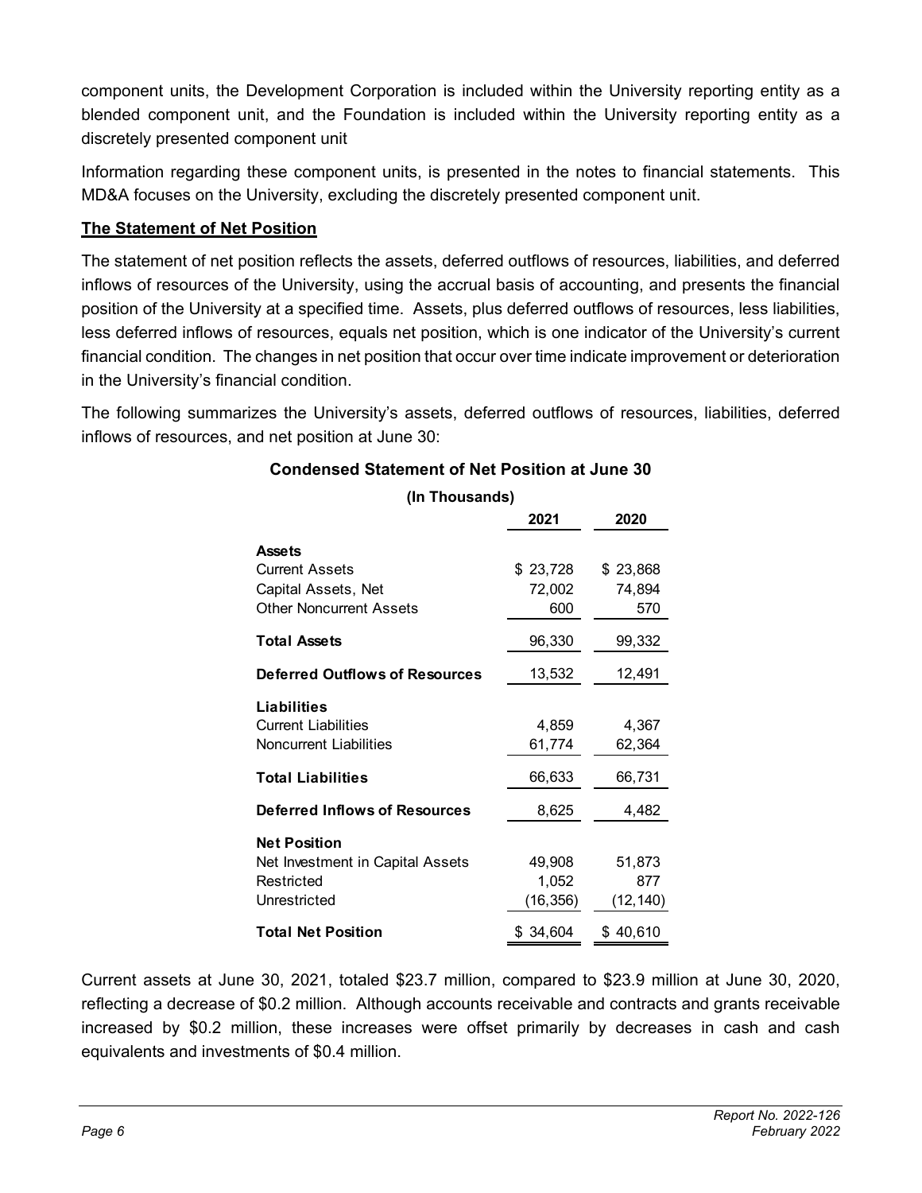component units, the Development Corporation is included within the University reporting entity as a blended component unit, and the Foundation is included within the University reporting entity as a discretely presented component unit

Information regarding these component units, is presented in the notes to financial statements. This MD&A focuses on the University, excluding the discretely presented component unit.

**The Statement of Net Position**

The statement of net position reflects the assets, deferred outflows of resources, liabilities, and deferred inflows of resources of the University, using the accrual basis of accounting, and presents the financial position of the University at a specified time. Assets, plus deferred outflows of resources, less liabilities, less deferred inflows of resources, equals net position, which is one indicator of the University's current financial condition. The changes in net position that occur over time indicate improvement or deterioration in the University's financial condition.

The following summarizes the University's assets, deferred outflows of resources, liabilities, deferred inflows of resources, and net position at June 30:

**Condensed Statement of Net Position at June 30**

**(In Thousands)**

| | 2021 | 2020 |
|---|---|---|
| **Assets** | | |
| Current Assets | $ 23,728 | $ 23,868 |
| Capital Assets, Net | 72,002 | 74,894 |
| Other Noncurrent Assets | 600 | 570 |
| **Total Assets** | 96,330 | 99,332 |
| **Deferred Outflows of Resources** | 13,532 | 12,491 |
| **Liabilities** | | |
| Current Liabilities | 4,859 | 4,367 |
| Noncurrent Liabilities | 61,774 | 62,364 |
| **Total Liabilities** | 66,633 | 66,731 |
| **Deferred Inflows of Resources** | 8,625 | 4,482 |
| **Net Position** | | |
| Net Investment in Capital Assets | 49,908 | 51,873 |
| Restricted | 1,052 | 877 |
| Unrestricted | (16,356) | (12,140) |
| **Total Net Position** | $ 34,604 | $ 40,610 |

Current assets at June 30, 2021, totaled $23.7 million, compared to $23.9 million at June 30, 2020, reflecting a decrease of $0.2 million. Although accounts receivable and contracts and grants receivable increased by $0.2 million, these increases were offset primarily by decreases in cash and cash equivalents and investments of $0.4 million.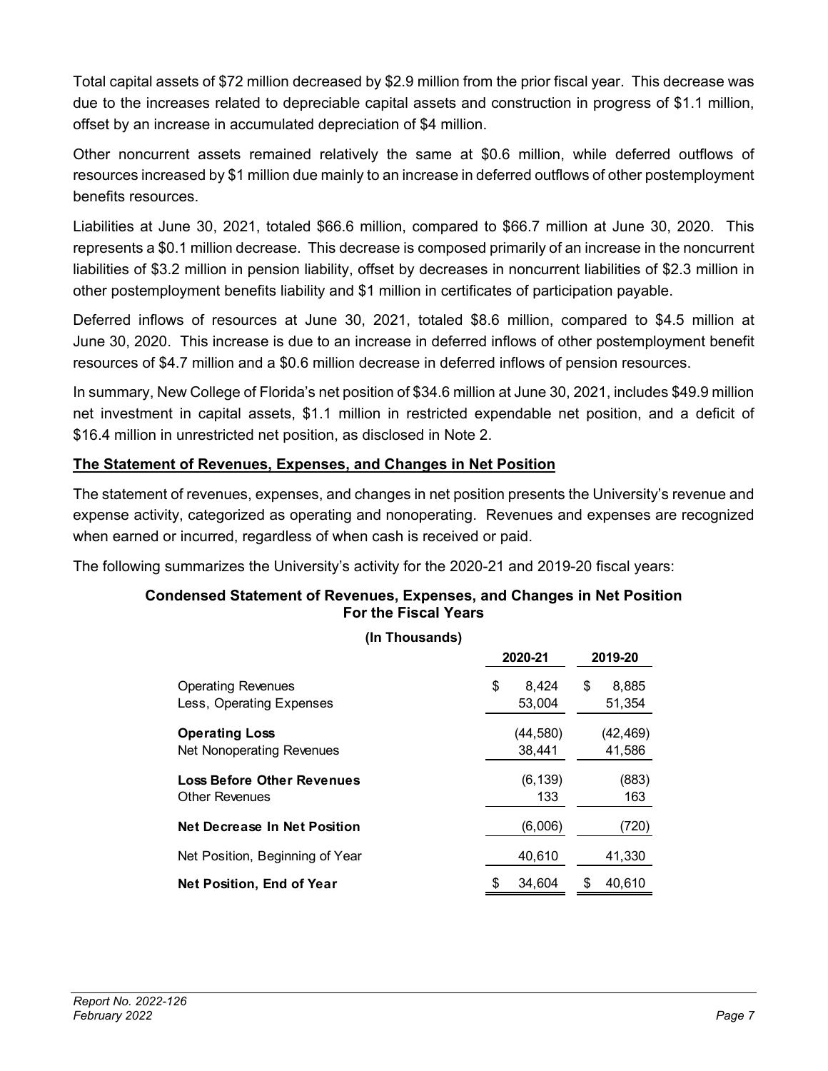Total capital assets of $72 million decreased by $2.9 million from the prior fiscal year. This decrease was due to the increases related to depreciable capital assets and construction in progress of $1.1 million, offset by an increase in accumulated depreciation of $4 million.

Other noncurrent assets remained relatively the same at $0.6 million, while deferred outflows of resources increased by $1 million due mainly to an increase in deferred outflows of other postemployment benefits resources.

Liabilities at June 30, 2021, totaled $66.6 million, compared to $66.7 million at June 30, 2020. This represents a $0.1 million decrease. This decrease is composed primarily of an increase in the noncurrent liabilities of $3.2 million in pension liability, offset by decreases in noncurrent liabilities of $2.3 million in other postemployment benefits liability and $1 million in certificates of participation payable.

Deferred inflows of resources at June 30, 2021, totaled $8.6 million, compared to $4.5 million at June 30, 2020. This increase is due to an increase in deferred inflows of other postemployment benefit resources of $4.7 million and a $0.6 million decrease in deferred inflows of pension resources.

In summary, New College of Florida's net position of $34.6 million at June 30, 2021, includes $49.9 million net investment in capital assets, $1.1 million in restricted expendable net position, and a deficit of $16.4 million in unrestricted net position, as disclosed in Note 2.

## The Statement of Revenues, Expenses, and Changes in Net Position

The statement of revenues, expenses, and changes in net position presents the University's revenue and expense activity, categorized as operating and nonoperating. Revenues and expenses are recognized when earned or incurred, regardless of when cash is received or paid.

The following summarizes the University's activity for the 2020-21 and 2019-20 fiscal years:

**Condensed Statement of Revenues, Expenses, and Changes in Net Position For the Fiscal Years**

**(In Thousands)**

| | 2020-21 | 2019-20 |
|---|---|---|
| Operating Revenues | $ 8,424 | $ 8,885 |
| Less, Operating Expenses | 53,004 | 51,354 |
| **Operating Loss** | (44,580) | (42,469) |
| Net Nonoperating Revenues | 38,441 | 41,586 |
| **Loss Before Other Revenues** | (6,139) | (883) |
| Other Revenues | 133 | 163 |
| **Net Decrease In Net Position** | (6,006) | (720) |
| Net Position, Beginning of Year | 40,610 | 41,330 |
| **Net Position, End of Year** | $ 34,604 | $ 40,610 |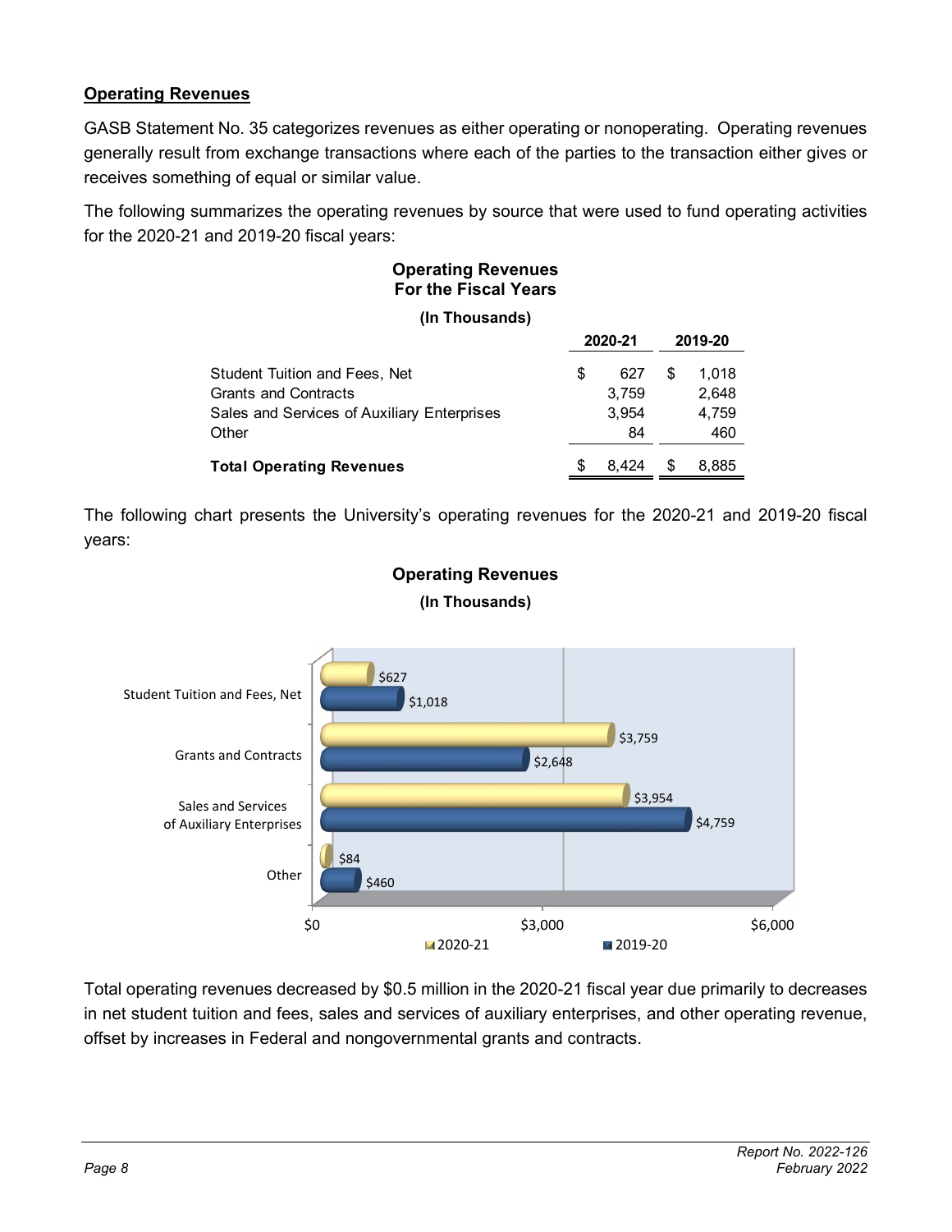## Operating Revenues

GASB Statement No. 35 categorizes revenues as either operating or nonoperating. Operating revenues generally result from exchange transactions where each of the parties to the transaction either gives or receives something of equal or similar value.

The following summarizes the operating revenues by source that were used to fund operating activities for the 2020-21 and 2019-20 fiscal years:

**Operating Revenues**
**For the Fiscal Years**

**(In Thousands)**

| | 2020-21 | 2019-20 |
|---|---|---|
| Student Tuition and Fees, Net | $ 627 | $ 1,018 |
| Grants and Contracts | 3,759 | 2,648 |
| Sales and Services of Auxiliary Enterprises | 3,954 | 4,759 |
| Other | 84 | 460 |
| **Total Operating Revenues** | $ 8,424 | $ 8,885 |

The following chart presents the University's operating revenues for the 2020-21 and 2019-20 fiscal years:

**Operating Revenues**

**(In Thousands)**

| | 2020-21 | 2019-20 |
|---|---|---|
| Student Tuition and Fees, Net | $627 | $1,018 |
| Grants and Contracts | $3,759 | $2,648 |
| Sales and Services of Auxiliary Enterprises | $3,954 | $4,759 |
| Other | $84 | $460 |

Total operating revenues decreased by $0.5 million in the 2020-21 fiscal year due primarily to decreases in net student tuition and fees, sales and services of auxiliary enterprises, and other operating revenue, offset by increases in Federal and nongovernmental grants and contracts.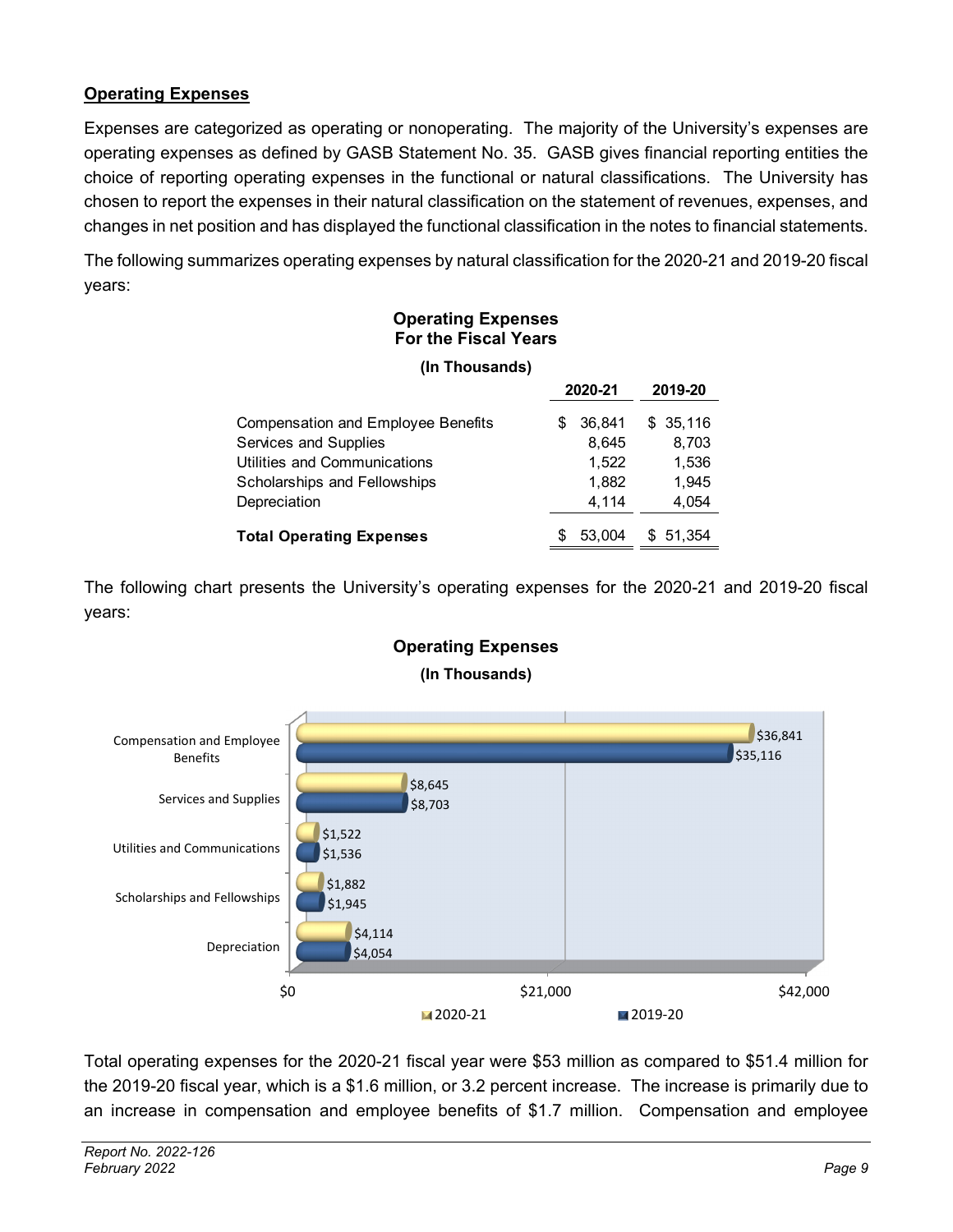### Operating Expenses

Expenses are categorized as operating or nonoperating. The majority of the University's expenses are operating expenses as defined by GASB Statement No. 35. GASB gives financial reporting entities the choice of reporting operating expenses in the functional or natural classifications. The University has chosen to report the expenses in their natural classification on the statement of revenues, expenses, and changes in net position and has displayed the functional classification in the notes to financial statements.

The following summarizes operating expenses by natural classification for the 2020-21 and 2019-20 fiscal years:

**Operating Expenses**
**For the Fiscal Years**

**(In Thousands)**

| | 2020-21 | 2019-20 |
|---|---|---|
| Compensation and Employee Benefits | $ 36,841 | $ 35,116 |
| Services and Supplies | 8,645 | 8,703 |
| Utilities and Communications | 1,522 | 1,536 |
| Scholarships and Fellowships | 1,882 | 1,945 |
| Depreciation | 4,114 | 4,054 |
| **Total Operating Expenses** | $ 53,004 | $ 51,354 |

The following chart presents the University's operating expenses for the 2020-21 and 2019-20 fiscal years:

**Operating Expenses**

**(In Thousands)**

| | 2020-21 | 2019-20 |
|---|---|---|
| Compensation and Employee Benefits | $36,841 | $35,116 |
| Services and Supplies | $8,645 | $8,703 |
| Utilities and Communications | $1,522 | $1,536 |
| Scholarships and Fellowships | $1,882 | $1,945 |
| Depreciation | $4,114 | $4,054 |

Total operating expenses for the 2020-21 fiscal year were $53 million as compared to $51.4 million for the 2019-20 fiscal year, which is a $1.6 million, or 3.2 percent increase. The increase is primarily due to an increase in compensation and employee benefits of $1.7 million. Compensation and employee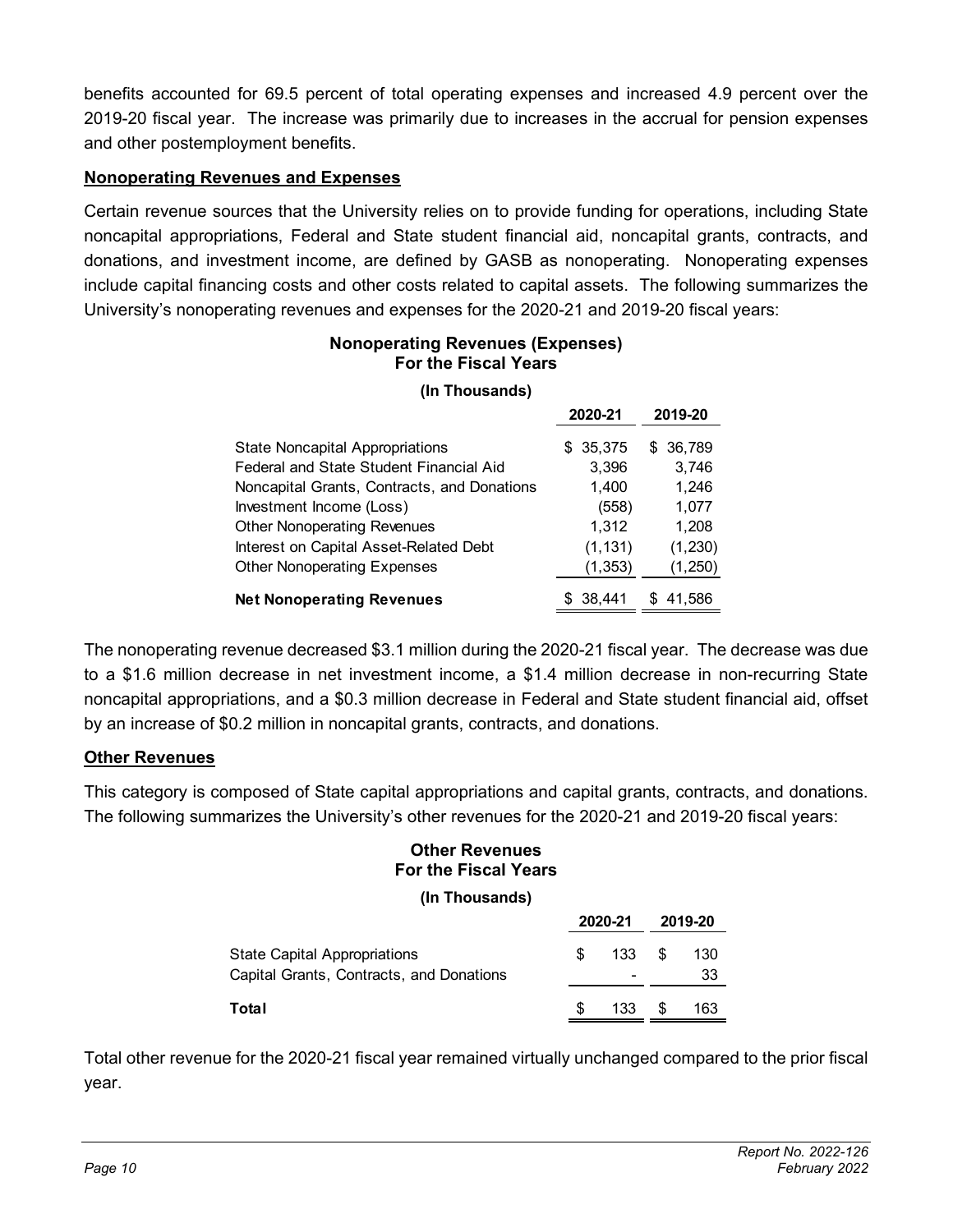benefits accounted for 69.5 percent of total operating expenses and increased 4.9 percent over the 2019-20 fiscal year. The increase was primarily due to increases in the accrual for pension expenses and other postemployment benefits.

**Nonoperating Revenues and Expenses**

Certain revenue sources that the University relies on to provide funding for operations, including State noncapital appropriations, Federal and State student financial aid, noncapital grants, contracts, and donations, and investment income, are defined by GASB as nonoperating. Nonoperating expenses include capital financing costs and other costs related to capital assets. The following summarizes the University's nonoperating revenues and expenses for the 2020-21 and 2019-20 fiscal years:

**Nonoperating Revenues (Expenses)**
**For the Fiscal Years**
**(In Thousands)**

| | 2020-21 | 2019-20 |
|---|---|---|
| State Noncapital Appropriations | $ 35,375 | $ 36,789 |
| Federal and State Student Financial Aid | 3,396 | 3,746 |
| Noncapital Grants, Contracts, and Donations | 1,400 | 1,246 |
| Investment Income (Loss) | (558) | 1,077 |
| Other Nonoperating Revenues | 1,312 | 1,208 |
| Interest on Capital Asset-Related Debt | (1,131) | (1,230) |
| Other Nonoperating Expenses | (1,353) | (1,250) |
| **Net Nonoperating Revenues** | $ 38,441 | $ 41,586 |

The nonoperating revenue decreased $3.1 million during the 2020-21 fiscal year. The decrease was due to a $1.6 million decrease in net investment income, a $1.4 million decrease in non-recurring State noncapital appropriations, and a $0.3 million decrease in Federal and State student financial aid, offset by an increase of $0.2 million in noncapital grants, contracts, and donations.

**Other Revenues**

This category is composed of State capital appropriations and capital grants, contracts, and donations. The following summarizes the University's other revenues for the 2020-21 and 2019-20 fiscal years:

**Other Revenues**
**For the Fiscal Years**
**(In Thousands)**

| | 2020-21 | 2019-20 |
|---|---|---|
| State Capital Appropriations | $ 133 | $ 130 |
| Capital Grants, Contracts, and Donations | - | 33 |
| **Total** | $ 133 | $ 163 |

Total other revenue for the 2020-21 fiscal year remained virtually unchanged compared to the prior fiscal year.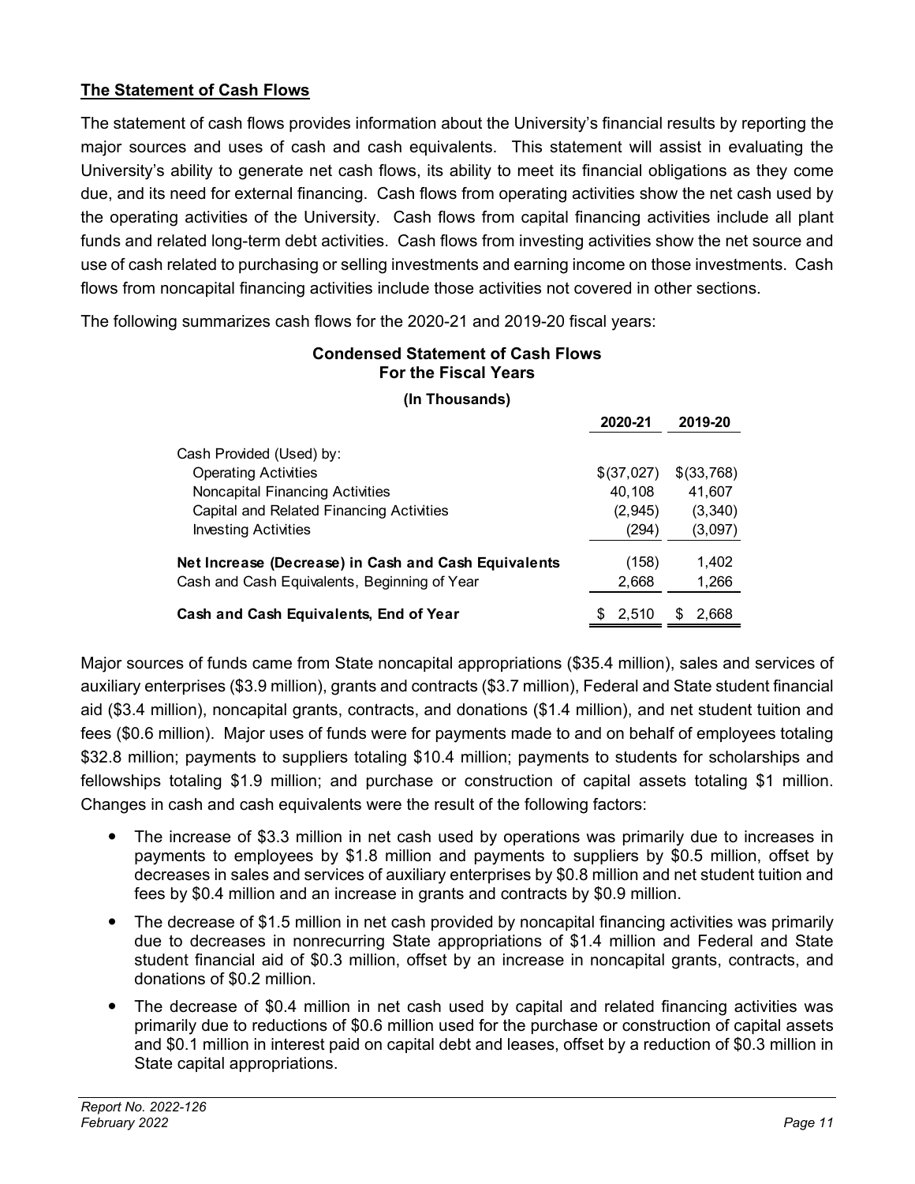## The Statement of Cash Flows

The statement of cash flows provides information about the University's financial results by reporting the major sources and uses of cash and cash equivalents. This statement will assist in evaluating the University's ability to generate net cash flows, its ability to meet its financial obligations as they come due, and its need for external financing. Cash flows from operating activities show the net cash used by the operating activities of the University. Cash flows from capital financing activities include all plant funds and related long-term debt activities. Cash flows from investing activities show the net source and use of cash related to purchasing or selling investments and earning income on those investments. Cash flows from noncapital financing activities include those activities not covered in other sections.

The following summarizes cash flows for the 2020-21 and 2019-20 fiscal years:

**Condensed Statement of Cash Flows**
**For the Fiscal Years**

**(In Thousands)**

| | 2020-21 | 2019-20 |
|---|---|---|
| Cash Provided (Used) by: | | |
| Operating Activities | $(37,027) | $(33,768) |
| Noncapital Financing Activities | 40,108 | 41,607 |
| Capital and Related Financing Activities | (2,945) | (3,340) |
| Investing Activities | (294) | (3,097) |
| **Net Increase (Decrease) in Cash and Cash Equivalents** | (158) | 1,402 |
| Cash and Cash Equivalents, Beginning of Year | 2,668 | 1,266 |
| **Cash and Cash Equivalents, End of Year** | $ 2,510 | $ 2,668 |

Major sources of funds came from State noncapital appropriations ($35.4 million), sales and services of auxiliary enterprises ($3.9 million), grants and contracts ($3.7 million), Federal and State student financial aid ($3.4 million), noncapital grants, contracts, and donations ($1.4 million), and net student tuition and fees ($0.6 million). Major uses of funds were for payments made to and on behalf of employees totaling $32.8 million; payments to suppliers totaling $10.4 million; payments to students for scholarships and fellowships totaling $1.9 million; and purchase or construction of capital assets totaling $1 million. Changes in cash and cash equivalents were the result of the following factors:

- The increase of $3.3 million in net cash used by operations was primarily due to increases in payments to employees by $1.8 million and payments to suppliers by $0.5 million, offset by decreases in sales and services of auxiliary enterprises by $0.8 million and net student tuition and fees by $0.4 million and an increase in grants and contracts by $0.9 million.
- The decrease of $1.5 million in net cash provided by noncapital financing activities was primarily due to decreases in nonrecurring State appropriations of $1.4 million and Federal and State student financial aid of $0.3 million, offset by an increase in noncapital grants, contracts, and donations of $0.2 million.
- The decrease of $0.4 million in net cash used by capital and related financing activities was primarily due to reductions of $0.6 million used for the purchase or construction of capital assets and $0.1 million in interest paid on capital debt and leases, offset by a reduction of $0.3 million in State capital appropriations.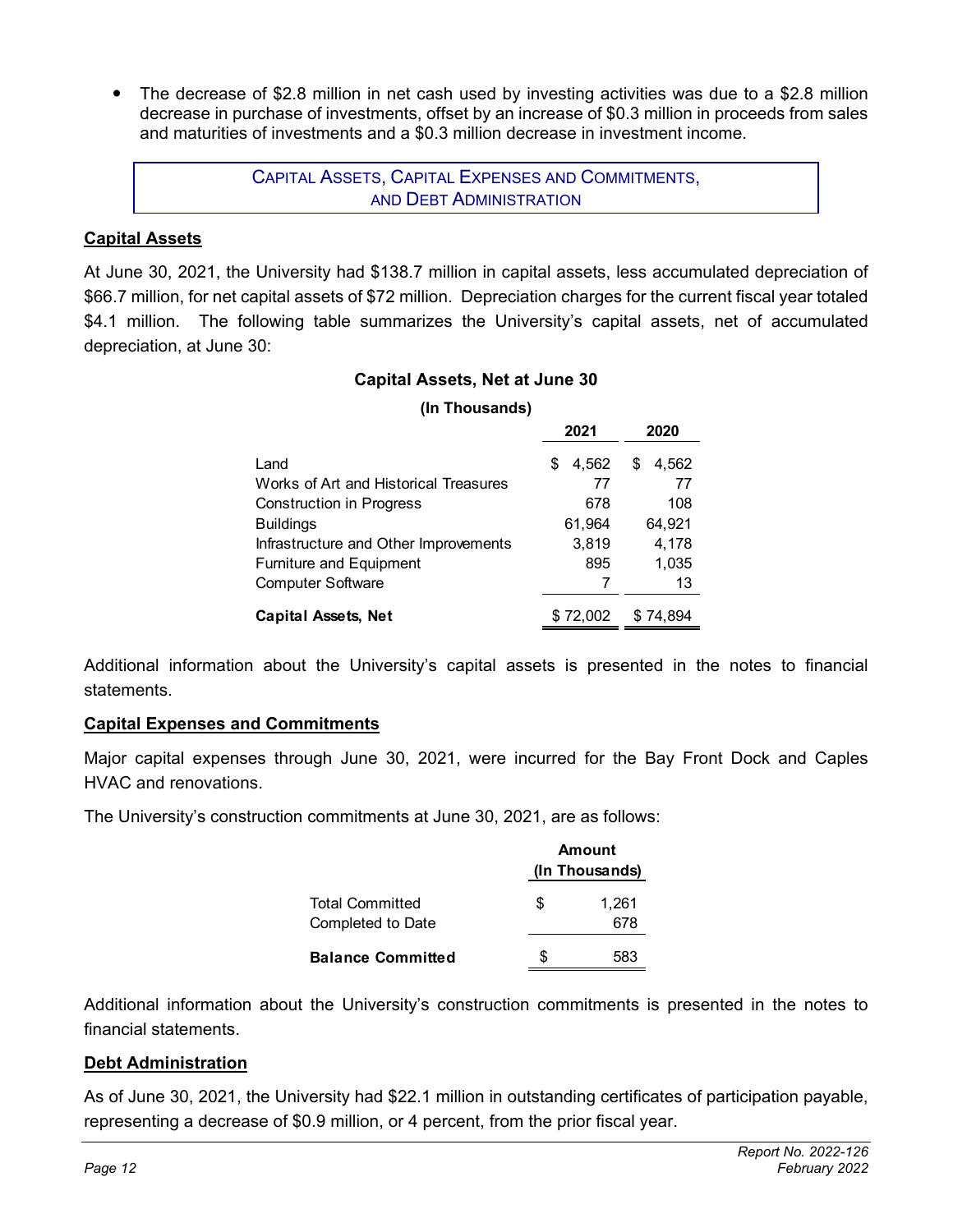- The decrease of $2.8 million in net cash used by investing activities was due to a $2.8 million decrease in purchase of investments, offset by an increase of $0.3 million in proceeds from sales and maturities of investments and a $0.3 million decrease in investment income.

## CAPITAL ASSETS, CAPITAL EXPENSES AND COMMITMENTS, AND DEBT ADMINISTRATION

### Capital Assets

At June 30, 2021, the University had $138.7 million in capital assets, less accumulated depreciation of $66.7 million, for net capital assets of $72 million. Depreciation charges for the current fiscal year totaled $4.1 million. The following table summarizes the University's capital assets, net of accumulated depreciation, at June 30:

**Capital Assets, Net at June 30**

**(In Thousands)**

| | 2021 | 2020 |
|---|---|---|
| Land | $ 4,562 | $ 4,562 |
| Works of Art and Historical Treasures | 77 | 77 |
| Construction in Progress | 678 | 108 |
| Buildings | 61,964 | 64,921 |
| Infrastructure and Other Improvements | 3,819 | 4,178 |
| Furniture and Equipment | 895 | 1,035 |
| Computer Software | 7 | 13 |
| **Capital Assets, Net** | $ 72,002 | $ 74,894 |

Additional information about the University's capital assets is presented in the notes to financial statements.

### Capital Expenses and Commitments

Major capital expenses through June 30, 2021, were incurred for the Bay Front Dock and Caples HVAC and renovations.

The University's construction commitments at June 30, 2021, are as follows:

| | Amount (In Thousands) |
|---|---|
| Total Committed | $ 1,261 |
| Completed to Date | 678 |
| **Balance Committed** | $ 583 |

Additional information about the University's construction commitments is presented in the notes to financial statements.

### Debt Administration

As of June 30, 2021, the University had $22.1 million in outstanding certificates of participation payable, representing a decrease of $0.9 million, or 4 percent, from the prior fiscal year.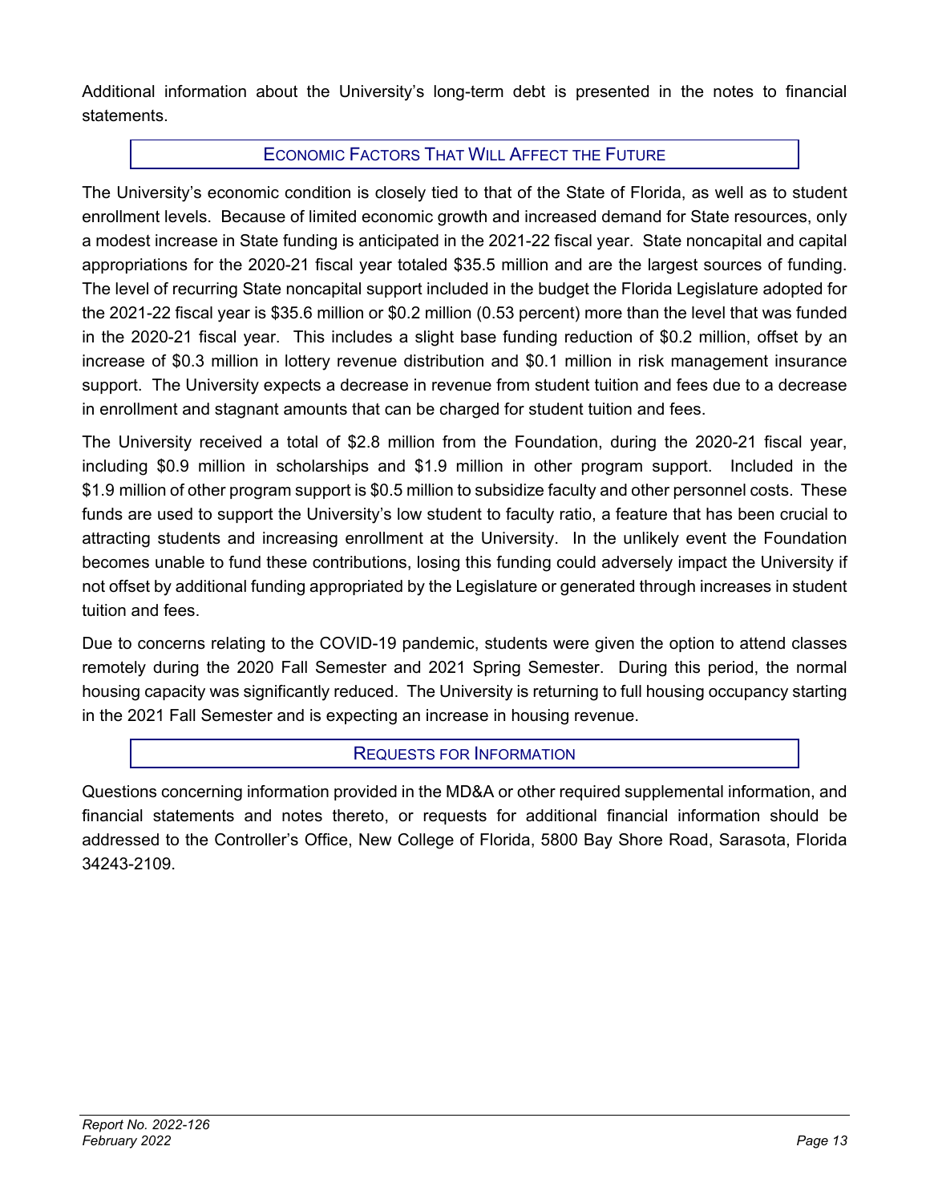Additional information about the University's long-term debt is presented in the notes to financial statements.

## Economic Factors That Will Affect the Future

The University's economic condition is closely tied to that of the State of Florida, as well as to student enrollment levels. Because of limited economic growth and increased demand for State resources, only a modest increase in State funding is anticipated in the 2021-22 fiscal year. State noncapital and capital appropriations for the 2020-21 fiscal year totaled $35.5 million and are the largest sources of funding. The level of recurring State noncapital support included in the budget the Florida Legislature adopted for the 2021-22 fiscal year is $35.6 million or $0.2 million (0.53 percent) more than the level that was funded in the 2020-21 fiscal year. This includes a slight base funding reduction of $0.2 million, offset by an increase of $0.3 million in lottery revenue distribution and $0.1 million in risk management insurance support. The University expects a decrease in revenue from student tuition and fees due to a decrease in enrollment and stagnant amounts that can be charged for student tuition and fees.

The University received a total of $2.8 million from the Foundation, during the 2020-21 fiscal year, including $0.9 million in scholarships and $1.9 million in other program support. Included in the $1.9 million of other program support is $0.5 million to subsidize faculty and other personnel costs. These funds are used to support the University's low student to faculty ratio, a feature that has been crucial to attracting students and increasing enrollment at the University. In the unlikely event the Foundation becomes unable to fund these contributions, losing this funding could adversely impact the University if not offset by additional funding appropriated by the Legislature or generated through increases in student tuition and fees.

Due to concerns relating to the COVID-19 pandemic, students were given the option to attend classes remotely during the 2020 Fall Semester and 2021 Spring Semester. During this period, the normal housing capacity was significantly reduced. The University is returning to full housing occupancy starting in the 2021 Fall Semester and is expecting an increase in housing revenue.

## Requests for Information

Questions concerning information provided in the MD&A or other required supplemental information, and financial statements and notes thereto, or requests for additional financial information should be addressed to the Controller's Office, New College of Florida, 5800 Bay Shore Road, Sarasota, Florida 34243-2109.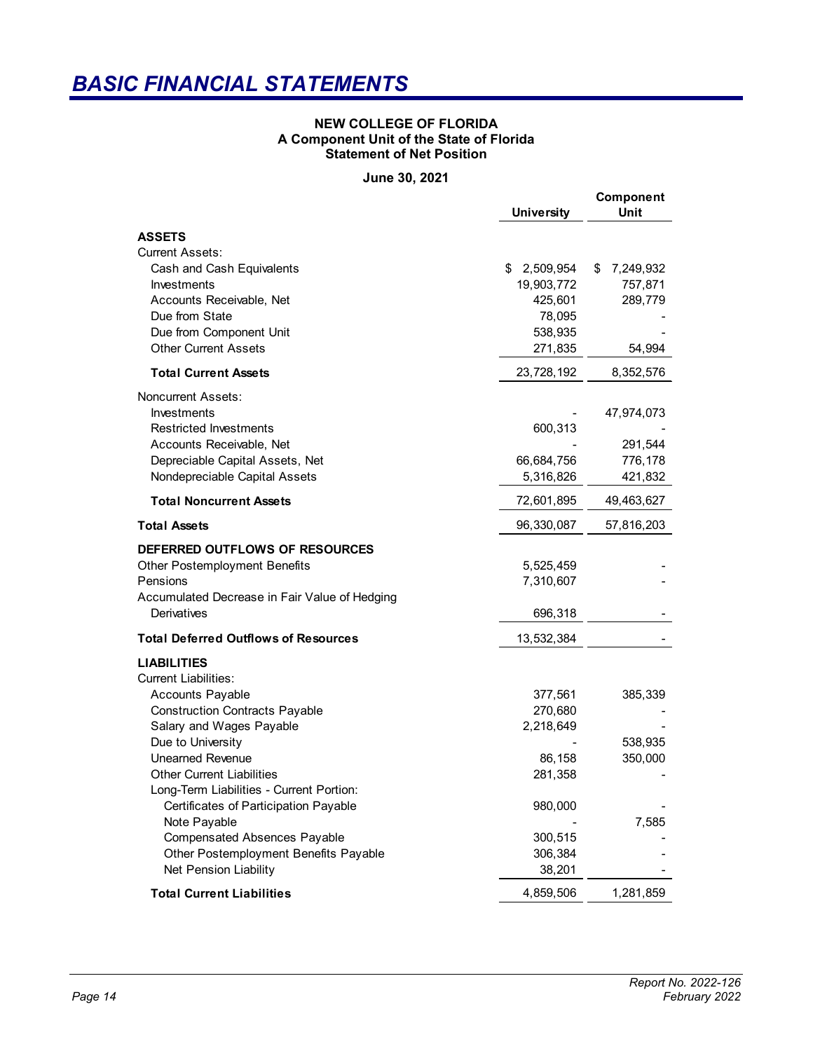# BASIC FINANCIAL STATEMENTS

**NEW COLLEGE OF FLORIDA**
**A Component Unit of the State of Florida**
**Statement of Net Position**

**June 30, 2021**

| | University | Component Unit |
|---|---|---|
| **ASSETS** | | |
| Current Assets: | | |
| Cash and Cash Equivalents | $ 2,509,954 | $ 7,249,932 |
| Investments | 19,903,772 | 757,871 |
| Accounts Receivable, Net | 425,601 | 289,779 |
| Due from State | 78,095 | - |
| Due from Component Unit | 538,935 | - |
| Other Current Assets | 271,835 | 54,994 |
| **Total Current Assets** | 23,728,192 | 8,352,576 |
| Noncurrent Assets: | | |
| Investments | - | 47,974,073 |
| Restricted Investments | 600,313 | - |
| Accounts Receivable, Net | - | 291,544 |
| Depreciable Capital Assets, Net | 66,684,756 | 776,178 |
| Nondepreciable Capital Assets | 5,316,826 | 421,832 |
| **Total Noncurrent Assets** | 72,601,895 | 49,463,627 |
| **Total Assets** | 96,330,087 | 57,816,203 |
| **DEFERRED OUTFLOWS OF RESOURCES** | | |
| Other Postemployment Benefits | 5,525,459 | - |
| Pensions | 7,310,607 | - |
| Accumulated Decrease in Fair Value of Hedging Derivatives | 696,318 | - |
| **Total Deferred Outflows of Resources** | 13,532,384 | - |
| **LIABILITIES** | | |
| Current Liabilities: | | |
| Accounts Payable | 377,561 | 385,339 |
| Construction Contracts Payable | 270,680 | - |
| Salary and Wages Payable | 2,218,649 | - |
| Due to University | - | 538,935 |
| Unearned Revenue | 86,158 | 350,000 |
| Other Current Liabilities | 281,358 | - |
| Long-Term Liabilities - Current Portion: | | |
| Certificates of Participation Payable | 980,000 | - |
| Note Payable | - | 7,585 |
| Compensated Absences Payable | 300,515 | - |
| Other Postemployment Benefits Payable | 306,384 | - |
| Net Pension Liability | 38,201 | - |
| **Total Current Liabilities** | 4,859,506 | 1,281,859 |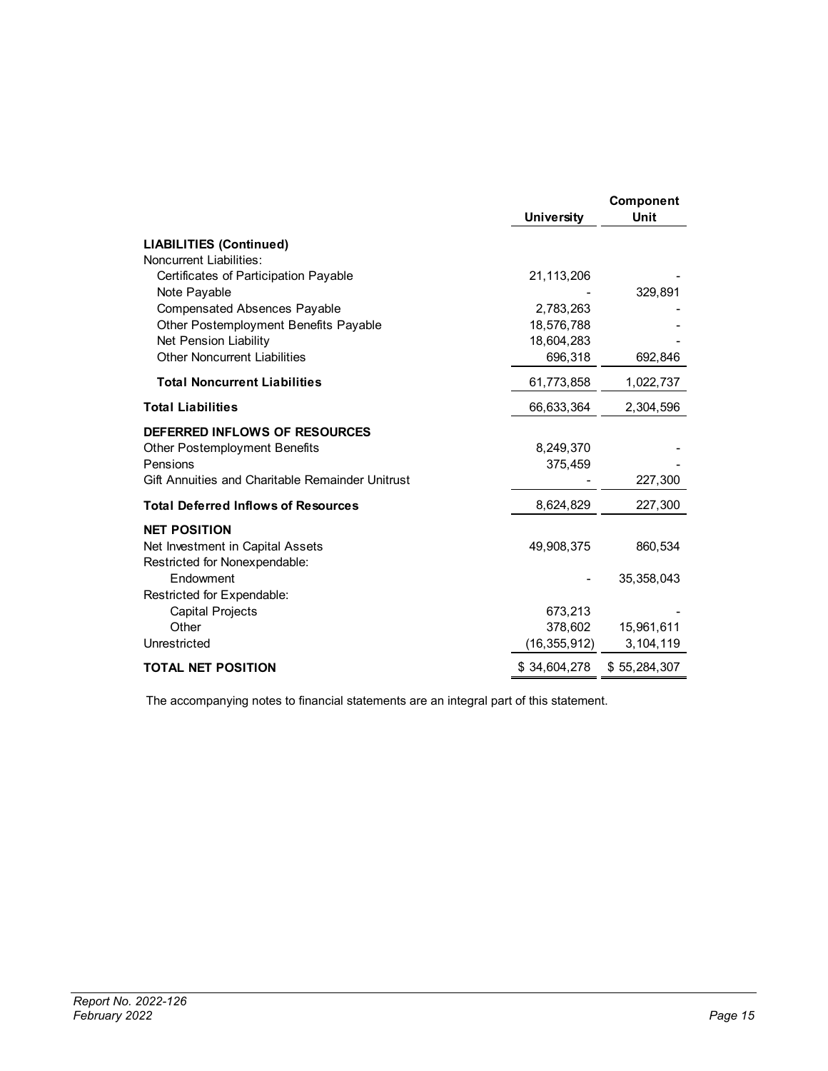| | University | Component Unit |
|---|---|---|
| **LIABILITIES (Continued)** | | |
| Noncurrent Liabilities: | | |
| Certificates of Participation Payable | 21,113,206 | - |
| Note Payable | - | 329,891 |
| Compensated Absences Payable | 2,783,263 | - |
| Other Postemployment Benefits Payable | 18,576,788 | - |
| Net Pension Liability | 18,604,283 | - |
| Other Noncurrent Liabilities | 696,318 | 692,846 |
| **Total Noncurrent Liabilities** | 61,773,858 | 1,022,737 |
| **Total Liabilities** | 66,633,364 | 2,304,596 |
| **DEFERRED INFLOWS OF RESOURCES** | | |
| Other Postemployment Benefits | 8,249,370 | - |
| Pensions | 375,459 | - |
| Gift Annuities and Charitable Remainder Unitrust | - | 227,300 |
| **Total Deferred Inflows of Resources** | 8,624,829 | 227,300 |
| **NET POSITION** | | |
| Net Investment in Capital Assets | 49,908,375 | 860,534 |
| Restricted for Nonexpendable: | | |
| Endowment | - | 35,358,043 |
| Restricted for Expendable: | | |
| Capital Projects | 673,213 | - |
| Other | 378,602 | 15,961,611 |
| Unrestricted | (16,355,912) | 3,104,119 |
| **TOTAL NET POSITION** | $ 34,604,278 | $ 55,284,307 |

The accompanying notes to financial statements are an integral part of this statement.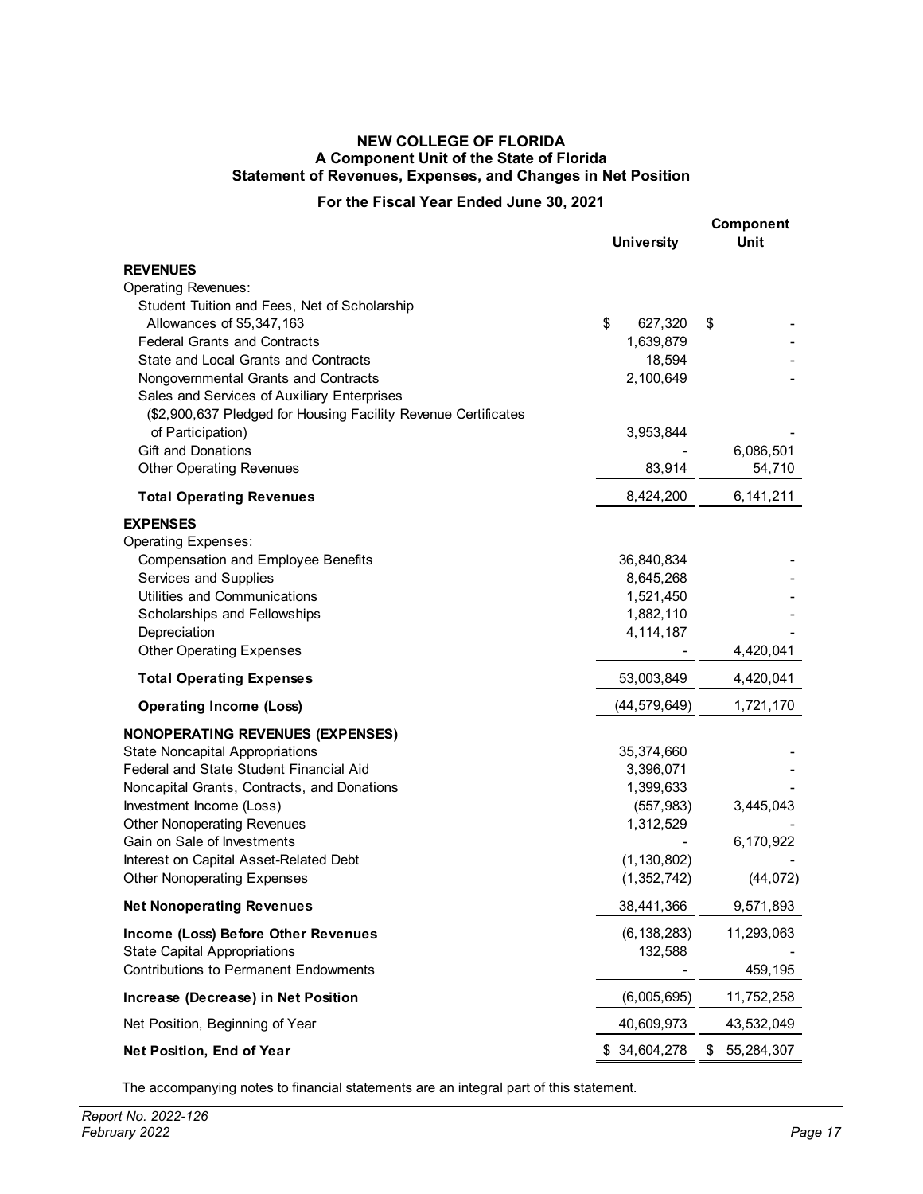# NEW COLLEGE OF FLORIDA
## A Component Unit of the State of Florida
## Statement of Revenues, Expenses, and Changes in Net Position

### For the Fiscal Year Ended June 30, 2021

| | University | Component Unit |
|---|---|---|
| **REVENUES** | | |
| Operating Revenues: | | |
| Student Tuition and Fees, Net of Scholarship Allowances of $5,347,163 | $ 627,320 | $ - |
| Federal Grants and Contracts | 1,639,879 | - |
| State and Local Grants and Contracts | 18,594 | - |
| Nongovernmental Grants and Contracts | 2,100,649 | - |
| Sales and Services of Auxiliary Enterprises ($2,900,637 Pledged for Housing Facility Revenue Certificates of Participation) | 3,953,844 | - |
| Gift and Donations | - | 6,086,501 |
| Other Operating Revenues | 83,914 | 54,710 |
| **Total Operating Revenues** | 8,424,200 | 6,141,211 |
| **EXPENSES** | | |
| Operating Expenses: | | |
| Compensation and Employee Benefits | 36,840,834 | - |
| Services and Supplies | 8,645,268 | - |
| Utilities and Communications | 1,521,450 | - |
| Scholarships and Fellowships | 1,882,110 | - |
| Depreciation | 4,114,187 | - |
| Other Operating Expenses | - | 4,420,041 |
| **Total Operating Expenses** | 53,003,849 | 4,420,041 |
| **Operating Income (Loss)** | (44,579,649) | 1,721,170 |
| **NONOPERATING REVENUES (EXPENSES)** | | |
| State Noncapital Appropriations | 35,374,660 | - |
| Federal and State Student Financial Aid | 3,396,071 | - |
| Noncapital Grants, Contracts, and Donations | 1,399,633 | - |
| Investment Income (Loss) | (557,983) | 3,445,043 |
| Other Nonoperating Revenues | 1,312,529 | - |
| Gain on Sale of Investments | - | 6,170,922 |
| Interest on Capital Asset-Related Debt | (1,130,802) | - |
| Other Nonoperating Expenses | (1,352,742) | (44,072) |
| **Net Nonoperating Revenues** | 38,441,366 | 9,571,893 |
| **Income (Loss) Before Other Revenues** | (6,138,283) | 11,293,063 |
| State Capital Appropriations | 132,588 | - |
| Contributions to Permanent Endowments | - | 459,195 |
| **Increase (Decrease) in Net Position** | (6,005,695) | 11,752,258 |
| Net Position, Beginning of Year | 40,609,973 | 43,532,049 |
| **Net Position, End of Year** | $ 34,604,278 | $ 55,284,307 |

The accompanying notes to financial statements are an integral part of this statement.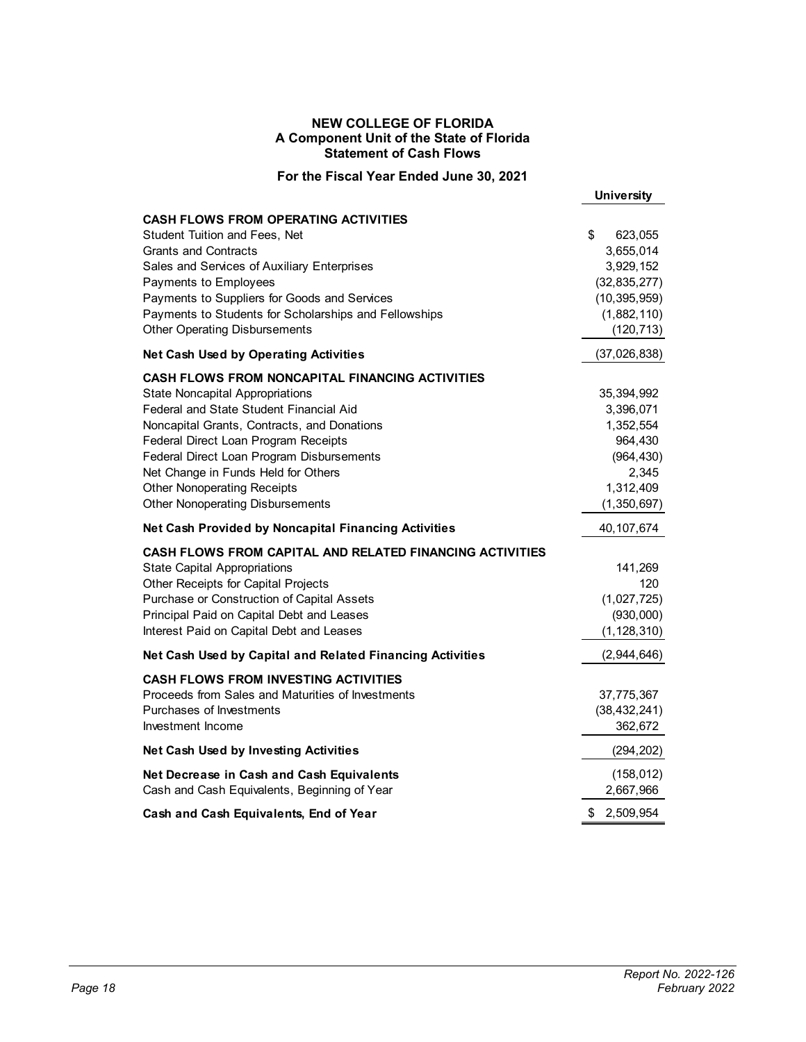# NEW COLLEGE OF FLORIDA
## A Component Unit of the State of Florida
## Statement of Cash Flows

**For the Fiscal Year Ended June 30, 2021**

| | University |
|---|---|
| **CASH FLOWS FROM OPERATING ACTIVITIES** | |
| Student Tuition and Fees, Net | $ 623,055 |
| Grants and Contracts | 3,655,014 |
| Sales and Services of Auxiliary Enterprises | 3,929,152 |
| Payments to Employees | (32,835,277) |
| Payments to Suppliers for Goods and Services | (10,395,959) |
| Payments to Students for Scholarships and Fellowships | (1,882,110) |
| Other Operating Disbursements | (120,713) |
| **Net Cash Used by Operating Activities** | (37,026,838) |
| **CASH FLOWS FROM NONCAPITAL FINANCING ACTIVITIES** | |
| State Noncapital Appropriations | 35,394,992 |
| Federal and State Student Financial Aid | 3,396,071 |
| Noncapital Grants, Contracts, and Donations | 1,352,554 |
| Federal Direct Loan Program Receipts | 964,430 |
| Federal Direct Loan Program Disbursements | (964,430) |
| Net Change in Funds Held for Others | 2,345 |
| Other Nonoperating Receipts | 1,312,409 |
| Other Nonoperating Disbursements | (1,350,697) |
| **Net Cash Provided by Noncapital Financing Activities** | 40,107,674 |
| **CASH FLOWS FROM CAPITAL AND RELATED FINANCING ACTIVITIES** | |
| State Capital Appropriations | 141,269 |
| Other Receipts for Capital Projects | 120 |
| Purchase or Construction of Capital Assets | (1,027,725) |
| Principal Paid on Capital Debt and Leases | (930,000) |
| Interest Paid on Capital Debt and Leases | (1,128,310) |
| **Net Cash Used by Capital and Related Financing Activities** | (2,944,646) |
| **CASH FLOWS FROM INVESTING ACTIVITIES** | |
| Proceeds from Sales and Maturities of Investments | 37,775,367 |
| Purchases of Investments | (38,432,241) |
| Investment Income | 362,672 |
| **Net Cash Used by Investing Activities** | (294,202) |
| **Net Decrease in Cash and Cash Equivalents** | (158,012) |
| Cash and Cash Equivalents, Beginning of Year | 2,667,966 |
| **Cash and Cash Equivalents, End of Year** | $ 2,509,954 |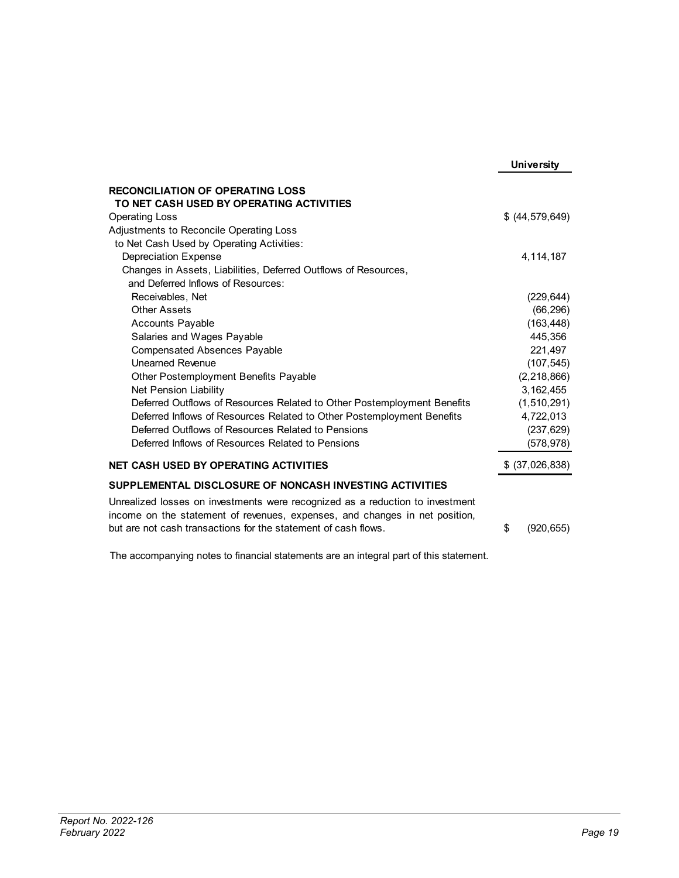| | University |
|---|---|
| **RECONCILIATION OF OPERATING LOSS TO NET CASH USED BY OPERATING ACTIVITIES** | |
| Operating Loss | $ (44,579,649) |
| Adjustments to Reconcile Operating Loss to Net Cash Used by Operating Activities: | |
| Depreciation Expense | 4,114,187 |
| Changes in Assets, Liabilities, Deferred Outflows of Resources, and Deferred Inflows of Resources: | |
| Receivables, Net | (229,644) |
| Other Assets | (66,296) |
| Accounts Payable | (163,448) |
| Salaries and Wages Payable | 445,356 |
| Compensated Absences Payable | 221,497 |
| Unearned Revenue | (107,545) |
| Other Postemployment Benefits Payable | (2,218,866) |
| Net Pension Liability | 3,162,455 |
| Deferred Outflows of Resources Related to Other Postemployment Benefits | (1,510,291) |
| Deferred Inflows of Resources Related to Other Postemployment Benefits | 4,722,013 |
| Deferred Outflows of Resources Related to Pensions | (237,629) |
| Deferred Inflows of Resources Related to Pensions | (578,978) |
| **NET CASH USED BY OPERATING ACTIVITIES** | $ (37,026,838) |
| **SUPPLEMENTAL DISCLOSURE OF NONCASH INVESTING ACTIVITIES** | |
| Unrealized losses on investments were recognized as a reduction to investment income on the statement of revenues, expenses, and changes in net position, but are not cash transactions for the statement of cash flows. | $ (920,655) |

The accompanying notes to financial statements are an integral part of this statement.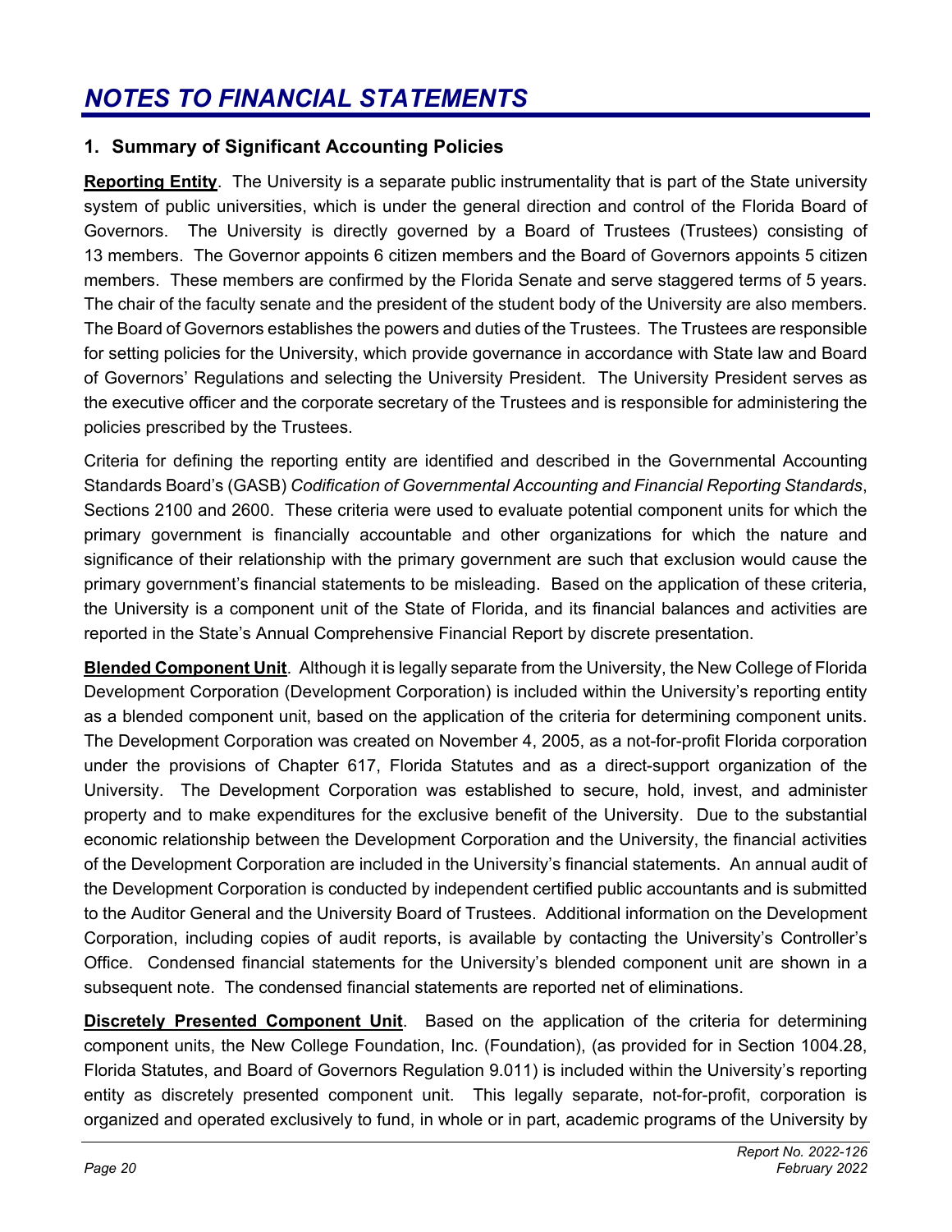# *NOTES TO FINANCIAL STATEMENTS*

## 1. Summary of Significant Accounting Policies

**Reporting Entity**. The University is a separate public instrumentality that is part of the State university system of public universities, which is under the general direction and control of the Florida Board of Governors. The University is directly governed by a Board of Trustees (Trustees) consisting of 13 members. The Governor appoints 6 citizen members and the Board of Governors appoints 5 citizen members. These members are confirmed by the Florida Senate and serve staggered terms of 5 years. The chair of the faculty senate and the president of the student body of the University are also members. The Board of Governors establishes the powers and duties of the Trustees. The Trustees are responsible for setting policies for the University, which provide governance in accordance with State law and Board of Governors' Regulations and selecting the University President. The University President serves as the executive officer and the corporate secretary of the Trustees and is responsible for administering the policies prescribed by the Trustees.

Criteria for defining the reporting entity are identified and described in the Governmental Accounting Standards Board's (GASB) *Codification of Governmental Accounting and Financial Reporting Standards*, Sections 2100 and 2600. These criteria were used to evaluate potential component units for which the primary government is financially accountable and other organizations for which the nature and significance of their relationship with the primary government are such that exclusion would cause the primary government's financial statements to be misleading. Based on the application of these criteria, the University is a component unit of the State of Florida, and its financial balances and activities are reported in the State's Annual Comprehensive Financial Report by discrete presentation.

**Blended Component Unit**. Although it is legally separate from the University, the New College of Florida Development Corporation (Development Corporation) is included within the University's reporting entity as a blended component unit, based on the application of the criteria for determining component units. The Development Corporation was created on November 4, 2005, as a not-for-profit Florida corporation under the provisions of Chapter 617, Florida Statutes and as a direct-support organization of the University. The Development Corporation was established to secure, hold, invest, and administer property and to make expenditures for the exclusive benefit of the University. Due to the substantial economic relationship between the Development Corporation and the University, the financial activities of the Development Corporation are included in the University's financial statements. An annual audit of the Development Corporation is conducted by independent certified public accountants and is submitted to the Auditor General and the University Board of Trustees. Additional information on the Development Corporation, including copies of audit reports, is available by contacting the University's Controller's Office. Condensed financial statements for the University's blended component unit are shown in a subsequent note. The condensed financial statements are reported net of eliminations.

**Discretely Presented Component Unit**. Based on the application of the criteria for determining component units, the New College Foundation, Inc. (Foundation), (as provided for in Section 1004.28, Florida Statutes, and Board of Governors Regulation 9.011) is included within the University's reporting entity as discretely presented component unit. This legally separate, not-for-profit, corporation is organized and operated exclusively to fund, in whole or in part, academic programs of the University by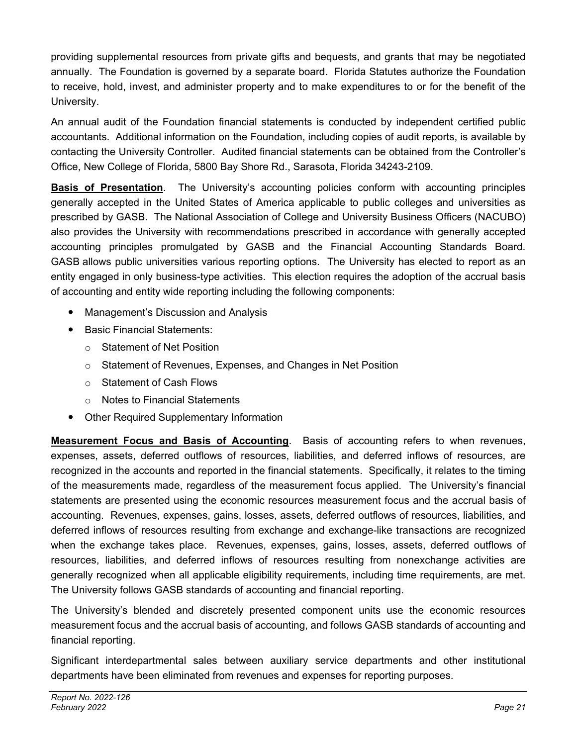providing supplemental resources from private gifts and bequests, and grants that may be negotiated annually. The Foundation is governed by a separate board. Florida Statutes authorize the Foundation to receive, hold, invest, and administer property and to make expenditures to or for the benefit of the University.

An annual audit of the Foundation financial statements is conducted by independent certified public accountants. Additional information on the Foundation, including copies of audit reports, is available by contacting the University Controller. Audited financial statements can be obtained from the Controller's Office, New College of Florida, 5800 Bay Shore Rd., Sarasota, Florida 34243-2109.

**Basis of Presentation**. The University's accounting policies conform with accounting principles generally accepted in the United States of America applicable to public colleges and universities as prescribed by GASB. The National Association of College and University Business Officers (NACUBO) also provides the University with recommendations prescribed in accordance with generally accepted accounting principles promulgated by GASB and the Financial Accounting Standards Board. GASB allows public universities various reporting options. The University has elected to report as an entity engaged in only business-type activities. This election requires the adoption of the accrual basis of accounting and entity wide reporting including the following components:

- Management's Discussion and Analysis
- Basic Financial Statements:
  - Statement of Net Position
  - Statement of Revenues, Expenses, and Changes in Net Position
  - Statement of Cash Flows
  - Notes to Financial Statements
- Other Required Supplementary Information

**Measurement Focus and Basis of Accounting**. Basis of accounting refers to when revenues, expenses, assets, deferred outflows of resources, liabilities, and deferred inflows of resources, are recognized in the accounts and reported in the financial statements. Specifically, it relates to the timing of the measurements made, regardless of the measurement focus applied. The University's financial statements are presented using the economic resources measurement focus and the accrual basis of accounting. Revenues, expenses, gains, losses, assets, deferred outflows of resources, liabilities, and deferred inflows of resources resulting from exchange and exchange-like transactions are recognized when the exchange takes place. Revenues, expenses, gains, losses, assets, deferred outflows of resources, liabilities, and deferred inflows of resources resulting from nonexchange activities are generally recognized when all applicable eligibility requirements, including time requirements, are met. The University follows GASB standards of accounting and financial reporting.

The University's blended and discretely presented component units use the economic resources measurement focus and the accrual basis of accounting, and follows GASB standards of accounting and financial reporting.

Significant interdepartmental sales between auxiliary service departments and other institutional departments have been eliminated from revenues and expenses for reporting purposes.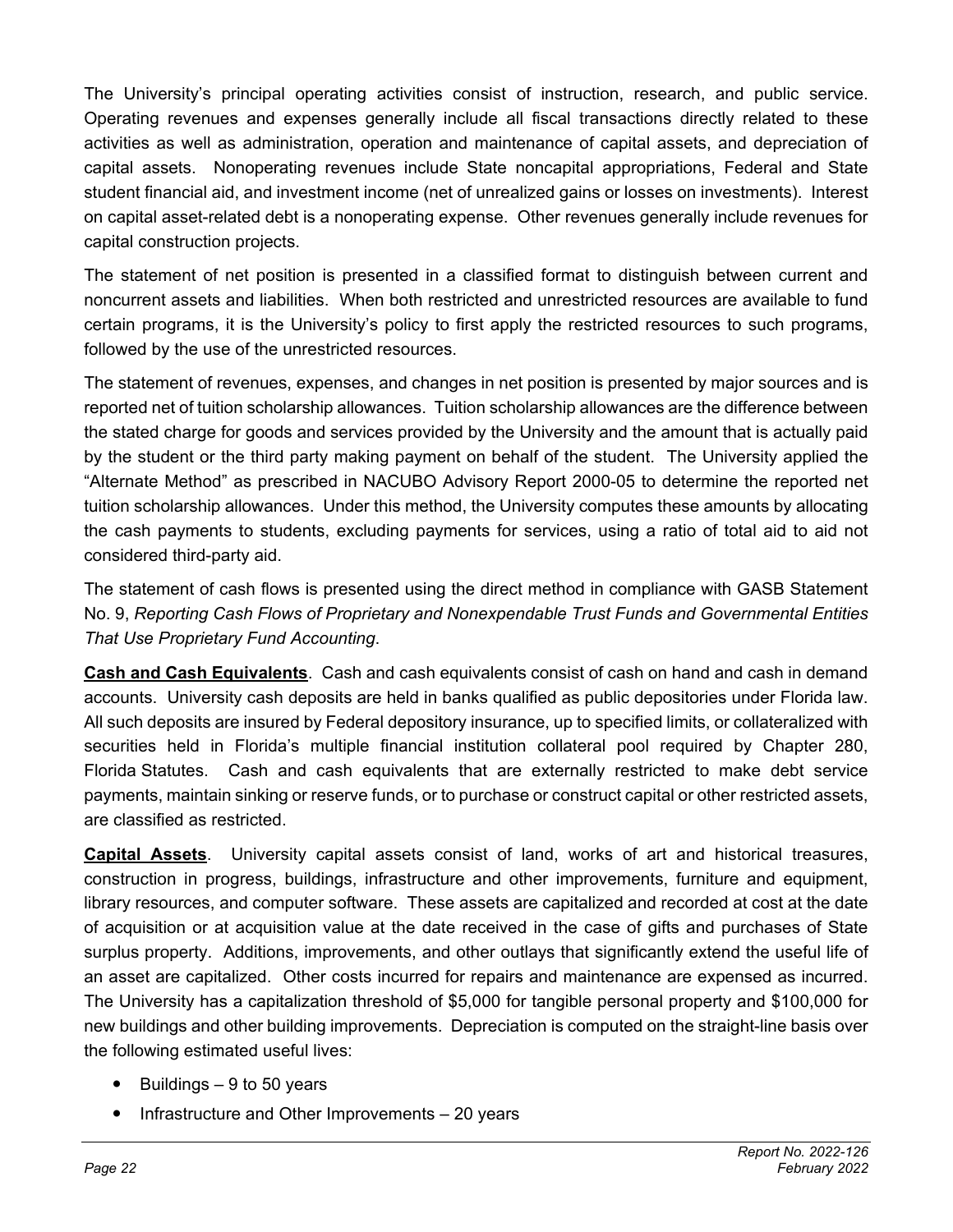The University's principal operating activities consist of instruction, research, and public service. Operating revenues and expenses generally include all fiscal transactions directly related to these activities as well as administration, operation and maintenance of capital assets, and depreciation of capital assets. Nonoperating revenues include State noncapital appropriations, Federal and State student financial aid, and investment income (net of unrealized gains or losses on investments). Interest on capital asset-related debt is a nonoperating expense. Other revenues generally include revenues for capital construction projects.

The statement of net position is presented in a classified format to distinguish between current and noncurrent assets and liabilities. When both restricted and unrestricted resources are available to fund certain programs, it is the University's policy to first apply the restricted resources to such programs, followed by the use of the unrestricted resources.

The statement of revenues, expenses, and changes in net position is presented by major sources and is reported net of tuition scholarship allowances. Tuition scholarship allowances are the difference between the stated charge for goods and services provided by the University and the amount that is actually paid by the student or the third party making payment on behalf of the student. The University applied the "Alternate Method" as prescribed in NACUBO Advisory Report 2000-05 to determine the reported net tuition scholarship allowances. Under this method, the University computes these amounts by allocating the cash payments to students, excluding payments for services, using a ratio of total aid to aid not considered third-party aid.

The statement of cash flows is presented using the direct method in compliance with GASB Statement No. 9, *Reporting Cash Flows of Proprietary and Nonexpendable Trust Funds and Governmental Entities That Use Proprietary Fund Accounting*.

**Cash and Cash Equivalents**. Cash and cash equivalents consist of cash on hand and cash in demand accounts. University cash deposits are held in banks qualified as public depositories under Florida law. All such deposits are insured by Federal depository insurance, up to specified limits, or collateralized with securities held in Florida's multiple financial institution collateral pool required by Chapter 280, Florida Statutes. Cash and cash equivalents that are externally restricted to make debt service payments, maintain sinking or reserve funds, or to purchase or construct capital or other restricted assets, are classified as restricted.

**Capital Assets**. University capital assets consist of land, works of art and historical treasures, construction in progress, buildings, infrastructure and other improvements, furniture and equipment, library resources, and computer software. These assets are capitalized and recorded at cost at the date of acquisition or at acquisition value at the date received in the case of gifts and purchases of State surplus property. Additions, improvements, and other outlays that significantly extend the useful life of an asset are capitalized. Other costs incurred for repairs and maintenance are expensed as incurred. The University has a capitalization threshold of $5,000 for tangible personal property and $100,000 for new buildings and other building improvements. Depreciation is computed on the straight-line basis over the following estimated useful lives:

- Buildings – 9 to 50 years
- Infrastructure and Other Improvements – 20 years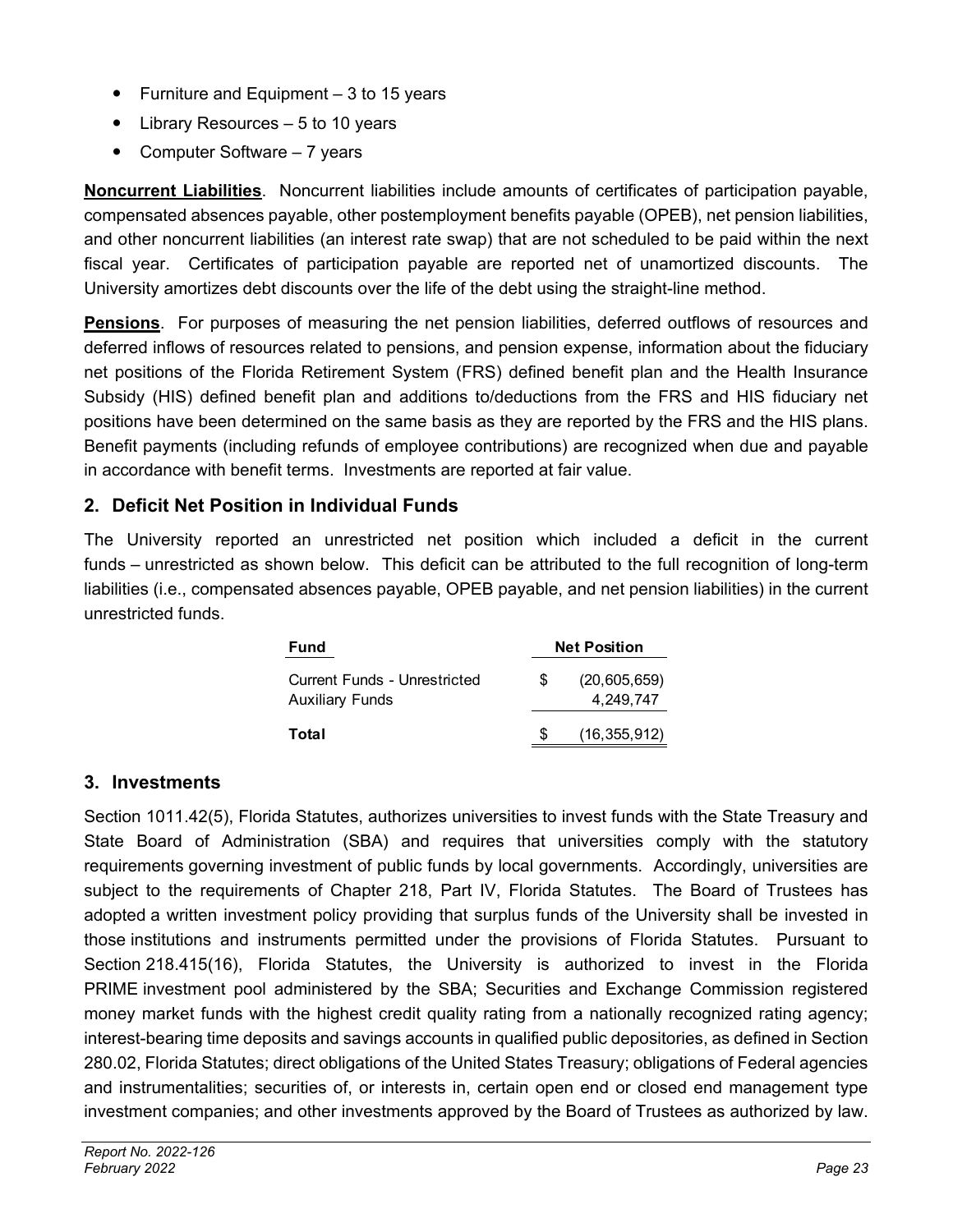- Furniture and Equipment – 3 to 15 years
- Library Resources – 5 to 10 years
- Computer Software – 7 years

**Noncurrent Liabilities**. Noncurrent liabilities include amounts of certificates of participation payable, compensated absences payable, other postemployment benefits payable (OPEB), net pension liabilities, and other noncurrent liabilities (an interest rate swap) that are not scheduled to be paid within the next fiscal year. Certificates of participation payable are reported net of unamortized discounts. The University amortizes debt discounts over the life of the debt using the straight-line method.

**Pensions**. For purposes of measuring the net pension liabilities, deferred outflows of resources and deferred inflows of resources related to pensions, and pension expense, information about the fiduciary net positions of the Florida Retirement System (FRS) defined benefit plan and the Health Insurance Subsidy (HIS) defined benefit plan and additions to/deductions from the FRS and HIS fiduciary net positions have been determined on the same basis as they are reported by the FRS and the HIS plans. Benefit payments (including refunds of employee contributions) are recognized when due and payable in accordance with benefit terms. Investments are reported at fair value.

## 2. Deficit Net Position in Individual Funds

The University reported an unrestricted net position which included a deficit in the current funds – unrestricted as shown below. This deficit can be attributed to the full recognition of long-term liabilities (i.e., compensated absences payable, OPEB payable, and net pension liabilities) in the current unrestricted funds.

| Fund | Net Position |
|---|---|
| Current Funds - Unrestricted | $ (20,605,659) |
| Auxiliary Funds | 4,249,747 |
| **Total** | $ (16,355,912) |

## 3. Investments

Section 1011.42(5), Florida Statutes, authorizes universities to invest funds with the State Treasury and State Board of Administration (SBA) and requires that universities comply with the statutory requirements governing investment of public funds by local governments. Accordingly, universities are subject to the requirements of Chapter 218, Part IV, Florida Statutes. The Board of Trustees has adopted a written investment policy providing that surplus funds of the University shall be invested in those institutions and instruments permitted under the provisions of Florida Statutes. Pursuant to Section 218.415(16), Florida Statutes, the University is authorized to invest in the Florida PRIME investment pool administered by the SBA; Securities and Exchange Commission registered money market funds with the highest credit quality rating from a nationally recognized rating agency; interest-bearing time deposits and savings accounts in qualified public depositories, as defined in Section 280.02, Florida Statutes; direct obligations of the United States Treasury; obligations of Federal agencies and instrumentalities; securities of, or interests in, certain open end or closed end management type investment companies; and other investments approved by the Board of Trustees as authorized by law.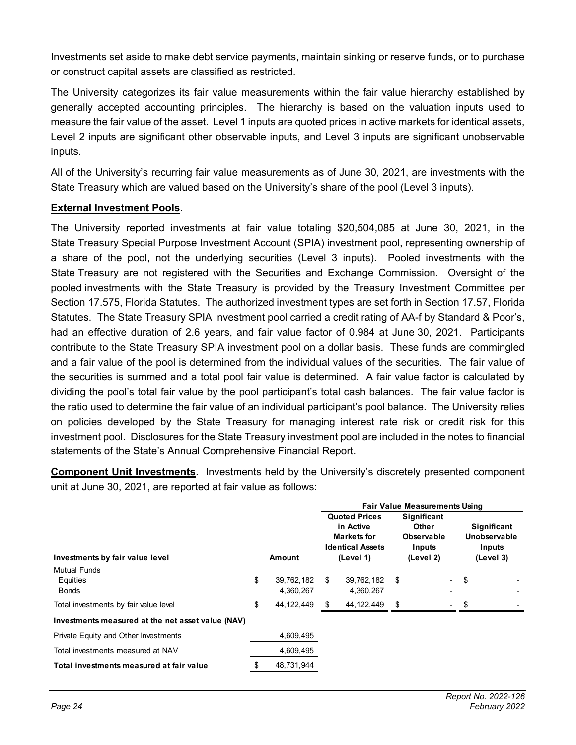Investments set aside to make debt service payments, maintain sinking or reserve funds, or to purchase or construct capital assets are classified as restricted.

The University categorizes its fair value measurements within the fair value hierarchy established by generally accepted accounting principles. The hierarchy is based on the valuation inputs used to measure the fair value of the asset. Level 1 inputs are quoted prices in active markets for identical assets, Level 2 inputs are significant other observable inputs, and Level 3 inputs are significant unobservable inputs.

All of the University's recurring fair value measurements as of June 30, 2021, are investments with the State Treasury which are valued based on the University's share of the pool (Level 3 inputs).

**External Investment Pools**.

The University reported investments at fair value totaling $20,504,085 at June 30, 2021, in the State Treasury Special Purpose Investment Account (SPIA) investment pool, representing ownership of a share of the pool, not the underlying securities (Level 3 inputs). Pooled investments with the State Treasury are not registered with the Securities and Exchange Commission. Oversight of the pooled investments with the State Treasury is provided by the Treasury Investment Committee per Section 17.575, Florida Statutes. The authorized investment types are set forth in Section 17.57, Florida Statutes. The State Treasury SPIA investment pool carried a credit rating of AA-f by Standard & Poor's, had an effective duration of 2.6 years, and fair value factor of 0.984 at June 30, 2021. Participants contribute to the State Treasury SPIA investment pool on a dollar basis. These funds are commingled and a fair value of the pool is determined from the individual values of the securities. The fair value of the securities is summed and a total pool fair value is determined. A fair value factor is calculated by dividing the pool's total fair value by the pool participant's total cash balances. The fair value factor is the ratio used to determine the fair value of an individual participant's pool balance. The University relies on policies developed by the State Treasury for managing interest rate risk or credit risk for this investment pool. Disclosures for the State Treasury investment pool are included in the notes to financial statements of the State's Annual Comprehensive Financial Report.

**Component Unit Investments**. Investments held by the University's discretely presented component unit at June 30, 2021, are reported at fair value as follows:

| | | Fair Value Measurements Using | | |
|---|---|---|---|---|
| **Investments by fair value level** | **Amount** | **Quoted Prices in Active Markets for Identical Assets (Level 1)** | **Significant Other Observable Inputs (Level 2)** | **Significant Unobservable Inputs (Level 3)** |
| Mutual Funds | | | | |
| Equities | $ 39,762,182 | $ 39,762,182 | $ - | $ - |
| Bonds | 4,360,267 | 4,360,267 | - | - |
| Total investments by fair value level | $ 44,122,449 | $ 44,122,449 | $ - | $ - |
| **Investments measured at the net asset value (NAV)** | | | | |
| Private Equity and Other Investments | 4,609,495 | | | |
| Total investments measured at NAV | 4,609,495 | | | |
| **Total investments measured at fair value** | $ 48,731,944 | | | |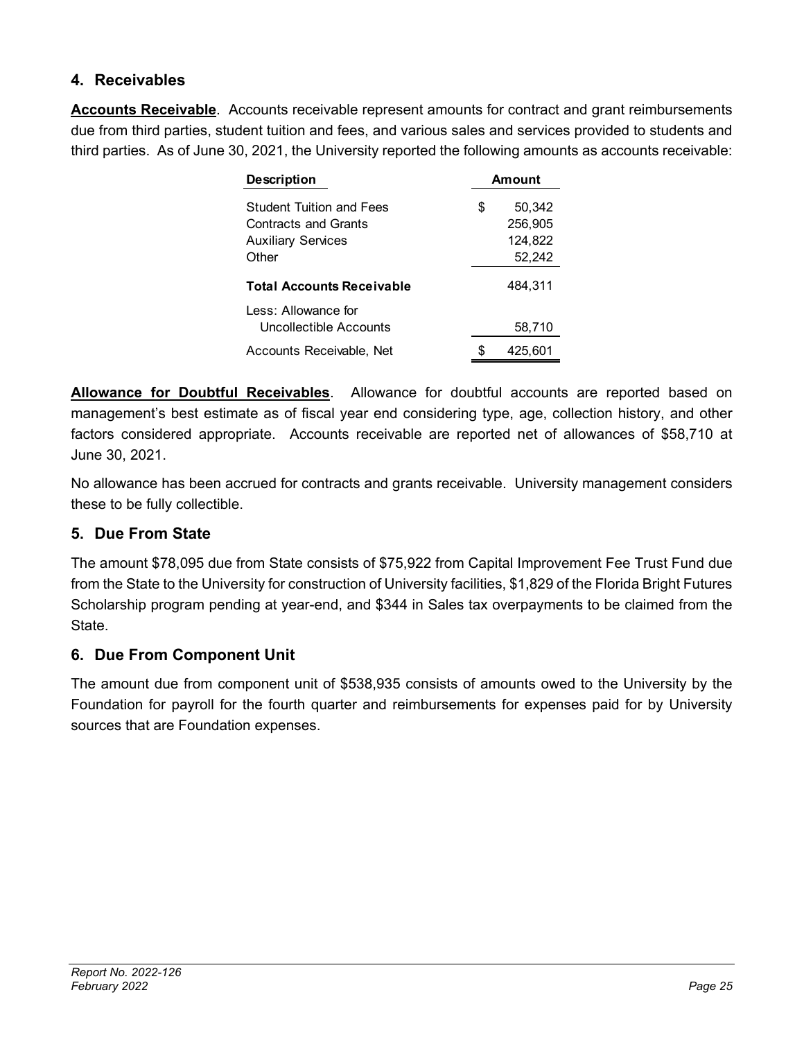## 4. Receivables

**Accounts Receivable**. Accounts receivable represent amounts for contract and grant reimbursements due from third parties, student tuition and fees, and various sales and services provided to students and third parties. As of June 30, 2021, the University reported the following amounts as accounts receivable:

| Description | Amount |
|---|---|
| Student Tuition and Fees | $ 50,342 |
| Contracts and Grants | 256,905 |
| Auxiliary Services | 124,822 |
| Other | 52,242 |
| **Total Accounts Receivable** | 484,311 |
| Less: Allowance for Uncollectible Accounts | 58,710 |
| Accounts Receivable, Net | $ 425,601 |

**Allowance for Doubtful Receivables**. Allowance for doubtful accounts are reported based on management's best estimate as of fiscal year end considering type, age, collection history, and other factors considered appropriate. Accounts receivable are reported net of allowances of $58,710 at June 30, 2021.

No allowance has been accrued for contracts and grants receivable. University management considers these to be fully collectible.

## 5. Due From State

The amount $78,095 due from State consists of $75,922 from Capital Improvement Fee Trust Fund due from the State to the University for construction of University facilities, $1,829 of the Florida Bright Futures Scholarship program pending at year-end, and $344 in Sales tax overpayments to be claimed from the State.

## 6. Due From Component Unit

The amount due from component unit of $538,935 consists of amounts owed to the University by the Foundation for payroll for the fourth quarter and reimbursements for expenses paid for by University sources that are Foundation expenses.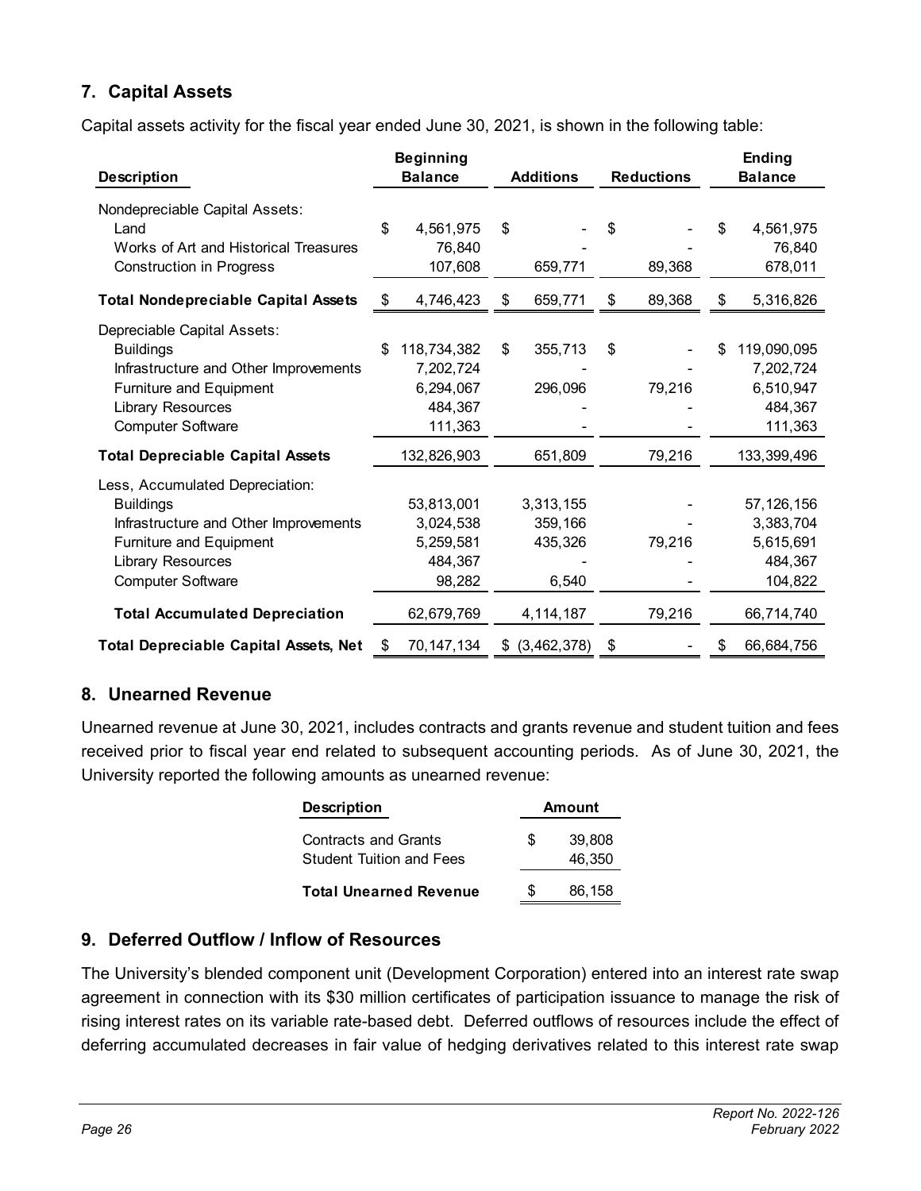## 7. Capital Assets

Capital assets activity for the fiscal year ended June 30, 2021, is shown in the following table:

| Description | Beginning Balance | Additions | Reductions | Ending Balance |
|---|---|---|---|---|
| Nondepreciable Capital Assets: | | | | |
| Land | $ 4,561,975 | $ - | $ - | $ 4,561,975 |
| Works of Art and Historical Treasures | 76,840 | - | - | 76,840 |
| Construction in Progress | 107,608 | 659,771 | 89,368 | 678,011 |
| **Total Nondepreciable Capital Assets** | $ 4,746,423 | $ 659,771 | $ 89,368 | $ 5,316,826 |
| Depreciable Capital Assets: | | | | |
| Buildings | $ 118,734,382 | $ 355,713 | $ - | $ 119,090,095 |
| Infrastructure and Other Improvements | 7,202,724 | - | - | 7,202,724 |
| Furniture and Equipment | 6,294,067 | 296,096 | 79,216 | 6,510,947 |
| Library Resources | 484,367 | - | - | 484,367 |
| Computer Software | 111,363 | - | - | 111,363 |
| **Total Depreciable Capital Assets** | 132,826,903 | 651,809 | 79,216 | 133,399,496 |
| Less, Accumulated Depreciation: | | | | |
| Buildings | 53,813,001 | 3,313,155 | - | 57,126,156 |
| Infrastructure and Other Improvements | 3,024,538 | 359,166 | - | 3,383,704 |
| Furniture and Equipment | 5,259,581 | 435,326 | 79,216 | 5,615,691 |
| Library Resources | 484,367 | - | - | 484,367 |
| Computer Software | 98,282 | 6,540 | - | 104,822 |
| **Total Accumulated Depreciation** | 62,679,769 | 4,114,187 | 79,216 | 66,714,740 |
| **Total Depreciable Capital Assets, Net** | $ 70,147,134 | $ (3,462,378) | $ - | $ 66,684,756 |

## 8. Unearned Revenue

Unearned revenue at June 30, 2021, includes contracts and grants revenue and student tuition and fees received prior to fiscal year end related to subsequent accounting periods. As of June 30, 2021, the University reported the following amounts as unearned revenue:

| Description | Amount |
|---|---|
| Contracts and Grants | $ 39,808 |
| Student Tuition and Fees | 46,350 |
| **Total Unearned Revenue** | $ 86,158 |

## 9. Deferred Outflow / Inflow of Resources

The University's blended component unit (Development Corporation) entered into an interest rate swap agreement in connection with its $30 million certificates of participation issuance to manage the risk of rising interest rates on its variable rate-based debt. Deferred outflows of resources include the effect of deferring accumulated decreases in fair value of hedging derivatives related to this interest rate swap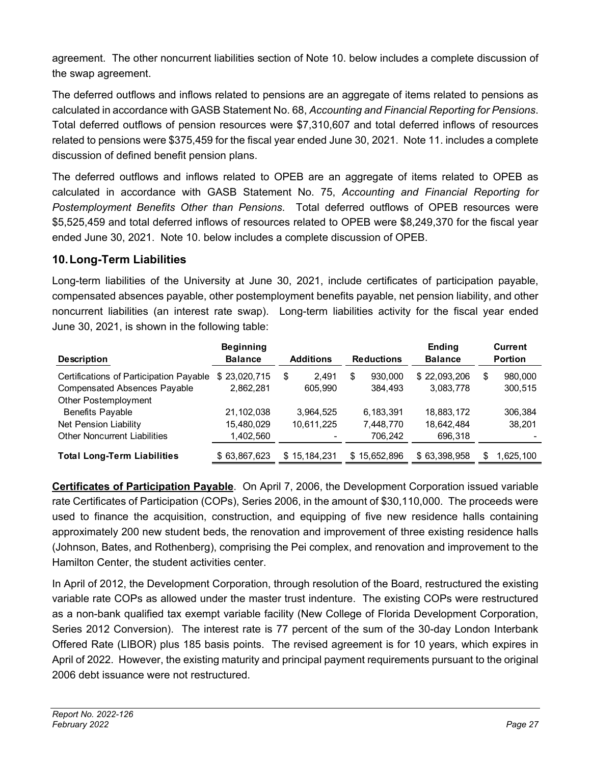agreement. The other noncurrent liabilities section of Note 10. below includes a complete discussion of the swap agreement.

The deferred outflows and inflows related to pensions are an aggregate of items related to pensions as calculated in accordance with GASB Statement No. 68, *Accounting and Financial Reporting for Pensions*. Total deferred outflows of pension resources were $7,310,607 and total deferred inflows of resources related to pensions were $375,459 for the fiscal year ended June 30, 2021. Note 11. includes a complete discussion of defined benefit pension plans.

The deferred outflows and inflows related to OPEB are an aggregate of items related to OPEB as calculated in accordance with GASB Statement No. 75, *Accounting and Financial Reporting for Postemployment Benefits Other than Pensions*. Total deferred outflows of OPEB resources were $5,525,459 and total deferred inflows of resources related to OPEB were $8,249,370 for the fiscal year ended June 30, 2021. Note 10. below includes a complete discussion of OPEB.

## 10. Long-Term Liabilities

Long-term liabilities of the University at June 30, 2021, include certificates of participation payable, compensated absences payable, other postemployment benefits payable, net pension liability, and other noncurrent liabilities (an interest rate swap). Long-term liabilities activity for the fiscal year ended June 30, 2021, is shown in the following table:

| Description | Beginning Balance | Additions | Reductions | Ending Balance | Current Portion |
|---|---|---|---|---|---|
| Certifications of Participation Payable | $ 23,020,715 | $ 2,491 | $ 930,000 | $ 22,093,206 | $ 980,000 |
| Compensated Absences Payable | 2,862,281 | 605,990 | 384,493 | 3,083,778 | 300,515 |
| Other Postemployment Benefits Payable | 21,102,038 | 3,964,525 | 6,183,391 | 18,883,172 | 306,384 |
| Net Pension Liability | 15,480,029 | 10,611,225 | 7,448,770 | 18,642,484 | 38,201 |
| Other Noncurrent Liabilities | 1,402,560 | - | 706,242 | 696,318 | - |
| **Total Long-Term Liabilities** | $ 63,867,623 | $ 15,184,231 | $ 15,652,896 | $ 63,398,958 | $ 1,625,100 |

**Certificates of Participation Payable**. On April 7, 2006, the Development Corporation issued variable rate Certificates of Participation (COPs), Series 2006, in the amount of $30,110,000. The proceeds were used to finance the acquisition, construction, and equipping of five new residence halls containing approximately 200 new student beds, the renovation and improvement of three existing residence halls (Johnson, Bates, and Rothenberg), comprising the Pei complex, and renovation and improvement to the Hamilton Center, the student activities center.

In April of 2012, the Development Corporation, through resolution of the Board, restructured the existing variable rate COPs as allowed under the master trust indenture. The existing COPs were restructured as a non-bank qualified tax exempt variable facility (New College of Florida Development Corporation, Series 2012 Conversion). The interest rate is 77 percent of the sum of the 30-day London Interbank Offered Rate (LIBOR) plus 185 basis points. The revised agreement is for 10 years, which expires in April of 2022. However, the existing maturity and principal payment requirements pursuant to the original 2006 debt issuance were not restructured.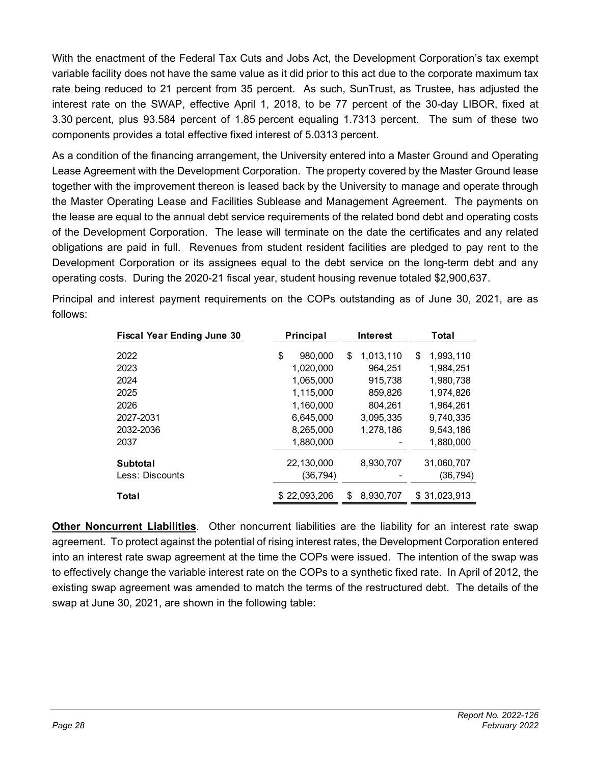With the enactment of the Federal Tax Cuts and Jobs Act, the Development Corporation's tax exempt variable facility does not have the same value as it did prior to this act due to the corporate maximum tax rate being reduced to 21 percent from 35 percent. As such, SunTrust, as Trustee, has adjusted the interest rate on the SWAP, effective April 1, 2018, to be 77 percent of the 30-day LIBOR, fixed at 3.30 percent, plus 93.584 percent of 1.85 percent equaling 1.7313 percent. The sum of these two components provides a total effective fixed interest of 5.0313 percent.

As a condition of the financing arrangement, the University entered into a Master Ground and Operating Lease Agreement with the Development Corporation. The property covered by the Master Ground lease together with the improvement thereon is leased back by the University to manage and operate through the Master Operating Lease and Facilities Sublease and Management Agreement. The payments on the lease are equal to the annual debt service requirements of the related bond debt and operating costs of the Development Corporation. The lease will terminate on the date the certificates and any related obligations are paid in full. Revenues from student resident facilities are pledged to pay rent to the Development Corporation or its assignees equal to the debt service on the long-term debt and any operating costs. During the 2020-21 fiscal year, student housing revenue totaled $2,900,637.

Principal and interest payment requirements on the COPs outstanding as of June 30, 2021, are as follows:

| Fiscal Year Ending June 30 | Principal | Interest | Total |
|---|---|---|---|
| 2022 | $ 980,000 | $ 1,013,110 | $ 1,993,110 |
| 2023 | 1,020,000 | 964,251 | 1,984,251 |
| 2024 | 1,065,000 | 915,738 | 1,980,738 |
| 2025 | 1,115,000 | 859,826 | 1,974,826 |
| 2026 | 1,160,000 | 804,261 | 1,964,261 |
| 2027-2031 | 6,645,000 | 3,095,335 | 9,740,335 |
| 2032-2036 | 8,265,000 | 1,278,186 | 9,543,186 |
| 2037 | 1,880,000 | - | 1,880,000 |
| **Subtotal** | 22,130,000 | 8,930,707 | 31,060,707 |
| Less: Discounts | (36,794) | - | (36,794) |
| **Total** | $ 22,093,206 | $ 8,930,707 | $ 31,023,913 |

**Other Noncurrent Liabilities**. Other noncurrent liabilities are the liability for an interest rate swap agreement. To protect against the potential of rising interest rates, the Development Corporation entered into an interest rate swap agreement at the time the COPs were issued. The intention of the swap was to effectively change the variable interest rate on the COPs to a synthetic fixed rate. In April of 2012, the existing swap agreement was amended to match the terms of the restructured debt. The details of the swap at June 30, 2021, are shown in the following table: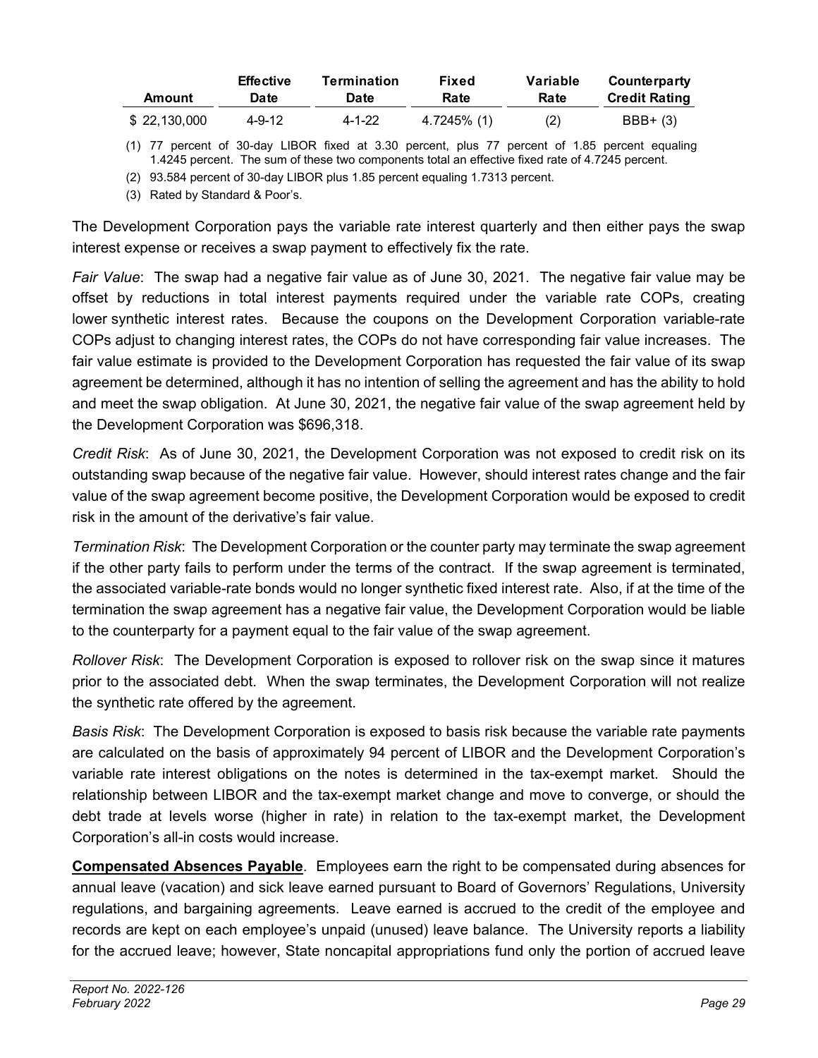| Amount | Effective Date | Termination Date | Fixed Rate | Variable Rate | Counterparty Credit Rating |
|---|---|---|---|---|---|
| $ 22,130,000 | 4-9-12 | 4-1-22 | 4.7245% (1) | (2) | BBB+ (3) |

(1) 77 percent of 30-day LIBOR fixed at 3.30 percent, plus 77 percent of 1.85 percent equaling 1.4245 percent. The sum of these two components total an effective fixed rate of 4.7245 percent.

(2) 93.584 percent of 30-day LIBOR plus 1.85 percent equaling 1.7313 percent.

(3) Rated by Standard & Poor's.

The Development Corporation pays the variable rate interest quarterly and then either pays the swap interest expense or receives a swap payment to effectively fix the rate.

*Fair Value*: The swap had a negative fair value as of June 30, 2021. The negative fair value may be offset by reductions in total interest payments required under the variable rate COPs, creating lower synthetic interest rates. Because the coupons on the Development Corporation variable-rate COPs adjust to changing interest rates, the COPs do not have corresponding fair value increases. The fair value estimate is provided to the Development Corporation has requested the fair value of its swap agreement be determined, although it has no intention of selling the agreement and has the ability to hold and meet the swap obligation. At June 30, 2021, the negative fair value of the swap agreement held by the Development Corporation was $696,318.

*Credit Risk*: As of June 30, 2021, the Development Corporation was not exposed to credit risk on its outstanding swap because of the negative fair value. However, should interest rates change and the fair value of the swap agreement become positive, the Development Corporation would be exposed to credit risk in the amount of the derivative's fair value.

*Termination Risk*: The Development Corporation or the counter party may terminate the swap agreement if the other party fails to perform under the terms of the contract. If the swap agreement is terminated, the associated variable-rate bonds would no longer synthetic fixed interest rate. Also, if at the time of the termination the swap agreement has a negative fair value, the Development Corporation would be liable to the counterparty for a payment equal to the fair value of the swap agreement.

*Rollover Risk*: The Development Corporation is exposed to rollover risk on the swap since it matures prior to the associated debt. When the swap terminates, the Development Corporation will not realize the synthetic rate offered by the agreement.

*Basis Risk*: The Development Corporation is exposed to basis risk because the variable rate payments are calculated on the basis of approximately 94 percent of LIBOR and the Development Corporation's variable rate interest obligations on the notes is determined in the tax-exempt market. Should the relationship between LIBOR and the tax-exempt market change and move to converge, or should the debt trade at levels worse (higher in rate) in relation to the tax-exempt market, the Development Corporation's all-in costs would increase.

**Compensated Absences Payable**. Employees earn the right to be compensated during absences for annual leave (vacation) and sick leave earned pursuant to Board of Governors' Regulations, University regulations, and bargaining agreements. Leave earned is accrued to the credit of the employee and records are kept on each employee's unpaid (unused) leave balance. The University reports a liability for the accrued leave; however, State noncapital appropriations fund only the portion of accrued leave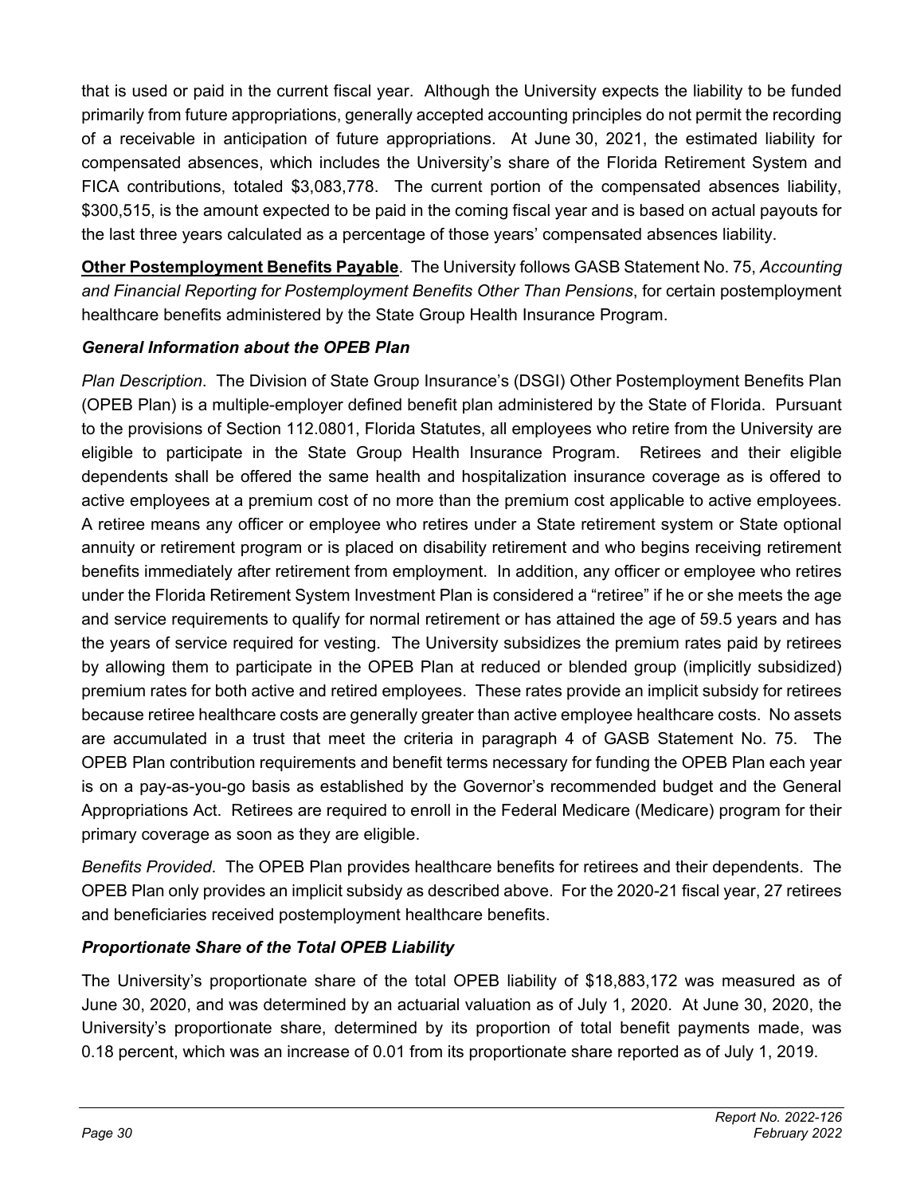that is used or paid in the current fiscal year. Although the University expects the liability to be funded primarily from future appropriations, generally accepted accounting principles do not permit the recording of a receivable in anticipation of future appropriations. At June 30, 2021, the estimated liability for compensated absences, which includes the University's share of the Florida Retirement System and FICA contributions, totaled $3,083,778. The current portion of the compensated absences liability, $300,515, is the amount expected to be paid in the coming fiscal year and is based on actual payouts for the last three years calculated as a percentage of those years' compensated absences liability.

**Other Postemployment Benefits Payable**. The University follows GASB Statement No. 75, *Accounting and Financial Reporting for Postemployment Benefits Other Than Pensions*, for certain postemployment healthcare benefits administered by the State Group Health Insurance Program.

***General Information about the OPEB Plan***

*Plan Description*. The Division of State Group Insurance's (DSGI) Other Postemployment Benefits Plan (OPEB Plan) is a multiple-employer defined benefit plan administered by the State of Florida. Pursuant to the provisions of Section 112.0801, Florida Statutes, all employees who retire from the University are eligible to participate in the State Group Health Insurance Program. Retirees and their eligible dependents shall be offered the same health and hospitalization insurance coverage as is offered to active employees at a premium cost of no more than the premium cost applicable to active employees. A retiree means any officer or employee who retires under a State retirement system or State optional annuity or retirement program or is placed on disability retirement and who begins receiving retirement benefits immediately after retirement from employment. In addition, any officer or employee who retires under the Florida Retirement System Investment Plan is considered a "retiree" if he or she meets the age and service requirements to qualify for normal retirement or has attained the age of 59.5 years and has the years of service required for vesting. The University subsidizes the premium rates paid by retirees by allowing them to participate in the OPEB Plan at reduced or blended group (implicitly subsidized) premium rates for both active and retired employees. These rates provide an implicit subsidy for retirees because retiree healthcare costs are generally greater than active employee healthcare costs. No assets are accumulated in a trust that meet the criteria in paragraph 4 of GASB Statement No. 75. The OPEB Plan contribution requirements and benefit terms necessary for funding the OPEB Plan each year is on a pay-as-you-go basis as established by the Governor's recommended budget and the General Appropriations Act. Retirees are required to enroll in the Federal Medicare (Medicare) program for their primary coverage as soon as they are eligible.

*Benefits Provided*. The OPEB Plan provides healthcare benefits for retirees and their dependents. The OPEB Plan only provides an implicit subsidy as described above. For the 2020-21 fiscal year, 27 retirees and beneficiaries received postemployment healthcare benefits.

***Proportionate Share of the Total OPEB Liability***

The University's proportionate share of the total OPEB liability of $18,883,172 was measured as of June 30, 2020, and was determined by an actuarial valuation as of July 1, 2020. At June 30, 2020, the University's proportionate share, determined by its proportion of total benefit payments made, was 0.18 percent, which was an increase of 0.01 from its proportionate share reported as of July 1, 2019.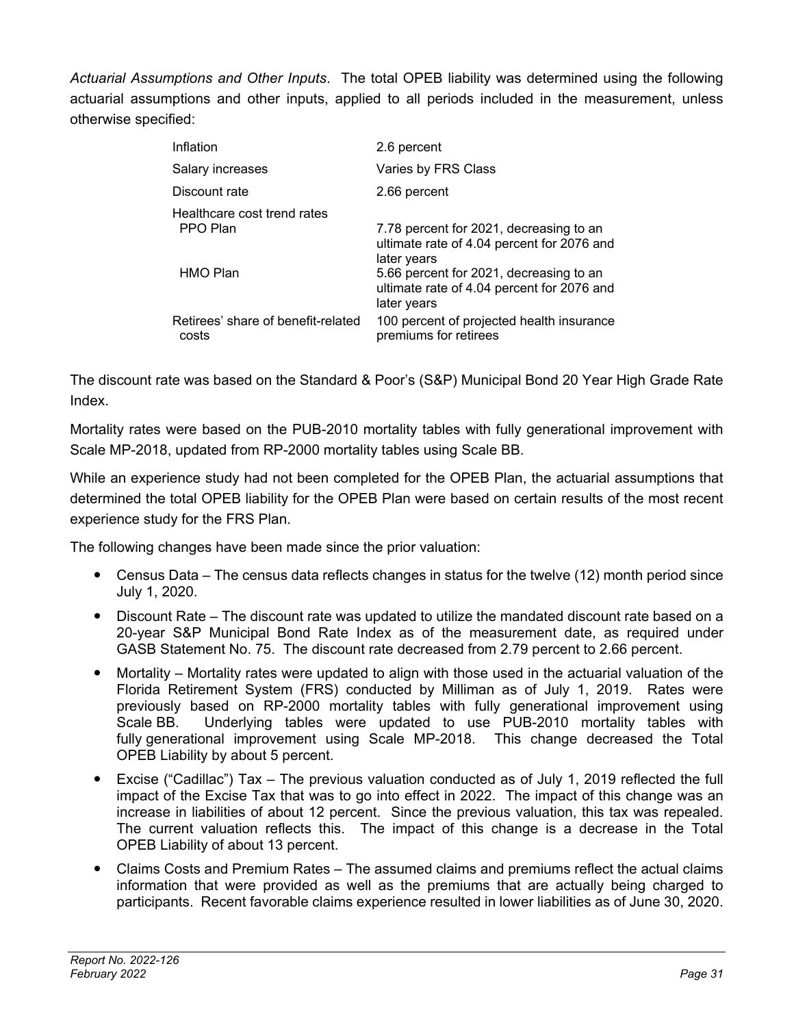*Actuarial Assumptions and Other Inputs*. The total OPEB liability was determined using the following actuarial assumptions and other inputs, applied to all periods included in the measurement, unless otherwise specified:

| | |
|---|---|
| Inflation | 2.6 percent |
| Salary increases | Varies by FRS Class |
| Discount rate | 2.66 percent |
| Healthcare cost trend rates | |
| PPO Plan | 7.78 percent for 2021, decreasing to an ultimate rate of 4.04 percent for 2076 and later years |
| HMO Plan | 5.66 percent for 2021, decreasing to an ultimate rate of 4.04 percent for 2076 and later years |
| Retirees' share of benefit-related costs | 100 percent of projected health insurance premiums for retirees |

The discount rate was based on the Standard & Poor's (S&P) Municipal Bond 20 Year High Grade Rate Index.

Mortality rates were based on the PUB-2010 mortality tables with fully generational improvement with Scale MP-2018, updated from RP-2000 mortality tables using Scale BB.

While an experience study had not been completed for the OPEB Plan, the actuarial assumptions that determined the total OPEB liability for the OPEB Plan were based on certain results of the most recent experience study for the FRS Plan.

The following changes have been made since the prior valuation:

- Census Data – The census data reflects changes in status for the twelve (12) month period since July 1, 2020.
- Discount Rate – The discount rate was updated to utilize the mandated discount rate based on a 20-year S&P Municipal Bond Rate Index as of the measurement date, as required under GASB Statement No. 75. The discount rate decreased from 2.79 percent to 2.66 percent.
- Mortality – Mortality rates were updated to align with those used in the actuarial valuation of the Florida Retirement System (FRS) conducted by Milliman as of July 1, 2019. Rates were previously based on RP-2000 mortality tables with fully generational improvement using Scale BB. Underlying tables were updated to use PUB-2010 mortality tables with fully generational improvement using Scale MP-2018. This change decreased the Total OPEB Liability by about 5 percent.
- Excise ("Cadillac") Tax – The previous valuation conducted as of July 1, 2019 reflected the full impact of the Excise Tax that was to go into effect in 2022. The impact of this change was an increase in liabilities of about 12 percent. Since the previous valuation, this tax was repealed. The current valuation reflects this. The impact of this change is a decrease in the Total OPEB Liability of about 13 percent.
- Claims Costs and Premium Rates – The assumed claims and premiums reflect the actual claims information that were provided as well as the premiums that are actually being charged to participants. Recent favorable claims experience resulted in lower liabilities as of June 30, 2020.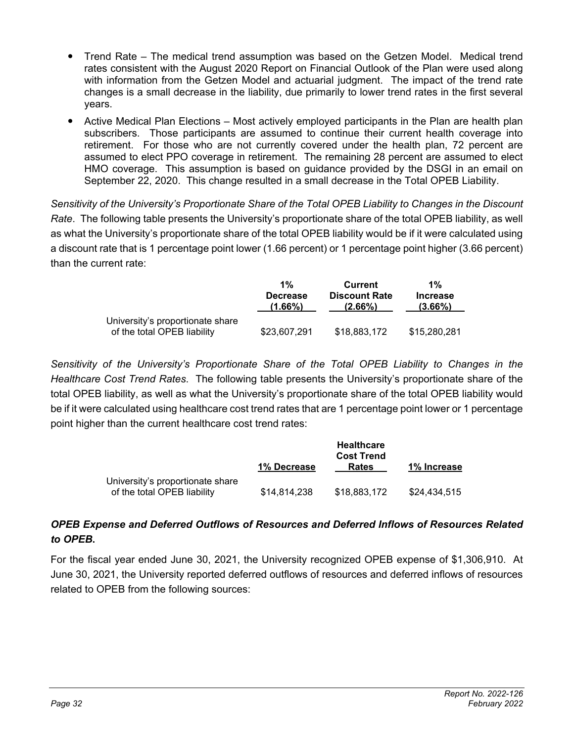- Trend Rate – The medical trend assumption was based on the Getzen Model. Medical trend rates consistent with the August 2020 Report on Financial Outlook of the Plan were used along with information from the Getzen Model and actuarial judgment. The impact of the trend rate changes is a small decrease in the liability, due primarily to lower trend rates in the first several years.
- Active Medical Plan Elections – Most actively employed participants in the Plan are health plan subscribers. Those participants are assumed to continue their current health coverage into retirement. For those who are not currently covered under the health plan, 72 percent are assumed to elect PPO coverage in retirement. The remaining 28 percent are assumed to elect HMO coverage. This assumption is based on guidance provided by the DSGI in an email on September 22, 2020. This change resulted in a small decrease in the Total OPEB Liability.

*Sensitivity of the University's Proportionate Share of the Total OPEB Liability to Changes in the Discount Rate*. The following table presents the University's proportionate share of the total OPEB liability, as well as what the University's proportionate share of the total OPEB liability would be if it were calculated using a discount rate that is 1 percentage point lower (1.66 percent) or 1 percentage point higher (3.66 percent) than the current rate:

| | 1% Decrease (1.66%) | Current Discount Rate (2.66%) | 1% Increase (3.66%) |
|---|---|---|---|
| University's proportionate share of the total OPEB liability | $23,607,291 | $18,883,172 | $15,280,281 |

*Sensitivity of the University's Proportionate Share of the Total OPEB Liability to Changes in the Healthcare Cost Trend Rates*. The following table presents the University's proportionate share of the total OPEB liability, as well as what the University's proportionate share of the total OPEB liability would be if it were calculated using healthcare cost trend rates that are 1 percentage point lower or 1 percentage point higher than the current healthcare cost trend rates:

| | 1% Decrease | Healthcare Cost Trend Rates | 1% Increase |
|---|---|---|---|
| University's proportionate share of the total OPEB liability | $14,814,238 | $18,883,172 | $24,434,515 |

***OPEB Expense and Deferred Outflows of Resources and Deferred Inflows of Resources Related to OPEB*.**

For the fiscal year ended June 30, 2021, the University recognized OPEB expense of $1,306,910. At June 30, 2021, the University reported deferred outflows of resources and deferred inflows of resources related to OPEB from the following sources: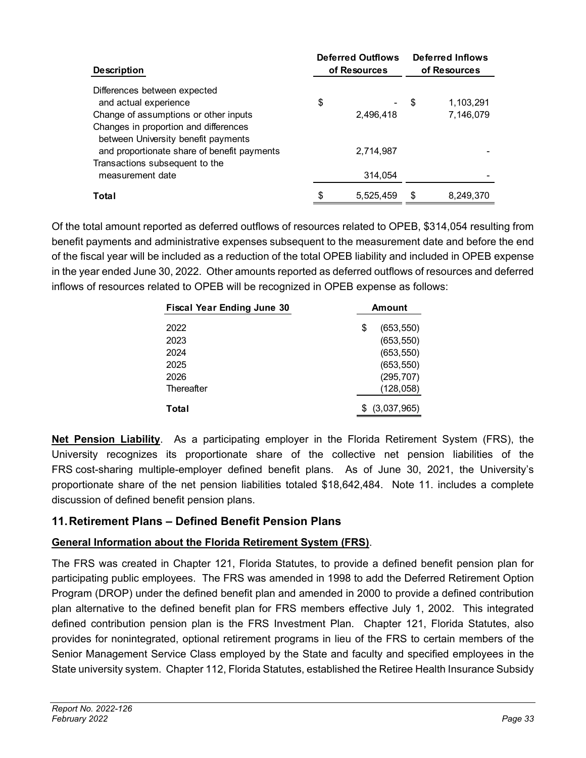| Description | Deferred Outflows of Resources | Deferred Inflows of Resources |
|---|---|---|
| Differences between expected and actual experience | $ - | $ 1,103,291 |
| Change of assumptions or other inputs | 2,496,418 | 7,146,079 |
| Changes in proportion and differences between University benefit payments and proportionate share of benefit payments | 2,714,987 | - |
| Transactions subsequent to the measurement date | 314,054 | - |
| **Total** | $ 5,525,459 | $ 8,249,370 |

Of the total amount reported as deferred outflows of resources related to OPEB, $314,054 resulting from benefit payments and administrative expenses subsequent to the measurement date and before the end of the fiscal year will be included as a reduction of the total OPEB liability and included in OPEB expense in the year ended June 30, 2022. Other amounts reported as deferred outflows of resources and deferred inflows of resources related to OPEB will be recognized in OPEB expense as follows:

| Fiscal Year Ending June 30 | Amount |
|---|---|
| 2022 | $ (653,550) |
| 2023 | (653,550) |
| 2024 | (653,550) |
| 2025 | (653,550) |
| 2026 | (295,707) |
| Thereafter | (128,058) |
| **Total** | $ (3,037,965) |

**Net Pension Liability**. As a participating employer in the Florida Retirement System (FRS), the University recognizes its proportionate share of the collective net pension liabilities of the FRS cost-sharing multiple-employer defined benefit plans. As of June 30, 2021, the University's proportionate share of the net pension liabilities totaled $18,642,484. Note 11. includes a complete discussion of defined benefit pension plans.

## 11. Retirement Plans – Defined Benefit Pension Plans

**General Information about the Florida Retirement System (FRS)**.

The FRS was created in Chapter 121, Florida Statutes, to provide a defined benefit pension plan for participating public employees. The FRS was amended in 1998 to add the Deferred Retirement Option Program (DROP) under the defined benefit plan and amended in 2000 to provide a defined contribution plan alternative to the defined benefit plan for FRS members effective July 1, 2002. This integrated defined contribution pension plan is the FRS Investment Plan. Chapter 121, Florida Statutes, also provides for nonintegrated, optional retirement programs in lieu of the FRS to certain members of the Senior Management Service Class employed by the State and faculty and specified employees in the State university system. Chapter 112, Florida Statutes, established the Retiree Health Insurance Subsidy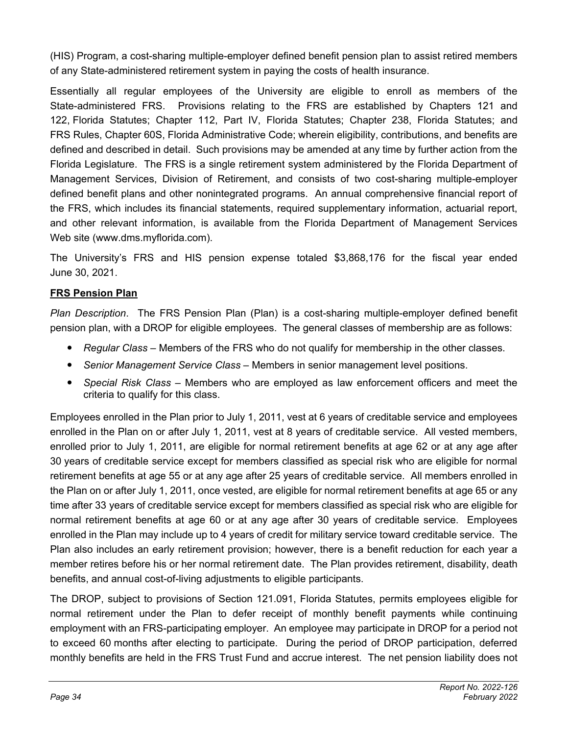(HIS) Program, a cost-sharing multiple-employer defined benefit pension plan to assist retired members of any State-administered retirement system in paying the costs of health insurance.

Essentially all regular employees of the University are eligible to enroll as members of the State-administered FRS. Provisions relating to the FRS are established by Chapters 121 and 122, Florida Statutes; Chapter 112, Part IV, Florida Statutes; Chapter 238, Florida Statutes; and FRS Rules, Chapter 60S, Florida Administrative Code; wherein eligibility, contributions, and benefits are defined and described in detail. Such provisions may be amended at any time by further action from the Florida Legislature. The FRS is a single retirement system administered by the Florida Department of Management Services, Division of Retirement, and consists of two cost-sharing multiple-employer defined benefit plans and other nonintegrated programs. An annual comprehensive financial report of the FRS, which includes its financial statements, required supplementary information, actuarial report, and other relevant information, is available from the Florida Department of Management Services Web site (www.dms.myflorida.com).

The University's FRS and HIS pension expense totaled $3,868,176 for the fiscal year ended June 30, 2021.

**FRS Pension Plan**

*Plan Description*. The FRS Pension Plan (Plan) is a cost-sharing multiple-employer defined benefit pension plan, with a DROP for eligible employees. The general classes of membership are as follows:

- *Regular Class* – Members of the FRS who do not qualify for membership in the other classes.
- *Senior Management Service Class* – Members in senior management level positions.
- *Special Risk Class* – Members who are employed as law enforcement officers and meet the criteria to qualify for this class.

Employees enrolled in the Plan prior to July 1, 2011, vest at 6 years of creditable service and employees enrolled in the Plan on or after July 1, 2011, vest at 8 years of creditable service. All vested members, enrolled prior to July 1, 2011, are eligible for normal retirement benefits at age 62 or at any age after 30 years of creditable service except for members classified as special risk who are eligible for normal retirement benefits at age 55 or at any age after 25 years of creditable service. All members enrolled in the Plan on or after July 1, 2011, once vested, are eligible for normal retirement benefits at age 65 or any time after 33 years of creditable service except for members classified as special risk who are eligible for normal retirement benefits at age 60 or at any age after 30 years of creditable service. Employees enrolled in the Plan may include up to 4 years of credit for military service toward creditable service. The Plan also includes an early retirement provision; however, there is a benefit reduction for each year a member retires before his or her normal retirement date. The Plan provides retirement, disability, death benefits, and annual cost-of-living adjustments to eligible participants.

The DROP, subject to provisions of Section 121.091, Florida Statutes, permits employees eligible for normal retirement under the Plan to defer receipt of monthly benefit payments while continuing employment with an FRS-participating employer. An employee may participate in DROP for a period not to exceed 60 months after electing to participate. During the period of DROP participation, deferred monthly benefits are held in the FRS Trust Fund and accrue interest. The net pension liability does not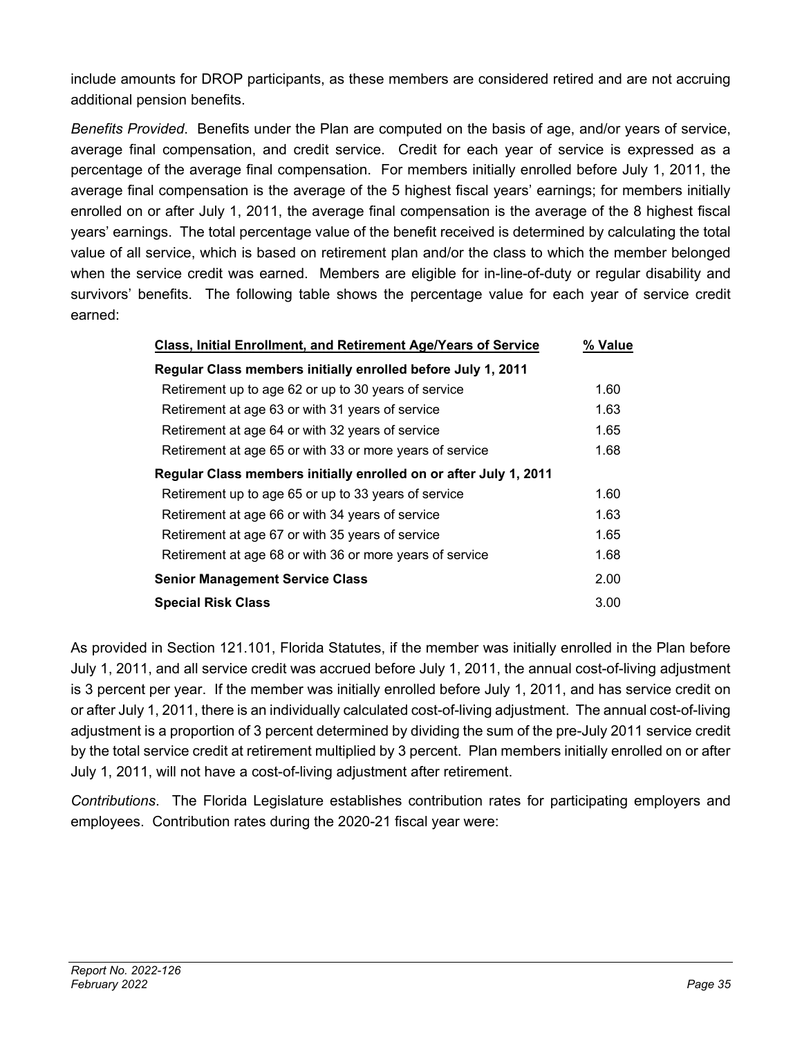include amounts for DROP participants, as these members are considered retired and are not accruing additional pension benefits.

*Benefits Provided*. Benefits under the Plan are computed on the basis of age, and/or years of service, average final compensation, and credit service. Credit for each year of service is expressed as a percentage of the average final compensation. For members initially enrolled before July 1, 2011, the average final compensation is the average of the 5 highest fiscal years' earnings; for members initially enrolled on or after July 1, 2011, the average final compensation is the average of the 8 highest fiscal years' earnings. The total percentage value of the benefit received is determined by calculating the total value of all service, which is based on retirement plan and/or the class to which the member belonged when the service credit was earned. Members are eligible for in-line-of-duty or regular disability and survivors' benefits. The following table shows the percentage value for each year of service credit earned:

| Class, Initial Enrollment, and Retirement Age/Years of Service | % Value |
|---|---|
| **Regular Class members initially enrolled before July 1, 2011** | |
| Retirement up to age 62 or up to 30 years of service | 1.60 |
| Retirement at age 63 or with 31 years of service | 1.63 |
| Retirement at age 64 or with 32 years of service | 1.65 |
| Retirement at age 65 or with 33 or more years of service | 1.68 |
| **Regular Class members initially enrolled on or after July 1, 2011** | |
| Retirement up to age 65 or up to 33 years of service | 1.60 |
| Retirement at age 66 or with 34 years of service | 1.63 |
| Retirement at age 67 or with 35 years of service | 1.65 |
| Retirement at age 68 or with 36 or more years of service | 1.68 |
| **Senior Management Service Class** | 2.00 |
| **Special Risk Class** | 3.00 |

As provided in Section 121.101, Florida Statutes, if the member was initially enrolled in the Plan before July 1, 2011, and all service credit was accrued before July 1, 2011, the annual cost-of-living adjustment is 3 percent per year. If the member was initially enrolled before July 1, 2011, and has service credit on or after July 1, 2011, there is an individually calculated cost-of-living adjustment. The annual cost-of-living adjustment is a proportion of 3 percent determined by dividing the sum of the pre-July 2011 service credit by the total service credit at retirement multiplied by 3 percent. Plan members initially enrolled on or after July 1, 2011, will not have a cost-of-living adjustment after retirement.

*Contributions*. The Florida Legislature establishes contribution rates for participating employers and employees. Contribution rates during the 2020-21 fiscal year were: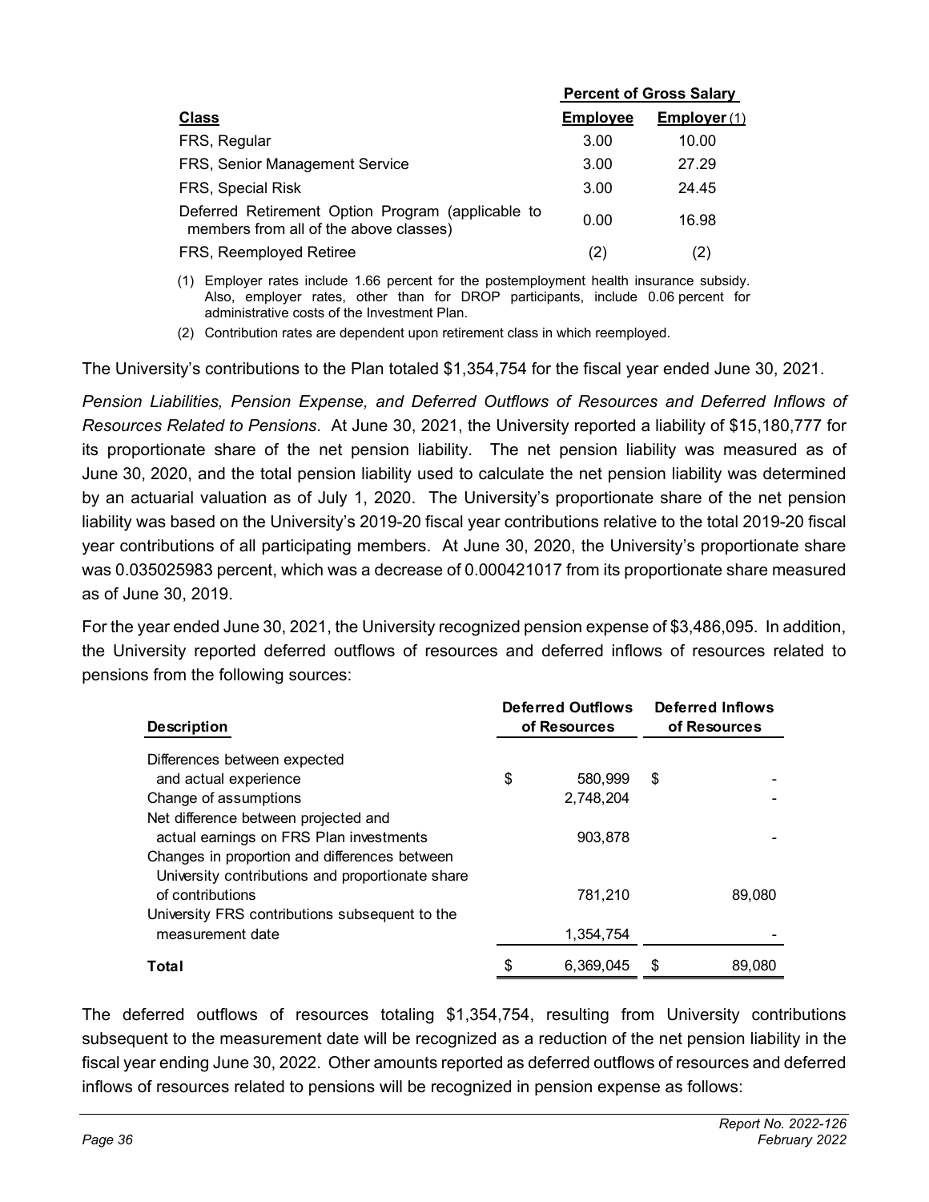| Class | Percent of Gross Salary | |
|---|---|---|
| | **Employee** | **Employer** (1) |
| FRS, Regular | 3.00 | 10.00 |
| FRS, Senior Management Service | 3.00 | 27.29 |
| FRS, Special Risk | 3.00 | 24.45 |
| Deferred Retirement Option Program (applicable to members from all of the above classes) | 0.00 | 16.98 |
| FRS, Reemployed Retiree | (2) | (2) |

(1) Employer rates include 1.66 percent for the postemployment health insurance subsidy. Also, employer rates, other than for DROP participants, include 0.06 percent for administrative costs of the Investment Plan.

(2) Contribution rates are dependent upon retirement class in which reemployed.

The University's contributions to the Plan totaled $1,354,754 for the fiscal year ended June 30, 2021.

*Pension Liabilities, Pension Expense, and Deferred Outflows of Resources and Deferred Inflows of Resources Related to Pensions*. At June 30, 2021, the University reported a liability of $15,180,777 for its proportionate share of the net pension liability. The net pension liability was measured as of June 30, 2020, and the total pension liability used to calculate the net pension liability was determined by an actuarial valuation as of July 1, 2020. The University's proportionate share of the net pension liability was based on the University's 2019-20 fiscal year contributions relative to the total 2019-20 fiscal year contributions of all participating members. At June 30, 2020, the University's proportionate share was 0.035025983 percent, which was a decrease of 0.000421017 from its proportionate share measured as of June 30, 2019.

For the year ended June 30, 2021, the University recognized pension expense of $3,486,095. In addition, the University reported deferred outflows of resources and deferred inflows of resources related to pensions from the following sources:

| Description | Deferred Outflows of Resources | Deferred Inflows of Resources |
|---|---|---|
| Differences between expected and actual experience | $ 580,999 | $ - |
| Change of assumptions | 2,748,204 | - |
| Net difference between projected and actual earnings on FRS Plan investments | 903,878 | - |
| Changes in proportion and differences between University contributions and proportionate share of contributions | 781,210 | 89,080 |
| University FRS contributions subsequent to the measurement date | 1,354,754 | - |
| **Total** | $ 6,369,045 | $ 89,080 |

The deferred outflows of resources totaling $1,354,754, resulting from University contributions subsequent to the measurement date will be recognized as a reduction of the net pension liability in the fiscal year ending June 30, 2022. Other amounts reported as deferred outflows of resources and deferred inflows of resources related to pensions will be recognized in pension expense as follows: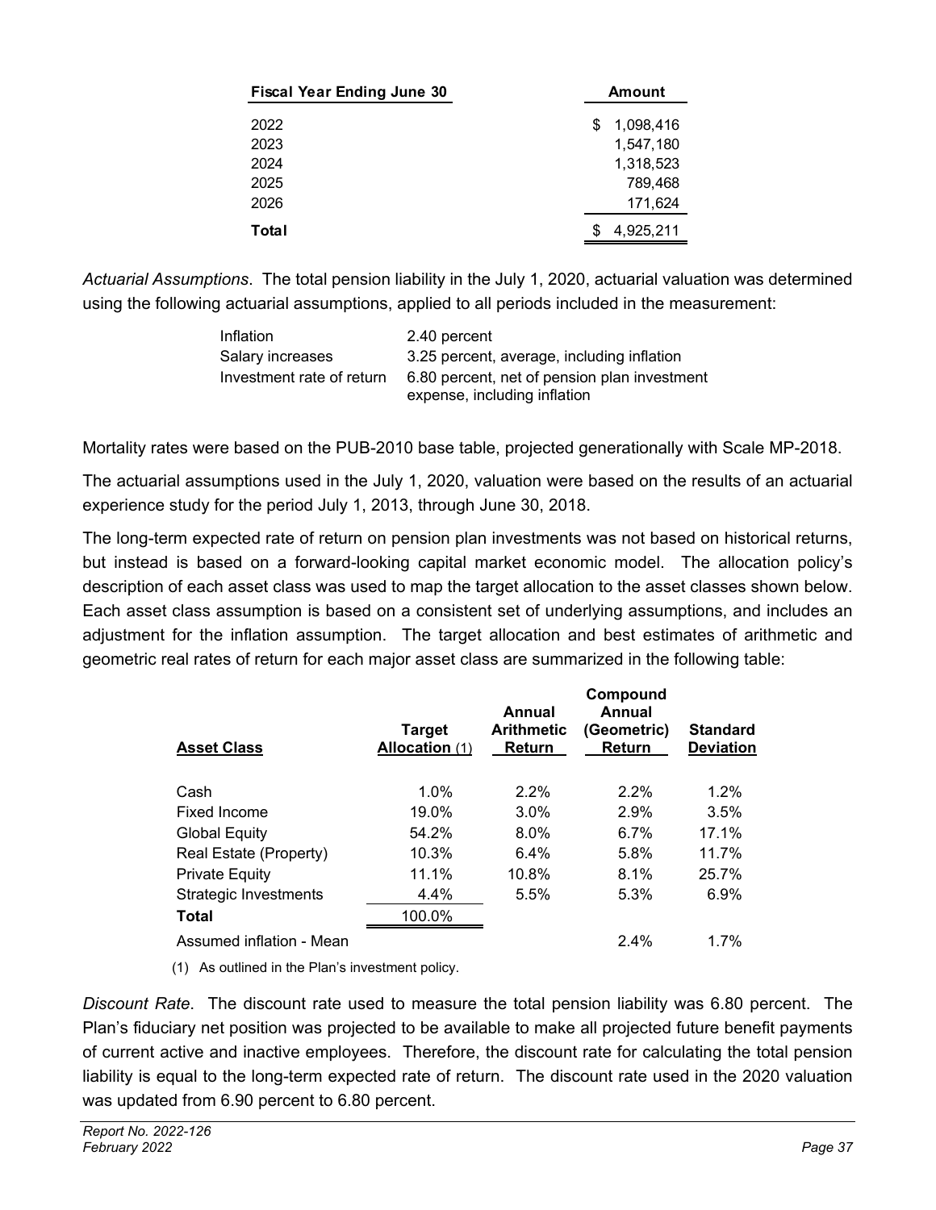| Fiscal Year Ending June 30 | Amount |
|---|---|
| 2022 | $ 1,098,416 |
| 2023 | 1,547,180 |
| 2024 | 1,318,523 |
| 2025 | 789,468 |
| 2026 | 171,624 |
| **Total** | $ 4,925,211 |

*Actuarial Assumptions*. The total pension liability in the July 1, 2020, actuarial valuation was determined using the following actuarial assumptions, applied to all periods included in the measurement:

| | |
|---|---|
| Inflation | 2.40 percent |
| Salary increases | 3.25 percent, average, including inflation |
| Investment rate of return | 6.80 percent, net of pension plan investment expense, including inflation |

Mortality rates were based on the PUB-2010 base table, projected generationally with Scale MP-2018.

The actuarial assumptions used in the July 1, 2020, valuation were based on the results of an actuarial experience study for the period July 1, 2013, through June 30, 2018.

The long-term expected rate of return on pension plan investments was not based on historical returns, but instead is based on a forward-looking capital market economic model. The allocation policy's description of each asset class was used to map the target allocation to the asset classes shown below. Each asset class assumption is based on a consistent set of underlying assumptions, and includes an adjustment for the inflation assumption. The target allocation and best estimates of arithmetic and geometric real rates of return for each major asset class are summarized in the following table:

| Asset Class | Target Allocation (1) | Annual Arithmetic Return | Compound Annual (Geometric) Return | Standard Deviation |
|---|---|---|---|---|
| Cash | 1.0% | 2.2% | 2.2% | 1.2% |
| Fixed Income | 19.0% | 3.0% | 2.9% | 3.5% |
| Global Equity | 54.2% | 8.0% | 6.7% | 17.1% |
| Real Estate (Property) | 10.3% | 6.4% | 5.8% | 11.7% |
| Private Equity | 11.1% | 10.8% | 8.1% | 25.7% |
| Strategic Investments | 4.4% | 5.5% | 5.3% | 6.9% |
| **Total** | 100.0% | | | |
| Assumed inflation - Mean | | | 2.4% | 1.7% |

(1) As outlined in the Plan's investment policy.

*Discount Rate*. The discount rate used to measure the total pension liability was 6.80 percent. The Plan's fiduciary net position was projected to be available to make all projected future benefit payments of current active and inactive employees. Therefore, the discount rate for calculating the total pension liability is equal to the long-term expected rate of return. The discount rate used in the 2020 valuation was updated from 6.90 percent to 6.80 percent.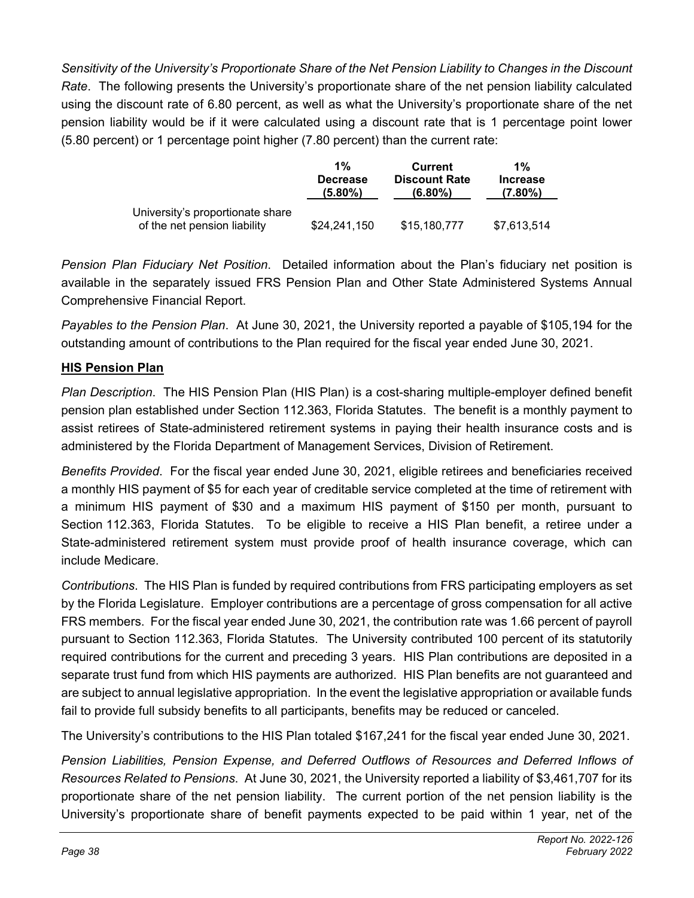*Sensitivity of the University's Proportionate Share of the Net Pension Liability to Changes in the Discount Rate*. The following presents the University's proportionate share of the net pension liability calculated using the discount rate of 6.80 percent, as well as what the University's proportionate share of the net pension liability would be if it were calculated using a discount rate that is 1 percentage point lower (5.80 percent) or 1 percentage point higher (7.80 percent) than the current rate:

| | 1% Decrease (5.80%) | Current Discount Rate (6.80%) | 1% Increase (7.80%) |
|---|---|---|---|
| University's proportionate share of the net pension liability | $24,241,150 | $15,180,777 | $7,613,514 |

*Pension Plan Fiduciary Net Position*. Detailed information about the Plan's fiduciary net position is available in the separately issued FRS Pension Plan and Other State Administered Systems Annual Comprehensive Financial Report.

*Payables to the Pension Plan*. At June 30, 2021, the University reported a payable of $105,194 for the outstanding amount of contributions to the Plan required for the fiscal year ended June 30, 2021.

**HIS Pension Plan**

*Plan Description*. The HIS Pension Plan (HIS Plan) is a cost-sharing multiple-employer defined benefit pension plan established under Section 112.363, Florida Statutes. The benefit is a monthly payment to assist retirees of State-administered retirement systems in paying their health insurance costs and is administered by the Florida Department of Management Services, Division of Retirement.

*Benefits Provided*. For the fiscal year ended June 30, 2021, eligible retirees and beneficiaries received a monthly HIS payment of $5 for each year of creditable service completed at the time of retirement with a minimum HIS payment of $30 and a maximum HIS payment of $150 per month, pursuant to Section 112.363, Florida Statutes. To be eligible to receive a HIS Plan benefit, a retiree under a State-administered retirement system must provide proof of health insurance coverage, which can include Medicare.

*Contributions*. The HIS Plan is funded by required contributions from FRS participating employers as set by the Florida Legislature. Employer contributions are a percentage of gross compensation for all active FRS members. For the fiscal year ended June 30, 2021, the contribution rate was 1.66 percent of payroll pursuant to Section 112.363, Florida Statutes. The University contributed 100 percent of its statutorily required contributions for the current and preceding 3 years. HIS Plan contributions are deposited in a separate trust fund from which HIS payments are authorized. HIS Plan benefits are not guaranteed and are subject to annual legislative appropriation. In the event the legislative appropriation or available funds fail to provide full subsidy benefits to all participants, benefits may be reduced or canceled.

The University's contributions to the HIS Plan totaled $167,241 for the fiscal year ended June 30, 2021.

*Pension Liabilities, Pension Expense, and Deferred Outflows of Resources and Deferred Inflows of Resources Related to Pensions*. At June 30, 2021, the University reported a liability of $3,461,707 for its proportionate share of the net pension liability. The current portion of the net pension liability is the University's proportionate share of benefit payments expected to be paid within 1 year, net of the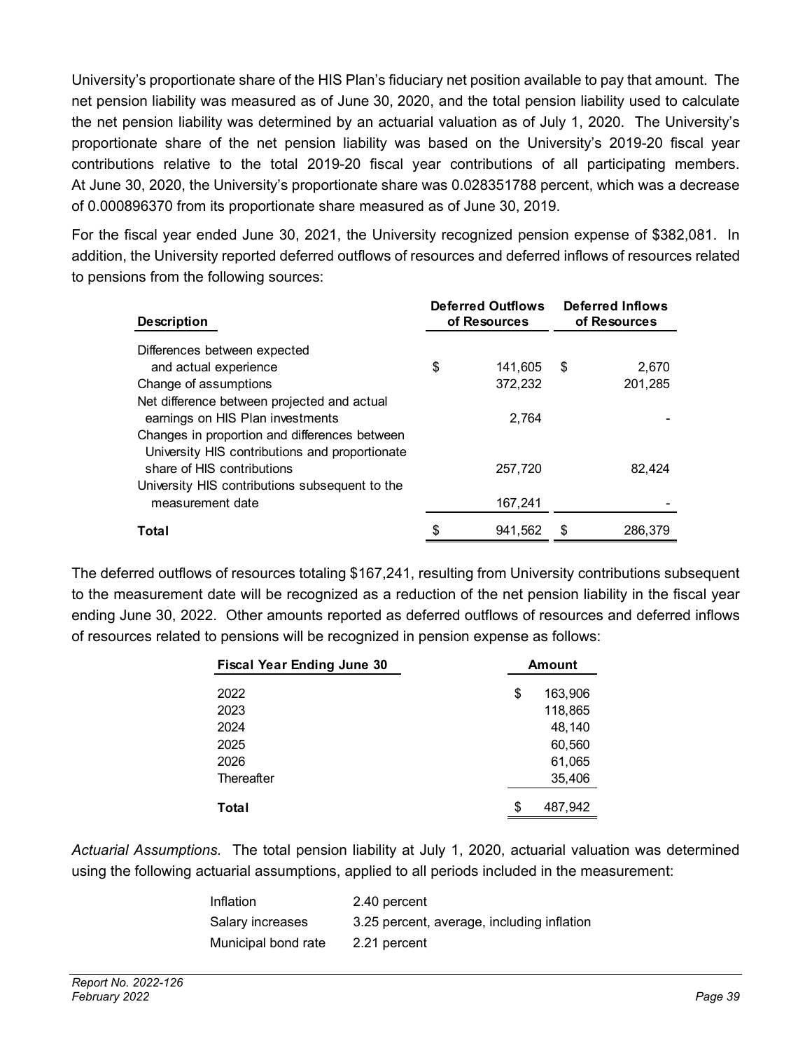University's proportionate share of the HIS Plan's fiduciary net position available to pay that amount. The net pension liability was measured as of June 30, 2020, and the total pension liability used to calculate the net pension liability was determined by an actuarial valuation as of July 1, 2020. The University's proportionate share of the net pension liability was based on the University's 2019-20 fiscal year contributions relative to the total 2019-20 fiscal year contributions of all participating members. At June 30, 2020, the University's proportionate share was 0.028351788 percent, which was a decrease of 0.000896370 from its proportionate share measured as of June 30, 2019.

For the fiscal year ended June 30, 2021, the University recognized pension expense of $382,081. In addition, the University reported deferred outflows of resources and deferred inflows of resources related to pensions from the following sources:

| Description | Deferred Outflows of Resources | Deferred Inflows of Resources |
|---|---|---|
| Differences between expected and actual experience | $ 141,605 | $ 2,670 |
| Change of assumptions | 372,232 | 201,285 |
| Net difference between projected and actual earnings on HIS Plan investments | 2,764 | - |
| Changes in proportion and differences between University HIS contributions and proportionate share of HIS contributions | 257,720 | 82,424 |
| University HIS contributions subsequent to the measurement date | 167,241 | - |
| **Total** | $ 941,562 | $ 286,379 |

The deferred outflows of resources totaling $167,241, resulting from University contributions subsequent to the measurement date will be recognized as a reduction of the net pension liability in the fiscal year ending June 30, 2022. Other amounts reported as deferred outflows of resources and deferred inflows of resources related to pensions will be recognized in pension expense as follows:

| Fiscal Year Ending June 30 | Amount |
|---|---|
| 2022 | $ 163,906 |
| 2023 | 118,865 |
| 2024 | 48,140 |
| 2025 | 60,560 |
| 2026 | 61,065 |
| Thereafter | 35,406 |
| **Total** | $ 487,942 |

*Actuarial Assumptions.* The total pension liability at July 1, 2020, actuarial valuation was determined using the following actuarial assumptions, applied to all periods included in the measurement:

| | |
|---|---|
| Inflation | 2.40 percent |
| Salary increases | 3.25 percent, average, including inflation |
| Municipal bond rate | 2.21 percent |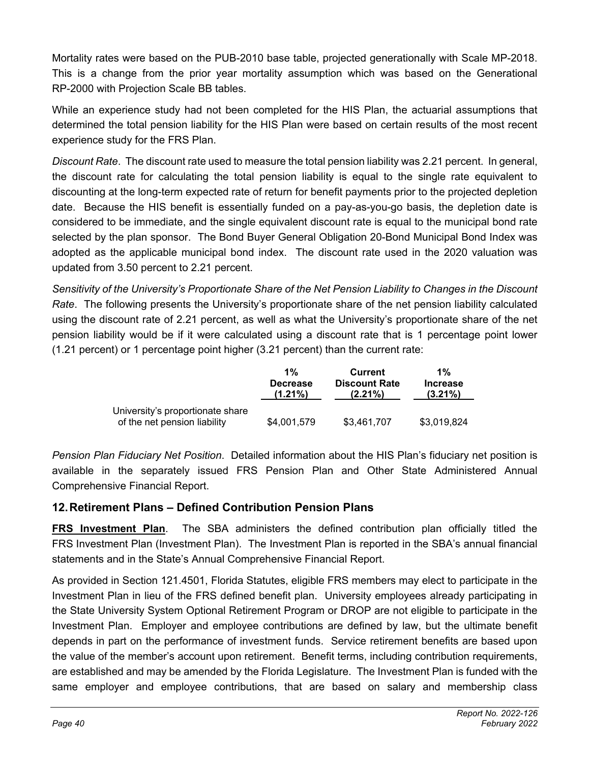Mortality rates were based on the PUB-2010 base table, projected generationally with Scale MP-2018. This is a change from the prior year mortality assumption which was based on the Generational RP-2000 with Projection Scale BB tables.

While an experience study had not been completed for the HIS Plan, the actuarial assumptions that determined the total pension liability for the HIS Plan were based on certain results of the most recent experience study for the FRS Plan.

*Discount Rate*. The discount rate used to measure the total pension liability was 2.21 percent. In general, the discount rate for calculating the total pension liability is equal to the single rate equivalent to discounting at the long-term expected rate of return for benefit payments prior to the projected depletion date. Because the HIS benefit is essentially funded on a pay-as-you-go basis, the depletion date is considered to be immediate, and the single equivalent discount rate is equal to the municipal bond rate selected by the plan sponsor. The Bond Buyer General Obligation 20-Bond Municipal Bond Index was adopted as the applicable municipal bond index. The discount rate used in the 2020 valuation was updated from 3.50 percent to 2.21 percent.

*Sensitivity of the University's Proportionate Share of the Net Pension Liability to Changes in the Discount Rate*. The following presents the University's proportionate share of the net pension liability calculated using the discount rate of 2.21 percent, as well as what the University's proportionate share of the net pension liability would be if it were calculated using a discount rate that is 1 percentage point lower (1.21 percent) or 1 percentage point higher (3.21 percent) than the current rate:

| | 1% Decrease (1.21%) | Current Discount Rate (2.21%) | 1% Increase (3.21%) |
|---|---|---|---|
| University's proportionate share of the net pension liability | $4,001,579 | $3,461,707 | $3,019,824 |

*Pension Plan Fiduciary Net Position*. Detailed information about the HIS Plan's fiduciary net position is available in the separately issued FRS Pension Plan and Other State Administered Annual Comprehensive Financial Report.

## 12. Retirement Plans – Defined Contribution Pension Plans

**FRS Investment Plan**. The SBA administers the defined contribution plan officially titled the FRS Investment Plan (Investment Plan). The Investment Plan is reported in the SBA's annual financial statements and in the State's Annual Comprehensive Financial Report.

As provided in Section 121.4501, Florida Statutes, eligible FRS members may elect to participate in the Investment Plan in lieu of the FRS defined benefit plan. University employees already participating in the State University System Optional Retirement Program or DROP are not eligible to participate in the Investment Plan. Employer and employee contributions are defined by law, but the ultimate benefit depends in part on the performance of investment funds. Service retirement benefits are based upon the value of the member's account upon retirement. Benefit terms, including contribution requirements, are established and may be amended by the Florida Legislature. The Investment Plan is funded with the same employer and employee contributions, that are based on salary and membership class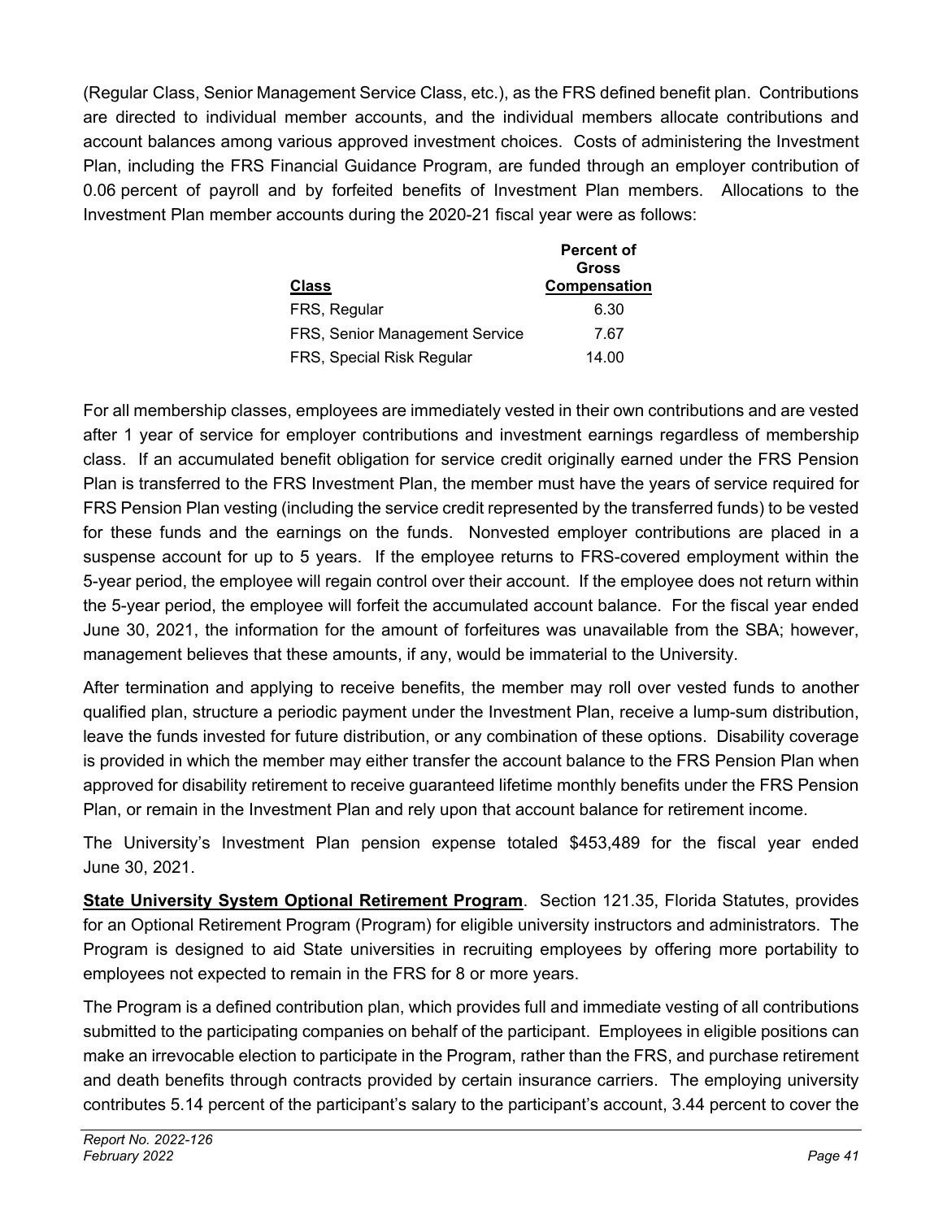(Regular Class, Senior Management Service Class, etc.), as the FRS defined benefit plan. Contributions are directed to individual member accounts, and the individual members allocate contributions and account balances among various approved investment choices. Costs of administering the Investment Plan, including the FRS Financial Guidance Program, are funded through an employer contribution of 0.06 percent of payroll and by forfeited benefits of Investment Plan members. Allocations to the Investment Plan member accounts during the 2020-21 fiscal year were as follows:

| Class | Percent of Gross Compensation |
|---|---|
| FRS, Regular | 6.30 |
| FRS, Senior Management Service | 7.67 |
| FRS, Special Risk Regular | 14.00 |

For all membership classes, employees are immediately vested in their own contributions and are vested after 1 year of service for employer contributions and investment earnings regardless of membership class. If an accumulated benefit obligation for service credit originally earned under the FRS Pension Plan is transferred to the FRS Investment Plan, the member must have the years of service required for FRS Pension Plan vesting (including the service credit represented by the transferred funds) to be vested for these funds and the earnings on the funds. Nonvested employer contributions are placed in a suspense account for up to 5 years. If the employee returns to FRS-covered employment within the 5-year period, the employee will regain control over their account. If the employee does not return within the 5-year period, the employee will forfeit the accumulated account balance. For the fiscal year ended June 30, 2021, the information for the amount of forfeitures was unavailable from the SBA; however, management believes that these amounts, if any, would be immaterial to the University.

After termination and applying to receive benefits, the member may roll over vested funds to another qualified plan, structure a periodic payment under the Investment Plan, receive a lump-sum distribution, leave the funds invested for future distribution, or any combination of these options. Disability coverage is provided in which the member may either transfer the account balance to the FRS Pension Plan when approved for disability retirement to receive guaranteed lifetime monthly benefits under the FRS Pension Plan, or remain in the Investment Plan and rely upon that account balance for retirement income.

The University's Investment Plan pension expense totaled $453,489 for the fiscal year ended June 30, 2021.

**State University System Optional Retirement Program**. Section 121.35, Florida Statutes, provides for an Optional Retirement Program (Program) for eligible university instructors and administrators. The Program is designed to aid State universities in recruiting employees by offering more portability to employees not expected to remain in the FRS for 8 or more years.

The Program is a defined contribution plan, which provides full and immediate vesting of all contributions submitted to the participating companies on behalf of the participant. Employees in eligible positions can make an irrevocable election to participate in the Program, rather than the FRS, and purchase retirement and death benefits through contracts provided by certain insurance carriers. The employing university contributes 5.14 percent of the participant's salary to the participant's account, 3.44 percent to cover the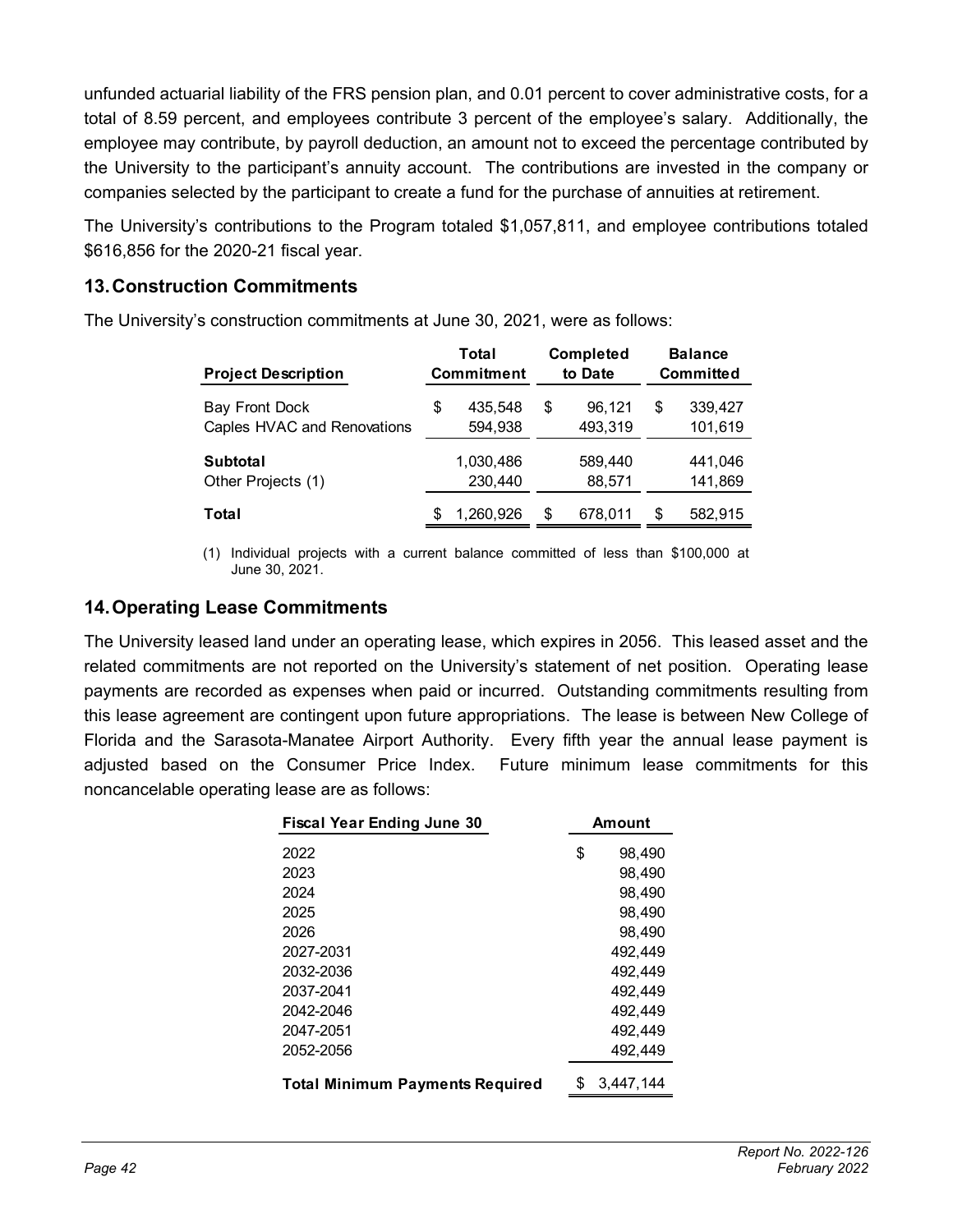unfunded actuarial liability of the FRS pension plan, and 0.01 percent to cover administrative costs, for a total of 8.59 percent, and employees contribute 3 percent of the employee's salary. Additionally, the employee may contribute, by payroll deduction, an amount not to exceed the percentage contributed by the University to the participant's annuity account. The contributions are invested in the company or companies selected by the participant to create a fund for the purchase of annuities at retirement.

The University's contributions to the Program totaled $1,057,811, and employee contributions totaled $616,856 for the 2020-21 fiscal year.

## 13. Construction Commitments

The University's construction commitments at June 30, 2021, were as follows:

| Project Description | Total Commitment | Completed to Date | Balance Committed |
|---|---|---|---|
| Bay Front Dock | $ 435,548 | $ 96,121 | $ 339,427 |
| Caples HVAC and Renovations | 594,938 | 493,319 | 101,619 |
| **Subtotal** | 1,030,486 | 589,440 | 441,046 |
| Other Projects (1) | 230,440 | 88,571 | 141,869 |
| **Total** | $ 1,260,926 | $ 678,011 | $ 582,915 |

(1) Individual projects with a current balance committed of less than $100,000 at June 30, 2021.

## 14. Operating Lease Commitments

The University leased land under an operating lease, which expires in 2056. This leased asset and the related commitments are not reported on the University's statement of net position. Operating lease payments are recorded as expenses when paid or incurred. Outstanding commitments resulting from this lease agreement are contingent upon future appropriations. The lease is between New College of Florida and the Sarasota-Manatee Airport Authority. Every fifth year the annual lease payment is adjusted based on the Consumer Price Index. Future minimum lease commitments for this noncancelable operating lease are as follows:

| Fiscal Year Ending June 30 | Amount |
|---|---|
| 2022 | $ 98,490 |
| 2023 | 98,490 |
| 2024 | 98,490 |
| 2025 | 98,490 |
| 2026 | 98,490 |
| 2027-2031 | 492,449 |
| 2032-2036 | 492,449 |
| 2037-2041 | 492,449 |
| 2042-2046 | 492,449 |
| 2047-2051 | 492,449 |
| 2052-2056 | 492,449 |
| **Total Minimum Payments Required** | $ 3,447,144 |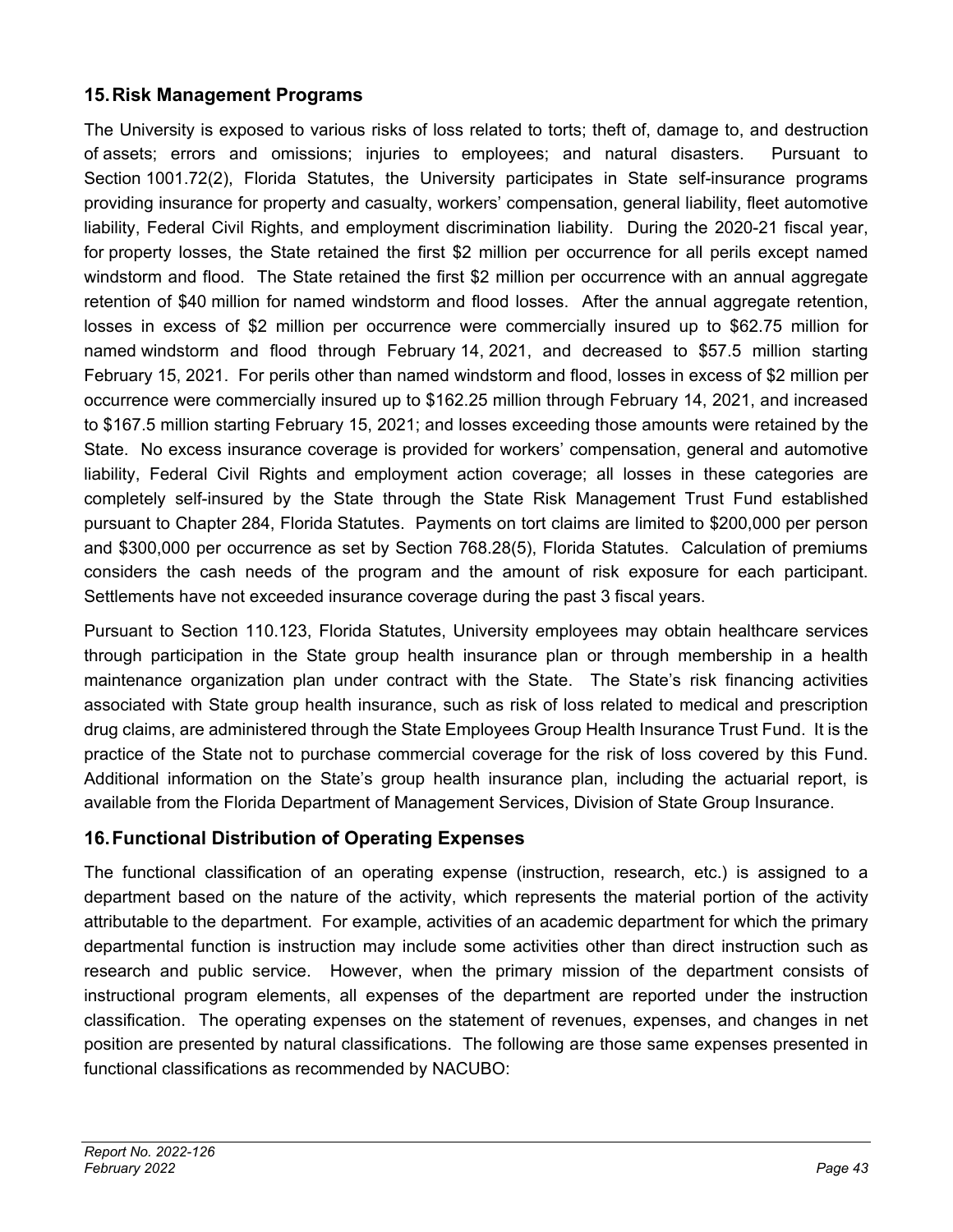## 15. Risk Management Programs

The University is exposed to various risks of loss related to torts; theft of, damage to, and destruction of assets; errors and omissions; injuries to employees; and natural disasters. Pursuant to Section 1001.72(2), Florida Statutes, the University participates in State self-insurance programs providing insurance for property and casualty, workers' compensation, general liability, fleet automotive liability, Federal Civil Rights, and employment discrimination liability. During the 2020-21 fiscal year, for property losses, the State retained the first $2 million per occurrence for all perils except named windstorm and flood. The State retained the first $2 million per occurrence with an annual aggregate retention of $40 million for named windstorm and flood losses. After the annual aggregate retention, losses in excess of $2 million per occurrence were commercially insured up to $62.75 million for named windstorm and flood through February 14, 2021, and decreased to $57.5 million starting February 15, 2021. For perils other than named windstorm and flood, losses in excess of $2 million per occurrence were commercially insured up to $162.25 million through February 14, 2021, and increased to $167.5 million starting February 15, 2021; and losses exceeding those amounts were retained by the State. No excess insurance coverage is provided for workers' compensation, general and automotive liability, Federal Civil Rights and employment action coverage; all losses in these categories are completely self-insured by the State through the State Risk Management Trust Fund established pursuant to Chapter 284, Florida Statutes. Payments on tort claims are limited to $200,000 per person and $300,000 per occurrence as set by Section 768.28(5), Florida Statutes. Calculation of premiums considers the cash needs of the program and the amount of risk exposure for each participant. Settlements have not exceeded insurance coverage during the past 3 fiscal years.

Pursuant to Section 110.123, Florida Statutes, University employees may obtain healthcare services through participation in the State group health insurance plan or through membership in a health maintenance organization plan under contract with the State. The State's risk financing activities associated with State group health insurance, such as risk of loss related to medical and prescription drug claims, are administered through the State Employees Group Health Insurance Trust Fund. It is the practice of the State not to purchase commercial coverage for the risk of loss covered by this Fund. Additional information on the State's group health insurance plan, including the actuarial report, is available from the Florida Department of Management Services, Division of State Group Insurance.

## 16. Functional Distribution of Operating Expenses

The functional classification of an operating expense (instruction, research, etc.) is assigned to a department based on the nature of the activity, which represents the material portion of the activity attributable to the department. For example, activities of an academic department for which the primary departmental function is instruction may include some activities other than direct instruction such as research and public service. However, when the primary mission of the department consists of instructional program elements, all expenses of the department are reported under the instruction classification. The operating expenses on the statement of revenues, expenses, and changes in net position are presented by natural classifications. The following are those same expenses presented in functional classifications as recommended by NACUBO: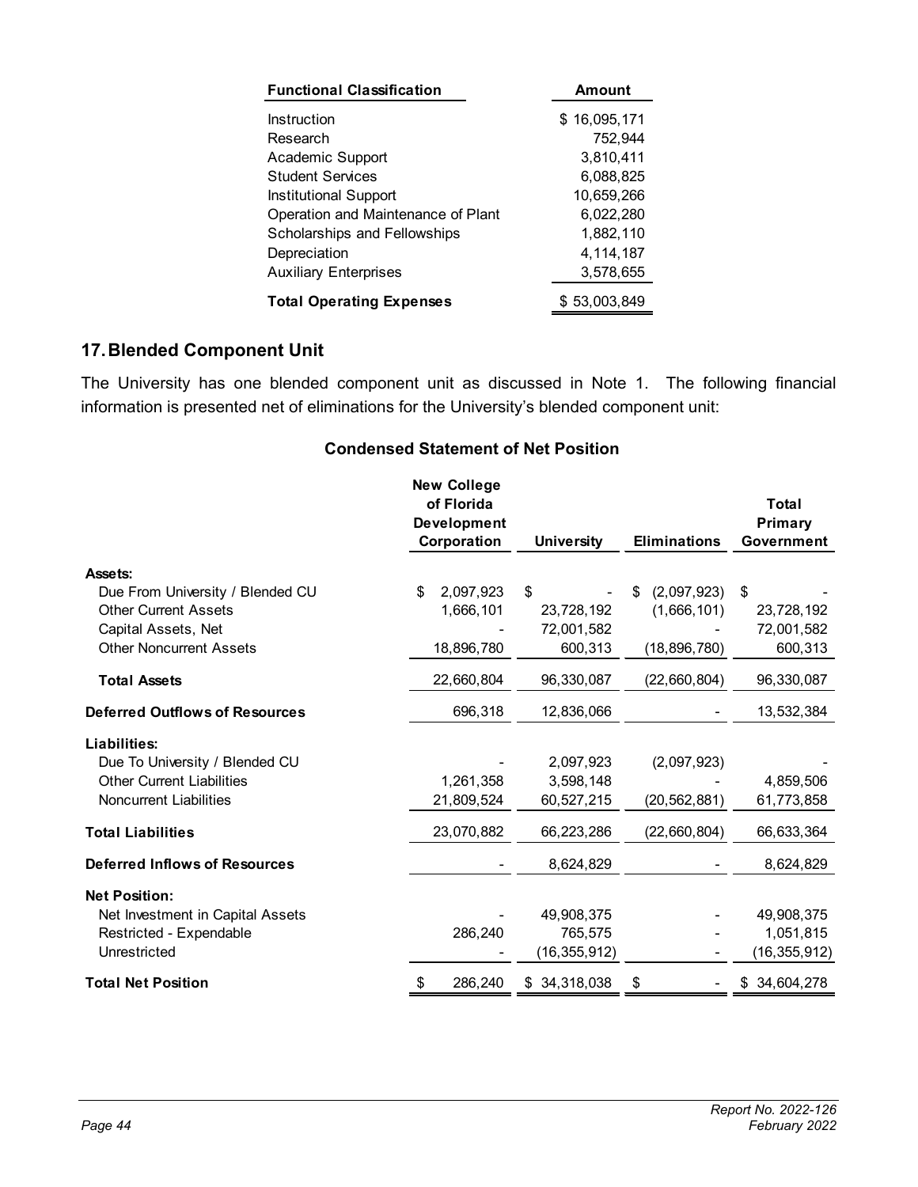| Functional Classification | Amount |
|---|---|
| Instruction | $ 16,095,171 |
| Research | 752,944 |
| Academic Support | 3,810,411 |
| Student Services | 6,088,825 |
| Institutional Support | 10,659,266 |
| Operation and Maintenance of Plant | 6,022,280 |
| Scholarships and Fellowships | 1,882,110 |
| Depreciation | 4,114,187 |
| Auxiliary Enterprises | 3,578,655 |
| **Total Operating Expenses** | $ 53,003,849 |

## 17. Blended Component Unit

The University has one blended component unit as discussed in Note 1. The following financial information is presented net of eliminations for the University's blended component unit:

### Condensed Statement of Net Position

| | New College of Florida Development Corporation | University | Eliminations | Total Primary Government |
|---|---|---|---|---|
| **Assets:** | | | | |
| Due From University / Blended CU | $ 2,097,923 | $ - | $ (2,097,923) | $ - |
| Other Current Assets | 1,666,101 | 23,728,192 | (1,666,101) | 23,728,192 |
| Capital Assets, Net | - | 72,001,582 | - | 72,001,582 |
| Other Noncurrent Assets | 18,896,780 | 600,313 | (18,896,780) | 600,313 |
| **Total Assets** | 22,660,804 | 96,330,087 | (22,660,804) | 96,330,087 |
| **Deferred Outflows of Resources** | 696,318 | 12,836,066 | - | 13,532,384 |
| **Liabilities:** | | | | |
| Due To University / Blended CU | - | 2,097,923 | (2,097,923) | - |
| Other Current Liabilities | 1,261,358 | 3,598,148 | - | 4,859,506 |
| Noncurrent Liabilities | 21,809,524 | 60,527,215 | (20,562,881) | 61,773,858 |
| **Total Liabilities** | 23,070,882 | 66,223,286 | (22,660,804) | 66,633,364 |
| **Deferred Inflows of Resources** | - | 8,624,829 | - | 8,624,829 |
| **Net Position:** | | | | |
| Net Investment in Capital Assets | - | 49,908,375 | - | 49,908,375 |
| Restricted - Expendable | 286,240 | 765,575 | - | 1,051,815 |
| Unrestricted | - | (16,355,912) | - | (16,355,912) |
| **Total Net Position** | $ 286,240 | $ 34,318,038 | $ - | $ 34,604,278 |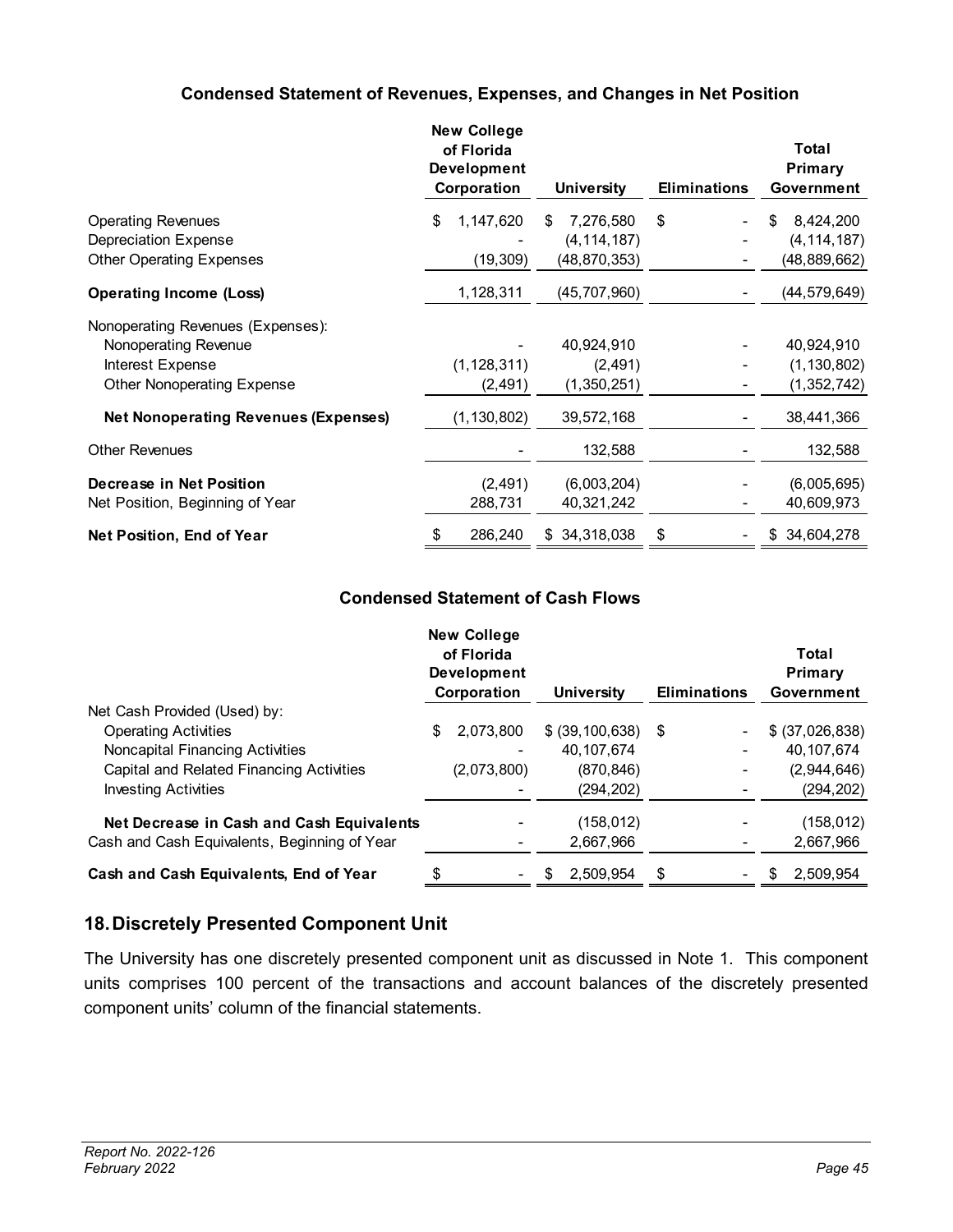### Condensed Statement of Revenues, Expenses, and Changes in Net Position

| | New College of Florida Development Corporation | University | Eliminations | Total Primary Government |
|---|---|---|---|---|
| Operating Revenues | $ 1,147,620 | $ 7,276,580 | $ - | $ 8,424,200 |
| Depreciation Expense | - | (4,114,187) | - | (4,114,187) |
| Other Operating Expenses | (19,309) | (48,870,353) | - | (48,889,662) |
| **Operating Income (Loss)** | 1,128,311 | (45,707,960) | - | (44,579,649) |
| Nonoperating Revenues (Expenses): | | | | |
| Nonoperating Revenue | - | 40,924,910 | - | 40,924,910 |
| Interest Expense | (1,128,311) | (2,491) | - | (1,130,802) |
| Other Nonoperating Expense | (2,491) | (1,350,251) | - | (1,352,742) |
| **Net Nonoperating Revenues (Expenses)** | (1,130,802) | 39,572,168 | - | 38,441,366 |
| Other Revenues | - | 132,588 | - | 132,588 |
| **Decrease in Net Position** | (2,491) | (6,003,204) | - | (6,005,695) |
| Net Position, Beginning of Year | 288,731 | 40,321,242 | - | 40,609,973 |
| **Net Position, End of Year** | $ 286,240 | $ 34,318,038 | $ - | $ 34,604,278 |

### Condensed Statement of Cash Flows

| | New College of Florida Development Corporation | University | Eliminations | Total Primary Government |
|---|---|---|---|---|
| Net Cash Provided (Used) by: | | | | |
| Operating Activities | $ 2,073,800 | $ (39,100,638) | $ - | $ (37,026,838) |
| Noncapital Financing Activities | - | 40,107,674 | - | 40,107,674 |
| Capital and Related Financing Activities | (2,073,800) | (870,846) | - | (2,944,646) |
| Investing Activities | - | (294,202) | - | (294,202) |
| **Net Decrease in Cash and Cash Equivalents** | - | (158,012) | - | (158,012) |
| Cash and Cash Equivalents, Beginning of Year | - | 2,667,966 | - | 2,667,966 |
| **Cash and Cash Equivalents, End of Year** | $ - | $ 2,509,954 | $ - | $ 2,509,954 |

## 18. Discretely Presented Component Unit

The University has one discretely presented component unit as discussed in Note 1. This component units comprises 100 percent of the transactions and account balances of the discretely presented component units' column of the financial statements.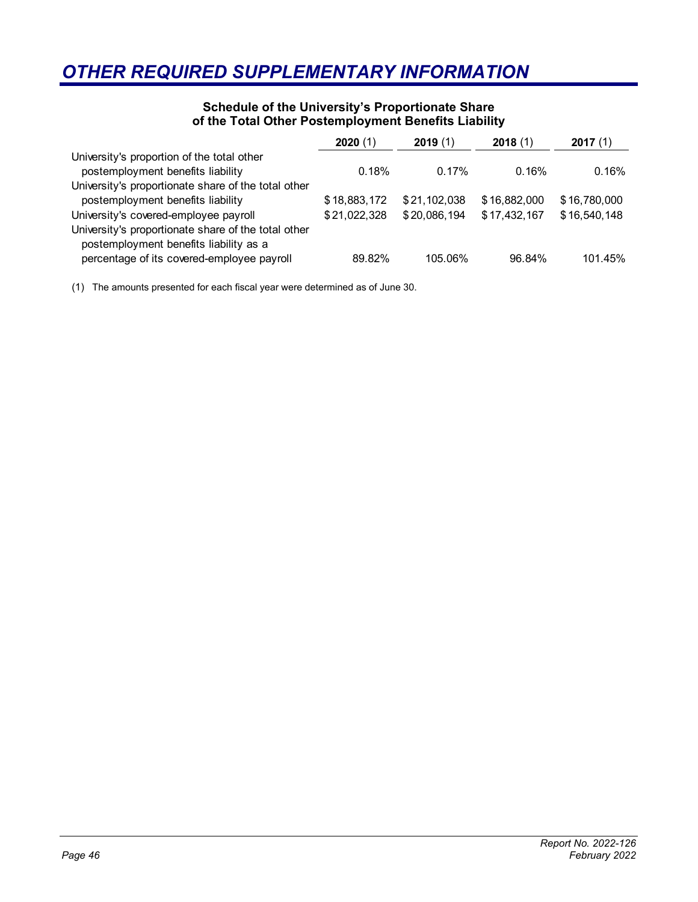# OTHER REQUIRED SUPPLEMENTARY INFORMATION

### Schedule of the University's Proportionate Share of the Total Other Postemployment Benefits Liability

| | **2020** (1) | **2019** (1) | **2018** (1) | **2017** (1) |
|---|---|---|---|---|
| University's proportion of the total other postemployment benefits liability | 0.18% | 0.17% | 0.16% | 0.16% |
| University's proportionate share of the total other postemployment benefits liability | $ 18,883,172 | $ 21,102,038 | $ 16,882,000 | $ 16,780,000 |
| University's covered-employee payroll | $ 21,022,328 | $ 20,086,194 | $ 17,432,167 | $ 16,540,148 |
| University's proportionate share of the total other postemployment benefits liability as a percentage of its covered-employee payroll | 89.82% | 105.06% | 96.84% | 101.45% |

(1) The amounts presented for each fiscal year were determined as of June 30.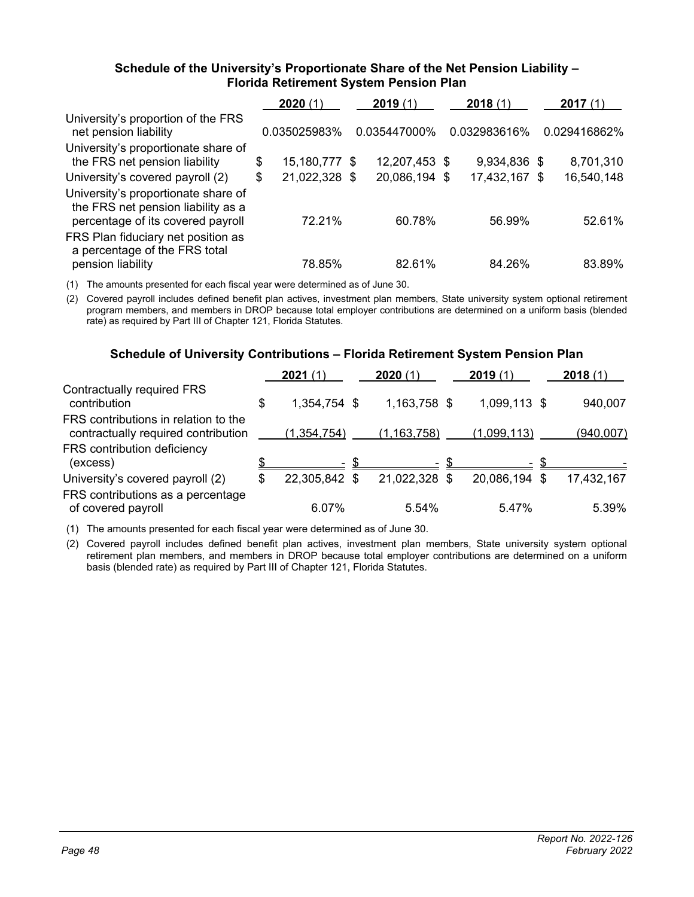### Schedule of the University's Proportionate Share of the Net Pension Liability – Florida Retirement System Pension Plan

| | 2020 (1) | 2019 (1) | 2018 (1) | 2017 (1) |
|---|---|---|---|---|
| University's proportion of the FRS net pension liability | 0.035025983% | 0.035447000% | 0.032983616% | 0.029416862% |
| University's proportionate share of the FRS net pension liability | $ 15,180,777 | $ 12,207,453 | $ 9,934,836 | $ 8,701,310 |
| University's covered payroll (2) | $ 21,022,328 | $ 20,086,194 | $ 17,432,167 | $ 16,540,148 |
| University's proportionate share of the FRS net pension liability as a percentage of its covered payroll | 72.21% | 60.78% | 56.99% | 52.61% |
| FRS Plan fiduciary net position as a percentage of the FRS total pension liability | 78.85% | 82.61% | 84.26% | 83.89% |

(1) The amounts presented for each fiscal year were determined as of June 30.

(2) Covered payroll includes defined benefit plan actives, investment plan members, State university system optional retirement program members, and members in DROP because total employer contributions are determined on a uniform basis (blended rate) as required by Part III of Chapter 121, Florida Statutes.

### Schedule of University Contributions – Florida Retirement System Pension Plan

| | 2021 (1) | 2020 (1) | 2019 (1) | 2018 (1) |
|---|---|---|---|---|
| Contractually required FRS contribution | $ 1,354,754 | $ 1,163,758 | $ 1,099,113 | $ 940,007 |
| FRS contributions in relation to the contractually required contribution | (1,354,754) | (1,163,758) | (1,099,113) | (940,007) |
| FRS contribution deficiency (excess) | $ - | $ - | $ - | $ - |
| University's covered payroll (2) | $ 22,305,842 | $ 21,022,328 | $ 20,086,194 | $ 17,432,167 |
| FRS contributions as a percentage of covered payroll | 6.07% | 5.54% | 5.47% | 5.39% |

(1) The amounts presented for each fiscal year were determined as of June 30.

(2) Covered payroll includes defined benefit plan actives, investment plan members, State university system optional retirement plan members, and members in DROP because total employer contributions are determined on a uniform basis (blended rate) as required by Part III of Chapter 121, Florida Statutes.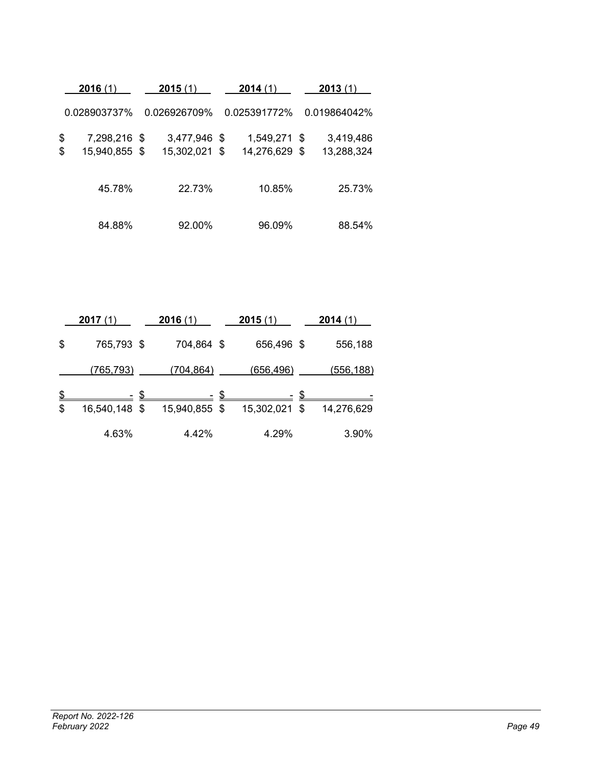| 2016 (1) | 2015 (1) | 2014 (1) | 2013 (1) |
|---|---|---|---|
| 0.028903737% | 0.026926709% | 0.025391772% | 0.019864042% |
| $ 7,298,216 | $ 3,477,946 | $ 1,549,271 | $ 3,419,486 |
| $ 15,940,855 | $ 15,302,021 | $ 14,276,629 | $ 13,288,324 |
| 45.78% | 22.73% | 10.85% | 25.73% |
| 84.88% | 92.00% | 96.09% | 88.54% |

| 2017 (1) | 2016 (1) | 2015 (1) | 2014 (1) |
|---|---|---|---|
| $ 765,793 | $ 704,864 | $ 656,496 | $ 556,188 |
| (765,793) | (704,864) | (656,496) | (556,188) |
| $ - | $ - | $ - | $ - |
| $ 16,540,148 | $ 15,940,855 | $ 15,302,021 | $ 14,276,629 |
| 4.63% | 4.42% | 4.29% | 3.90% |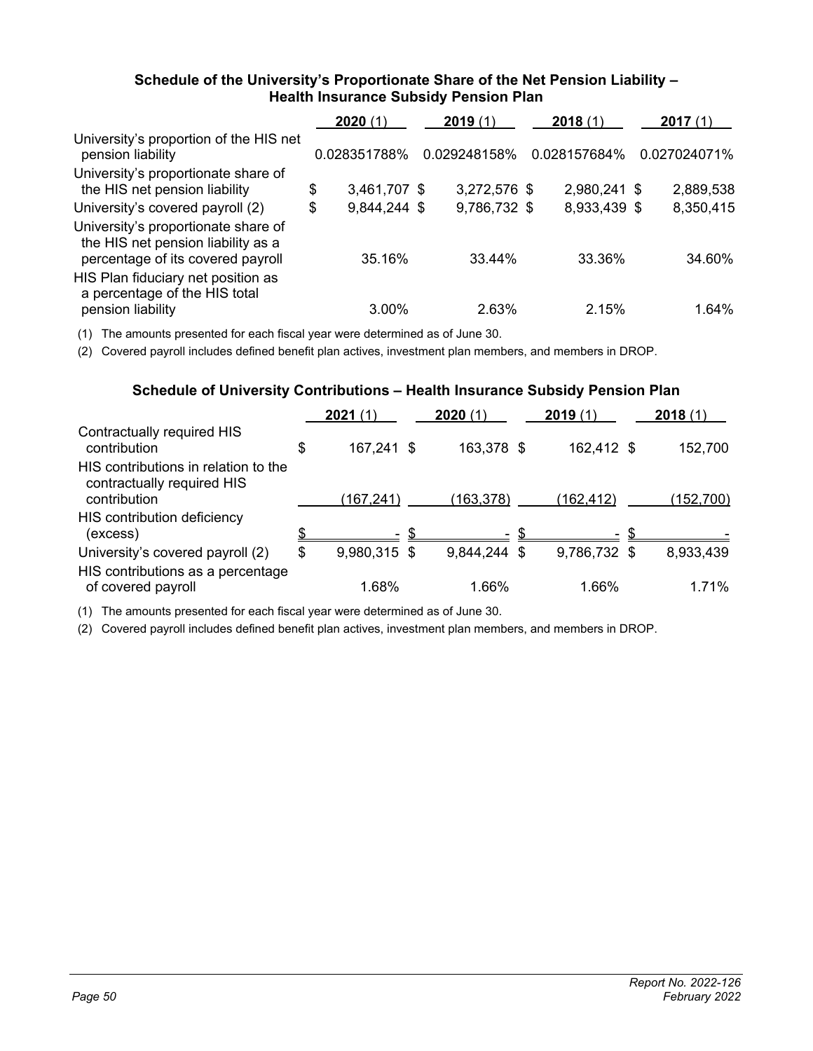## Schedule of the University's Proportionate Share of the Net Pension Liability – Health Insurance Subsidy Pension Plan

| | 2020 (1) | 2019 (1) | 2018 (1) | 2017 (1) |
|---|---|---|---|---|
| University's proportion of the HIS net pension liability | 0.028351788% | 0.029248158% | 0.028157684% | 0.027024071% |
| University's proportionate share of the HIS net pension liability | $ 3,461,707 | $ 3,272,576 | $ 2,980,241 | $ 2,889,538 |
| University's covered payroll (2) | $ 9,844,244 | $ 9,786,732 | $ 8,933,439 | $ 8,350,415 |
| University's proportionate share of the HIS net pension liability as a percentage of its covered payroll | 35.16% | 33.44% | 33.36% | 34.60% |
| HIS Plan fiduciary net position as a percentage of the HIS total pension liability | 3.00% | 2.63% | 2.15% | 1.64% |

(1) The amounts presented for each fiscal year were determined as of June 30.

(2) Covered payroll includes defined benefit plan actives, investment plan members, and members in DROP.

## Schedule of University Contributions – Health Insurance Subsidy Pension Plan

| | 2021 (1) | 2020 (1) | 2019 (1) | 2018 (1) |
|---|---|---|---|---|
| Contractually required HIS contribution | $ 167,241 | $ 163,378 | $ 162,412 | $ 152,700 |
| HIS contributions in relation to the contractually required HIS contribution | (167,241) | (163,378) | (162,412) | (152,700) |
| HIS contribution deficiency (excess) | $ - | $ - | $ - | $ - |
| University's covered payroll (2) | $ 9,980,315 | $ 9,844,244 | $ 9,786,732 | $ 8,933,439 |
| HIS contributions as a percentage of covered payroll | 1.68% | 1.66% | 1.66% | 1.71% |

(1) The amounts presented for each fiscal year were determined as of June 30.

(2) Covered payroll includes defined benefit plan actives, investment plan members, and members in DROP.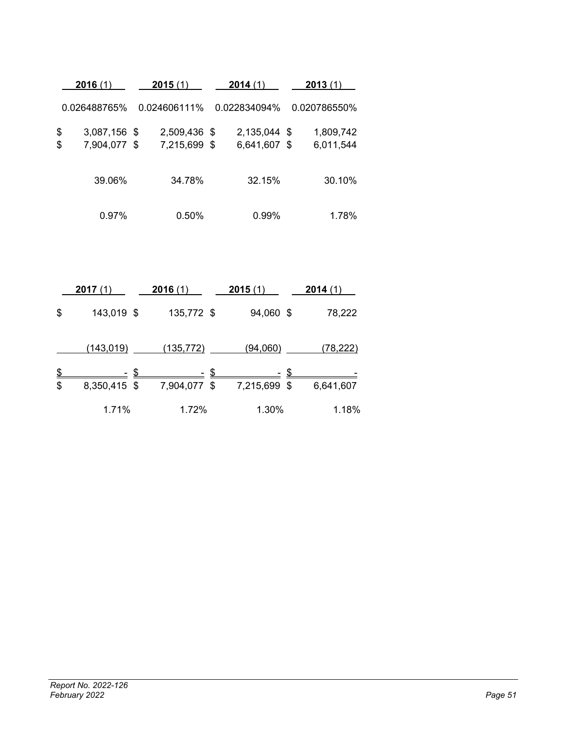| 2016 (1) | 2015 (1) | 2014 (1) | 2013 (1) |
|---|---|---|---|
| 0.026488765% | 0.024606111% | 0.022834094% | 0.020786550% |
| $ 3,087,156 | $ 2,509,436 | $ 2,135,044 | $ 1,809,742 |
| $ 7,904,077 | $ 7,215,699 | $ 6,641,607 | $ 6,011,544 |
| 39.06% | 34.78% | 32.15% | 30.10% |
| 0.97% | 0.50% | 0.99% | 1.78% |

| 2017 (1) | 2016 (1) | 2015 (1) | 2014 (1) |
|---|---|---|---|
| $ 143,019 | $ 135,772 | $ 94,060 | $ 78,222 |
| (143,019) | (135,772) | (94,060) | (78,222) |
| $ - | $ - | $ - | $ - |
| $ 8,350,415 | $ 7,904,077 | $ 7,215,699 | $ 6,641,607 |
| 1.71% | 1.72% | 1.30% | 1.18% |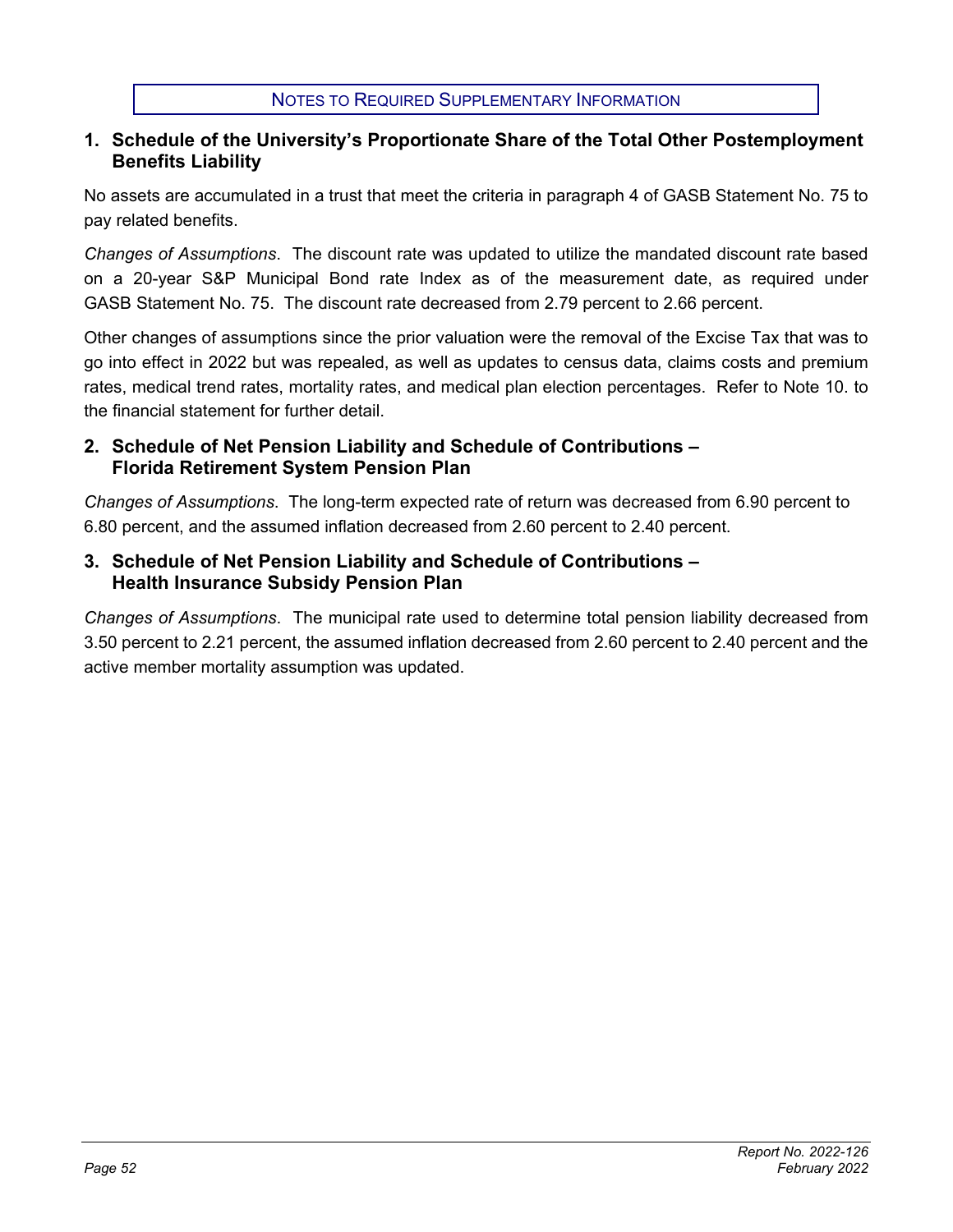## Notes to Required Supplementary Information

### 1. Schedule of the University's Proportionate Share of the Total Other Postemployment Benefits Liability

No assets are accumulated in a trust that meet the criteria in paragraph 4 of GASB Statement No. 75 to pay related benefits.

*Changes of Assumptions*. The discount rate was updated to utilize the mandated discount rate based on a 20-year S&P Municipal Bond rate Index as of the measurement date, as required under GASB Statement No. 75. The discount rate decreased from 2.79 percent to 2.66 percent.

Other changes of assumptions since the prior valuation were the removal of the Excise Tax that was to go into effect in 2022 but was repealed, as well as updates to census data, claims costs and premium rates, medical trend rates, mortality rates, and medical plan election percentages. Refer to Note 10. to the financial statement for further detail.

### 2. Schedule of Net Pension Liability and Schedule of Contributions – Florida Retirement System Pension Plan

*Changes of Assumptions*. The long-term expected rate of return was decreased from 6.90 percent to 6.80 percent, and the assumed inflation decreased from 2.60 percent to 2.40 percent.

### 3. Schedule of Net Pension Liability and Schedule of Contributions – Health Insurance Subsidy Pension Plan

*Changes of Assumptions*. The municipal rate used to determine total pension liability decreased from 3.50 percent to 2.21 percent, the assumed inflation decreased from 2.60 percent to 2.40 percent and the active member mortality assumption was updated.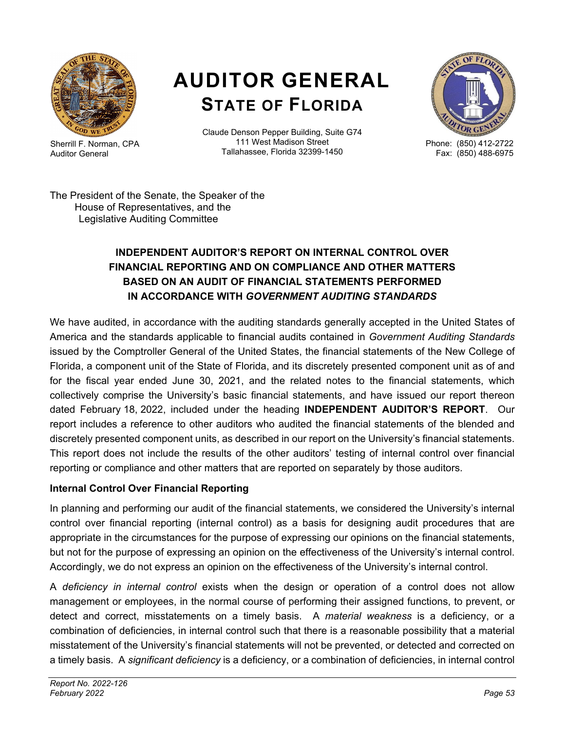# AUDITOR GENERAL
## STATE OF FLORIDA

Sherrill F. Norman, CPA
Auditor General

Claude Denson Pepper Building, Suite G74
111 West Madison Street
Tallahassee, Florida 32399-1450

Phone: (850) 412-2722
Fax: (850) 488-6975

The President of the Senate, the Speaker of the
House of Representatives, and the
Legislative Auditing Committee

### INDEPENDENT AUDITOR'S REPORT ON INTERNAL CONTROL OVER FINANCIAL REPORTING AND ON COMPLIANCE AND OTHER MATTERS BASED ON AN AUDIT OF FINANCIAL STATEMENTS PERFORMED IN ACCORDANCE WITH *GOVERNMENT AUDITING STANDARDS*

We have audited, in accordance with the auditing standards generally accepted in the United States of America and the standards applicable to financial audits contained in *Government Auditing Standards* issued by the Comptroller General of the United States, the financial statements of the New College of Florida, a component unit of the State of Florida, and its discretely presented component unit as of and for the fiscal year ended June 30, 2021, and the related notes to the financial statements, which collectively comprise the University's basic financial statements, and have issued our report thereon dated February 18, 2022, included under the heading **INDEPENDENT AUDITOR'S REPORT**. Our report includes a reference to other auditors who audited the financial statements of the blended and discretely presented component units, as described in our report on the University's financial statements. This report does not include the results of the other auditors' testing of internal control over financial reporting or compliance and other matters that are reported on separately by those auditors.

**Internal Control Over Financial Reporting**

In planning and performing our audit of the financial statements, we considered the University's internal control over financial reporting (internal control) as a basis for designing audit procedures that are appropriate in the circumstances for the purpose of expressing our opinions on the financial statements, but not for the purpose of expressing an opinion on the effectiveness of the University's internal control. Accordingly, we do not express an opinion on the effectiveness of the University's internal control.

A *deficiency in internal control* exists when the design or operation of a control does not allow management or employees, in the normal course of performing their assigned functions, to prevent, or detect and correct, misstatements on a timely basis. A *material weakness* is a deficiency, or a combination of deficiencies, in internal control such that there is a reasonable possibility that a material misstatement of the University's financial statements will not be prevented, or detected and corrected on a timely basis. A *significant deficiency* is a deficiency, or a combination of deficiencies, in internal control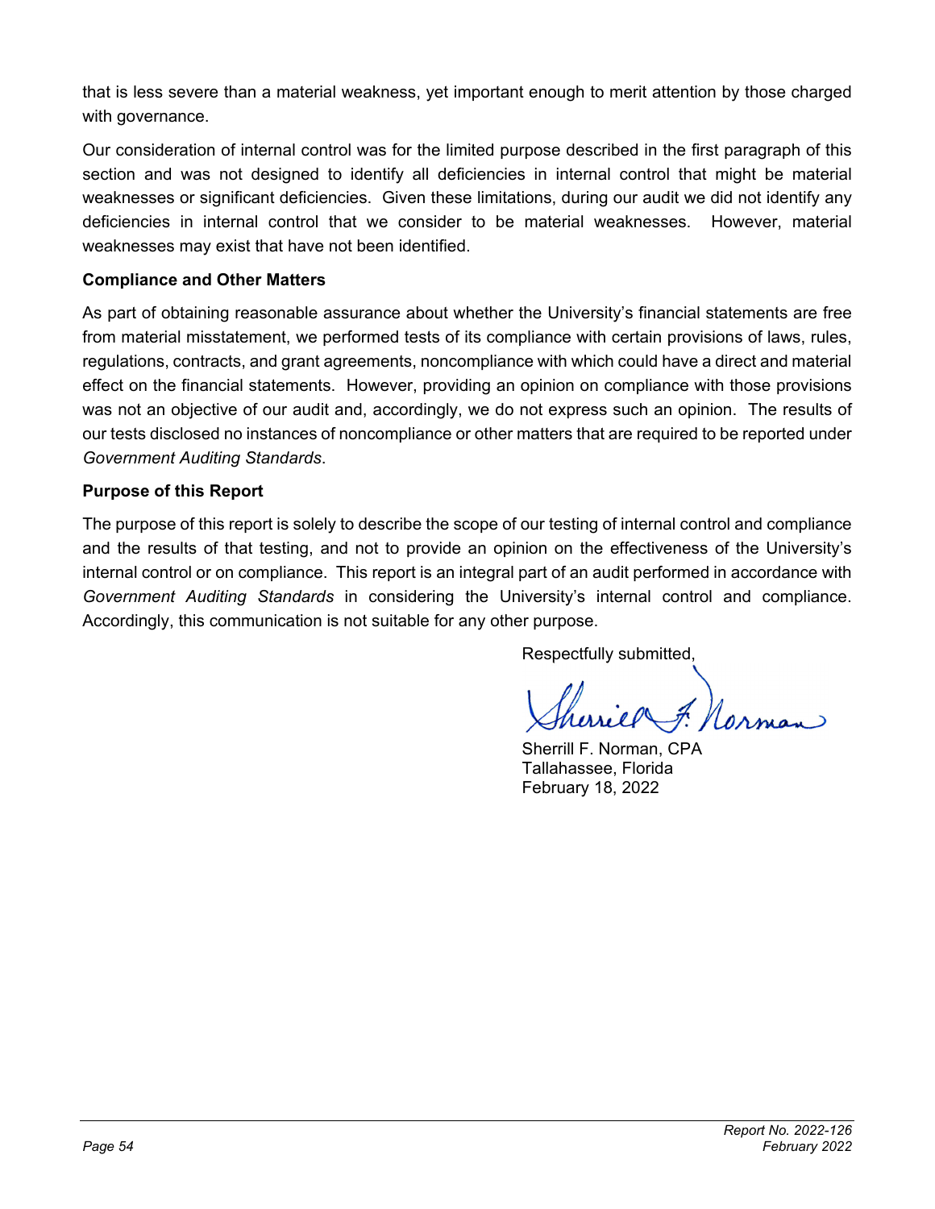that is less severe than a material weakness, yet important enough to merit attention by those charged with governance.

Our consideration of internal control was for the limited purpose described in the first paragraph of this section and was not designed to identify all deficiencies in internal control that might be material weaknesses or significant deficiencies. Given these limitations, during our audit we did not identify any deficiencies in internal control that we consider to be material weaknesses. However, material weaknesses may exist that have not been identified.

**Compliance and Other Matters**

As part of obtaining reasonable assurance about whether the University's financial statements are free from material misstatement, we performed tests of its compliance with certain provisions of laws, rules, regulations, contracts, and grant agreements, noncompliance with which could have a direct and material effect on the financial statements. However, providing an opinion on compliance with those provisions was not an objective of our audit and, accordingly, we do not express such an opinion. The results of our tests disclosed no instances of noncompliance or other matters that are required to be reported under *Government Auditing Standards*.

**Purpose of this Report**

The purpose of this report is solely to describe the scope of our testing of internal control and compliance and the results of that testing, and not to provide an opinion on the effectiveness of the University's internal control or on compliance. This report is an integral part of an audit performed in accordance with *Government Auditing Standards* in considering the University's internal control and compliance. Accordingly, this communication is not suitable for any other purpose.

Respectfully submitted,

Sherrill F. Norman, CPA
Tallahassee, Florida
February 18, 2022